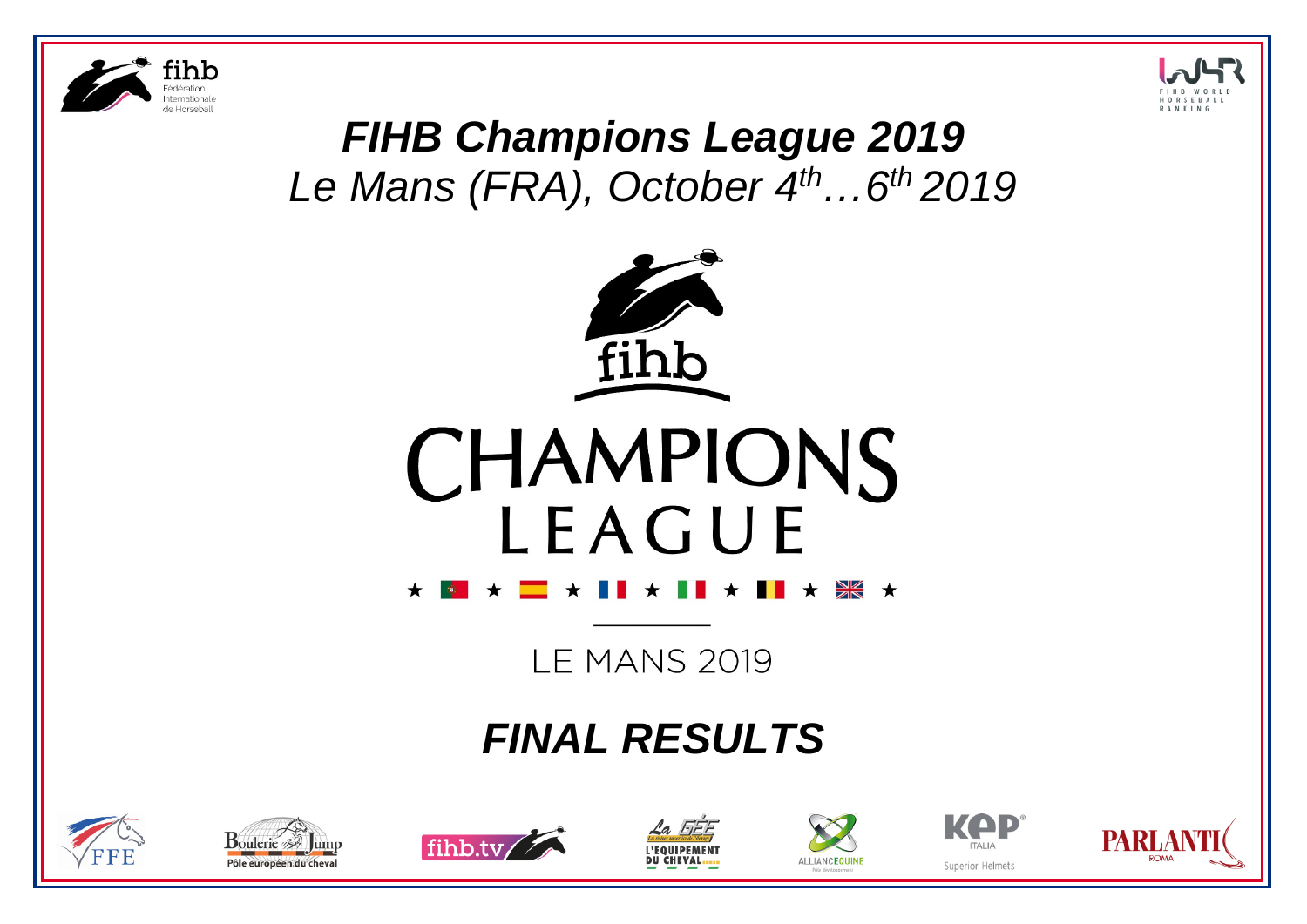# *FIHB Champions League 2019*

*Le Mans (FRA), October 4th…6th 2019*

CHAMPIONS LEAGUE

LE MANS 2019

## *FINAL RESULTS*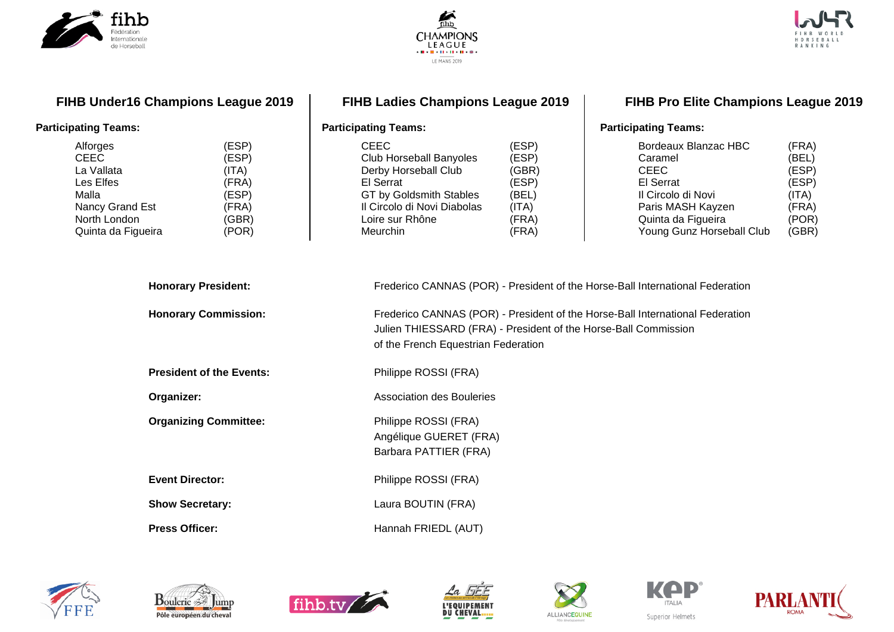## FIHB Under16 Champions League 2019

**Participating Teams:**

| Team | Country |
|---|---|
| Alforges | (ESP) |
| CEEC | (ESP) |
| La Vallata | (ITA) |
| Les Elfes | (FRA) |
| Malla | (ESP) |
| Nancy Grand Est | (FRA) |
| North London | (GBR) |
| Quinta da Figueira | (POR) |

## FIHB Ladies Champions League 2019

**Participating Teams:**

| Team | Country |
|---|---|
| CEEC | (ESP) |
| Club Horseball Banyoles | (ESP) |
| Derby Horseball Club | (GBR) |
| El Serrat | (ESP) |
| GT by Goldsmith Stables | (BEL) |
| Il Circolo di Novi Diabolas | (ITA) |
| Loire sur Rhône | (FRA) |
| Meurchin | (FRA) |

## FIHB Pro Elite Champions League 2019

**Participating Teams:**

| Team | Country |
|---|---|
| Bordeaux Blanzac HBC | (FRA) |
| Caramel | (BEL) |
| CEEC | (ESP) |
| El Serrat | (ESP) |
| Il Circolo di Novi | (ITA) |
| Paris MASH Kayzen | (FRA) |
| Quinta da Figueira | (POR) |
| Young Gunz Horseball Club | (GBR) |

**Honorary President:** Frederico CANNAS (POR) - President of the Horse-Ball International Federation

**Honorary Commission:** Frederico CANNAS (POR) - President of the Horse-Ball International Federation
Julien THIESSARD (FRA) - President of the Horse-Ball Commission of the French Equestrian Federation

**President of the Events:** Philippe ROSSI (FRA)

**Organizer:** Association des Bouleries

**Organizing Committee:** Philippe ROSSI (FRA)
Angélique GUERET (FRA)
Barbara PATTIER (FRA)

**Event Director:** Philippe ROSSI (FRA)

**Show Secretary:** Laura BOUTIN (FRA)

**Press Officer:** Hannah FRIEDL (AUT)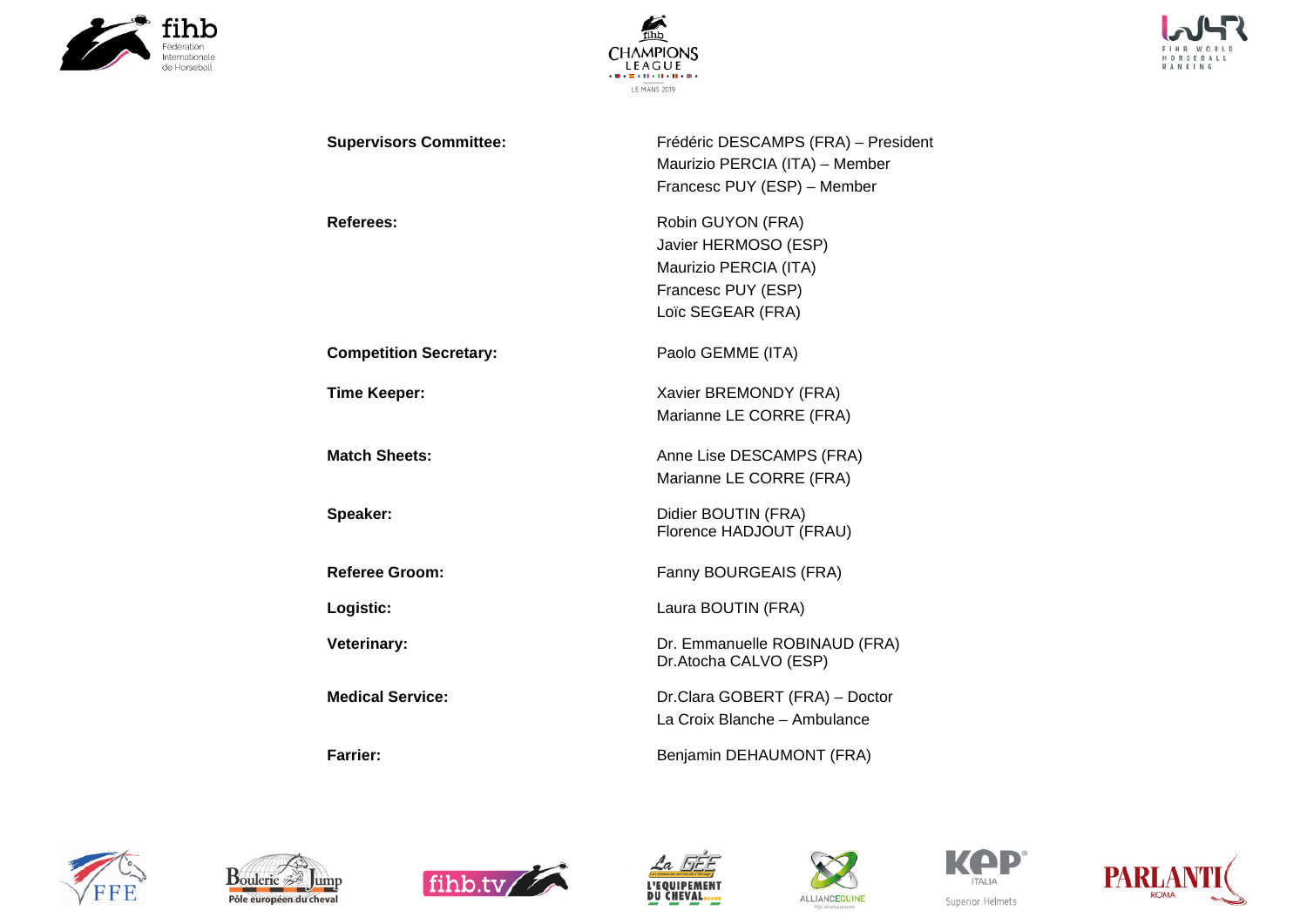**Supervisors Committee:** Frédéric DESCAMPS (FRA) – President
Maurizio PERCIA (ITA) – Member
Francesc PUY (ESP) – Member

**Referees:** Robin GUYON (FRA)
Javier HERMOSO (ESP)
Maurizio PERCIA (ITA)
Francesc PUY (ESP)
Loïc SEGEAR (FRA)

**Competition Secretary:** Paolo GEMME (ITA)

**Time Keeper:** Xavier BREMONDY (FRA)
Marianne LE CORRE (FRA)

**Match Sheets:** Anne Lise DESCAMPS (FRA)
Marianne LE CORRE (FRA)

**Speaker:** Didier BOUTIN (FRA)
Florence HADJOUT (FRAU)

**Referee Groom:** Fanny BOURGEAIS (FRA)

**Logistic:** Laura BOUTIN (FRA)

**Veterinary:** Dr. Emmanuelle ROBINAUD (FRA)
Dr.Atocha CALVO (ESP)

**Medical Service:** Dr.Clara GOBERT (FRA) – Doctor
La Croix Blanche – Ambulance

**Farrier:** Benjamin DEHAUMONT (FRA)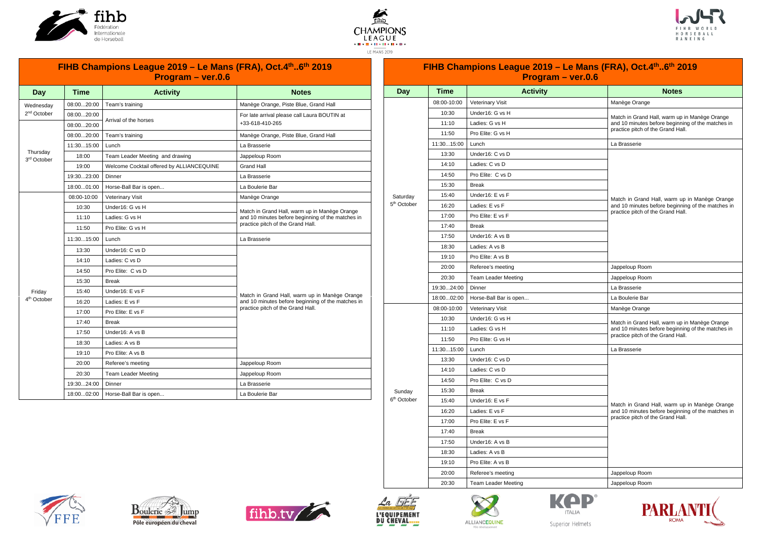## FIHB Champions League 2019 – Le Mans (FRA), Oct.4th..6th 2019
### Program – ver.0.6

| Day | Time | Activity | Notes |
|---|---|---|---|
| Wednesday 2nd October | 08:00...20:00 | Team's training | Manège Orange, Piste Blue, Grand Hall |
| | 08:00...20:00 | Arrival of the horses | For late arrival please call Laura BOUTIN at +33-618-410-265 |
| Thursday 3rd October | 08:00...20:00 | | |
| | 08:00...20:00 | Team's training | Manège Orange, Piste Blue, Grand Hall |
| | 11:30...15:00 | Lunch | La Brasserie |
| | 18:00 | Team Leader Meeting and drawing | Jappeloup Room |
| | 19:00 | Welcome Cocktail offered by ALLIANCEQUINE | Grand Hall |
| | 19:30...23:00 | Dinner | La Brasserie |
| | 18:00...01:00 | Horse-Ball Bar is open... | La Boulerie Bar |
| Friday 4th October | 08:00-10:00 | Veterinary Visit | Manège Orange |
| | 10:30 | Under16: G vs H | Match in Grand Hall, warm up in Manège Orange and 10 minutes before beginning of the matches in practice pitch of the Grand Hall. |
| | 11:10 | Ladies: G vs H | |
| | 11:50 | Pro Elite: G vs H | |
| | 11:30...15:00 | Lunch | La Brasserie |
| | 13:30 | Under16: C vs D | Match in Grand Hall, warm up in Manège Orange and 10 minutes before beginning of the matches in practice pitch of the Grand Hall. |
| | 14:10 | Ladies: C vs D | |
| | 14:50 | Pro Elite: C vs D | |
| | 15:30 | Break | |
| | 15:40 | Under16: E vs F | |
| | 16:20 | Ladies: E vs F | |
| | 17:00 | Pro Elite: E vs F | |
| | 17:40 | Break | |
| | 17:50 | Under16: A vs B | |
| | 18:30 | Ladies: A vs B | |
| | 19:10 | Pro Elite: A vs B | |
| | 20:00 | Referee's meeting | Jappeloup Room |
| | 20:30 | Team Leader Meeting | Jappeloup Room |
| | 19:30...24:00 | Dinner | La Brasserie |
| | 18:00...02:00 | Horse-Ball Bar is open... | La Boulerie Bar |

## FIHB Champions League 2019 – Le Mans (FRA), Oct.4th..6th 2019
### Program – ver.0.6

| Day | Time | Activity | Notes |
|---|---|---|---|
| Saturday 5th October | 08:00-10:00 | Veterinary Visit | Manège Orange |
| | 10:30 | Under16: G vs H | Match in Grand Hall, warm up in Manège Orange and 10 minutes before beginning of the matches in practice pitch of the Grand Hall. |
| | 11:10 | Ladies: G vs H | |
| | 11:50 | Pro Elite: G vs H | |
| | 11:30...15:00 | Lunch | La Brasserie |
| | 13:30 | Under16: C vs D | Match in Grand Hall, warm up in Manège Orange and 10 minutes before beginning of the matches in practice pitch of the Grand Hall. |
| | 14:10 | Ladies: C vs D | |
| | 14:50 | Pro Elite: C vs D | |
| | 15:30 | Break | |
| | 15:40 | Under16: E vs F | |
| | 16:20 | Ladies: E vs F | |
| | 17:00 | Pro Elite: E vs F | |
| | 17:40 | Break | |
| | 17:50 | Under16: A vs B | |
| | 18:30 | Ladies: A vs B | |
| | 19:10 | Pro Elite: A vs B | |
| | 20:00 | Referee's meeting | Jappeloup Room |
| | 20:30 | Team Leader Meeting | Jappeloup Room |
| | 19:30...24:00 | Dinner | La Brasserie |
| | 18:00...02:00 | Horse-Ball Bar is open... | La Boulerie Bar |
| Sunday 6th October | 08:00-10:00 | Veterinary Visit | Manège Orange |
| | 10:30 | Under16: G vs H | Match in Grand Hall, warm up in Manège Orange and 10 minutes before beginning of the matches in practice pitch of the Grand Hall. |
| | 11:10 | Ladies: G vs H | |
| | 11:50 | Pro Elite: G vs H | |
| | 11:30...15:00 | Lunch | La Brasserie |
| | 13:30 | Under16: C vs D | Match in Grand Hall, warm up in Manège Orange and 10 minutes before beginning of the matches in practice pitch of the Grand Hall. |
| | 14:10 | Ladies: C vs D | |
| | 14:50 | Pro Elite: C vs D | |
| | 15:30 | Break | |
| | 15:40 | Under16: E vs F | |
| | 16:20 | Ladies: E vs F | |
| | 17:00 | Pro Elite: E vs F | |
| | 17:40 | Break | |
| | 17:50 | Under16: A vs B | |
| | 18:30 | Ladies: A vs B | |
| | 19:10 | Pro Elite: A vs B | |
| | 20:00 | Referee's meeting | Jappeloup Room |
| | 20:30 | Team Leader Meeting | Jappeloup Room |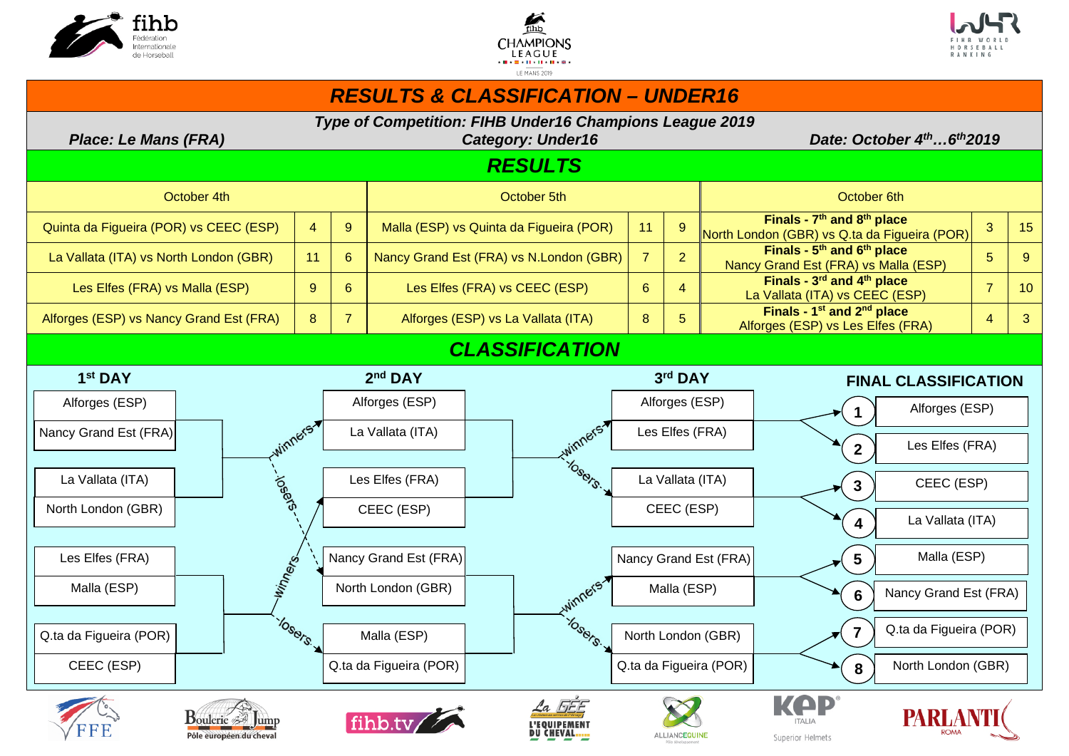# RESULTS & CLASSIFICATION – UNDER16

**Type of Competition: FIHB Under16 Champions League 2019**

**Place: Le Mans (FRA)** | **Category: Under16** | **Date: October 4th…6th 2019**

## RESULTS

| October 4th | | | October 5th | | | October 6th | | |
|---|---|---|---|---|---|---|---|---|
| Quinta da Figueira (POR) vs CEEC (ESP) | 4 | 9 | Malla (ESP) vs Quinta da Figueira (POR) | 11 | 9 | **Finals - 7th and 8th place** North London (GBR) vs Q.ta da Figueira (POR) | 3 | 15 |
| La Vallata (ITA) vs North London (GBR) | 11 | 6 | Nancy Grand Est (FRA) vs N.London (GBR) | 7 | 2 | **Finals - 5th and 6th place** Nancy Grand Est (FRA) vs Malla (ESP) | 5 | 9 |
| Les Elfes (FRA) vs Malla (ESP) | 9 | 6 | Les Elfes (FRA) vs CEEC (ESP) | 6 | 4 | **Finals - 3rd and 4th place** La Vallata (ITA) vs CEEC (ESP) | 7 | 10 |
| Alforges (ESP) vs Nancy Grand Est (FRA) | 8 | 7 | Alforges (ESP) vs La Vallata (ITA) | 8 | 5 | **Finals - 1st and 2nd place** Alforges (ESP) vs Les Elfes (FRA) | 4 | 3 |

## CLASSIFICATION

**1st DAY**

- Alforges (ESP) – Nancy Grand Est (FRA)
- La Vallata (ITA) – North London (GBR)
- Les Elfes (FRA) – Malla (ESP)
- Q.ta da Figueira (POR) – CEEC (ESP)

**2nd DAY** (winners / losers)

- Alforges (ESP) – La Vallata (ITA)
- Les Elfes (FRA) – CEEC (ESP)
- Nancy Grand Est (FRA) – North London (GBR)
- Malla (ESP) – Q.ta da Figueira (POR)

**3rd DAY** (winners / losers)

- Alforges (ESP) – Les Elfes (FRA)
- La Vallata (ITA) – CEEC (ESP)
- Nancy Grand Est (FRA) – Malla (ESP)
- North London (GBR) – Q.ta da Figueira (POR)

**FINAL CLASSIFICATION**

| | |
|---|---|
| 1 | Alforges (ESP) |
| 2 | Les Elfes (FRA) |
| 3 | CEEC (ESP) |
| 4 | La Vallata (ITA) |
| 5 | Malla (ESP) |
| 6 | Nancy Grand Est (FRA) |
| 7 | Q.ta da Figueira (POR) |
| 8 | North London (GBR) |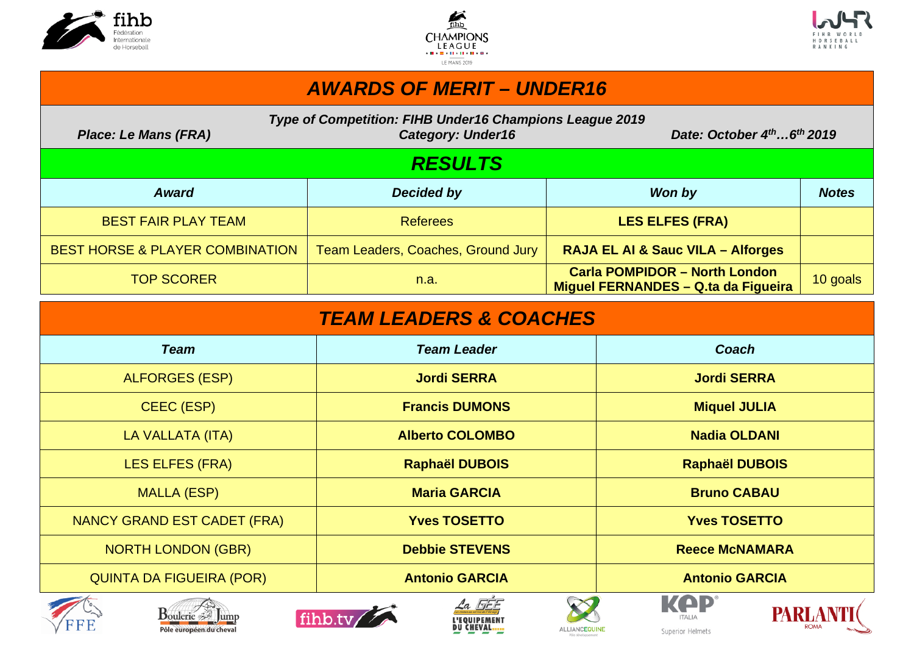## *AWARDS OF MERIT – UNDER16*

*Place: Le Mans (FRA)* | *Type of Competition: FIHB Under16 Champions League 2019* | *Category: Under16* | *Date: October 4th…6th 2019*

## *RESULTS*

| *Award* | *Decided by* | *Won by* | *Notes* |
|---|---|---|---|
| BEST FAIR PLAY TEAM | Referees | **LES ELFES (FRA)** | |
| BEST HORSE & PLAYER COMBINATION | Team Leaders, Coaches, Ground Jury | **RAJA EL AI & Sauc VILA – Alforges** | |
| TOP SCORER | n.a. | **Carla POMPIDOR – North London**<br>**Miguel FERNANDES – Q.ta da Figueira** | 10 goals |

## *TEAM LEADERS & COACHES*

| *Team* | *Team Leader* | *Coach* |
|---|---|---|
| ALFORGES (ESP) | **Jordi SERRA** | **Jordi SERRA** |
| CEEC (ESP) | **Francis DUMONS** | **Miquel JULIA** |
| LA VALLATA (ITA) | **Alberto COLOMBO** | **Nadia OLDANI** |
| LES ELFES (FRA) | **Raphaël DUBOIS** | **Raphaël DUBOIS** |
| MALLA (ESP) | **Maria GARCIA** | **Bruno CABAU** |
| NANCY GRAND EST CADET (FRA) | **Yves TOSETTO** | **Yves TOSETTO** |
| NORTH LONDON (GBR) | **Debbie STEVENS** | **Reece McNAMARA** |
| QUINTA DA FIGUEIRA (POR) | **Antonio GARCIA** | **Antonio GARCIA** |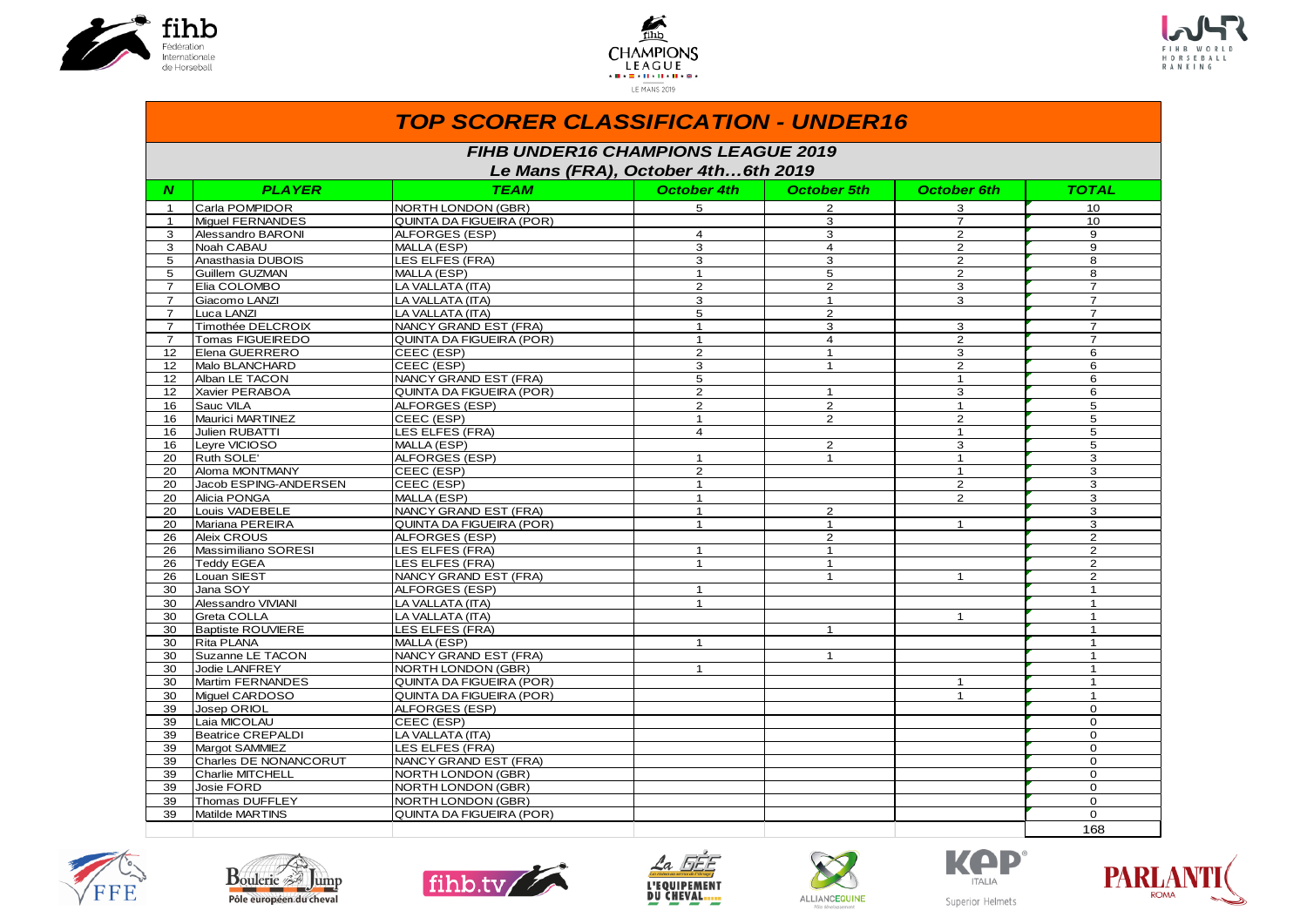# TOP SCORER CLASSIFICATION - UNDER16

## FIHB UNDER16 CHAMPIONS LEAGUE 2019

### Le Mans (FRA), October 4th…6th 2019

| N | PLAYER | TEAM | October 4th | October 5th | October 6th | TOTAL |
|---|---|---|---|---|---|---|
| 1 | Carla POMPIDOR | NORTH LONDON (GBR) | 5 | 2 | 3 | 10 |
| 1 | Miguel FERNANDES | QUINTA DA FIGUEIRA (POR) | | 3 | 7 | 10 |
| 3 | Alessandro BARONI | ALFORGES (ESP) | 4 | 3 | 2 | 9 |
| 3 | Noah CABAU | MALLA (ESP) | 3 | 4 | 2 | 9 |
| 5 | Anasthasia DUBOIS | LES ELFES (FRA) | 3 | 3 | 2 | 8 |
| 5 | Guillem GUZMAN | MALLA (ESP) | 1 | 5 | 2 | 8 |
| 7 | Elia COLOMBO | LA VALLATA (ITA) | 2 | 2 | 3 | 7 |
| 7 | Giacomo LANZI | LA VALLATA (ITA) | 3 | 1 | 3 | 7 |
| 7 | Luca LANZI | LA VALLATA (ITA) | 5 | 2 | | 7 |
| 7 | Timothée DELCROIX | NANCY GRAND EST (FRA) | 1 | 3 | 3 | 7 |
| 7 | Tomas FIGUEIREDO | QUINTA DA FIGUEIRA (POR) | 1 | 4 | 2 | 7 |
| 12 | Elena GUERRERO | CEEC (ESP) | 2 | 1 | 3 | 6 |
| 12 | Malo BLANCHARD | CEEC (ESP) | 3 | 1 | 2 | 6 |
| 12 | Alban LE TACON | NANCY GRAND EST (FRA) | 5 | | 1 | 6 |
| 12 | Xavier PERABOA | QUINTA DA FIGUEIRA (POR) | 2 | 1 | 3 | 6 |
| 16 | Sauc VILA | ALFORGES (ESP) | 2 | 2 | 1 | 5 |
| 16 | Maurici MARTINEZ | CEEC (ESP) | 1 | 2 | 2 | 5 |
| 16 | Julien RUBATTI | LES ELFES (FRA) | 4 | | 1 | 5 |
| 16 | Leyre VICIOSO | MALLA (ESP) | | 2 | 3 | 5 |
| 20 | Ruth SOLE' | ALFORGES (ESP) | 1 | 1 | 1 | 3 |
| 20 | Aloma MONTMANY | CEEC (ESP) | 2 | | 1 | 3 |
| 20 | Jacob ESPING-ANDERSEN | CEEC (ESP) | 1 | | 2 | 3 |
| 20 | Alicia PONGA | MALLA (ESP) | 1 | | 2 | 3 |
| 20 | Louis VADEBELE | NANCY GRAND EST (FRA) | 1 | 2 | | 3 |
| 20 | Mariana PEREIRA | QUINTA DA FIGUEIRA (POR) | 1 | 1 | 1 | 3 |
| 26 | Aleix CROUS | ALFORGES (ESP) | | 2 | | 2 |
| 26 | Massimiliano SORESI | LES ELFES (FRA) | 1 | 1 | | 2 |
| 26 | Teddy EGEA | LES ELFES (FRA) | 1 | 1 | | 2 |
| 26 | Louan SIEST | NANCY GRAND EST (FRA) | | 1 | 1 | 2 |
| 30 | Jana SOY | ALFORGES (ESP) | 1 | | | 1 |
| 30 | Alessandro VIVIANI | LA VALLATA (ITA) | 1 | | | 1 |
| 30 | Greta COLLA | LA VALLATA (ITA) | | | 1 | 1 |
| 30 | Baptiste ROUVIERE | LES ELFES (FRA) | | 1 | | 1 |
| 30 | Rita PLANA | MALLA (ESP) | 1 | | | 1 |
| 30 | Suzanne LE TACON | NANCY GRAND EST (FRA) | | 1 | | 1 |
| 30 | Jodie LANFREY | NORTH LONDON (GBR) | 1 | | | 1 |
| 30 | Martim FERNANDES | QUINTA DA FIGUEIRA (POR) | | | 1 | 1 |
| 30 | Miguel CARDOSO | QUINTA DA FIGUEIRA (POR) | | | 1 | 1 |
| 39 | Josep ORIOL | ALFORGES (ESP) | | | | 0 |
| 39 | Laia MICOLAU | CEEC (ESP) | | | | 0 |
| 39 | Beatrice CREPALDI | LA VALLATA (ITA) | | | | 0 |
| 39 | Margot SAMMIEZ | LES ELFES (FRA) | | | | 0 |
| 39 | Charles DE NONANCOURT | NANCY GRAND EST (FRA) | | | | 0 |
| 39 | Charlie MITCHELL | NORTH LONDON (GBR) | | | | 0 |
| 39 | Josie FORD | NORTH LONDON (GBR) | | | | 0 |
| 39 | Thomas DUFFLEY | NORTH LONDON (GBR) | | | | 0 |
| 39 | Matilde MARTINS | QUINTA DA FIGUEIRA (POR) | | | | 0 |
| | | | | | | 168 |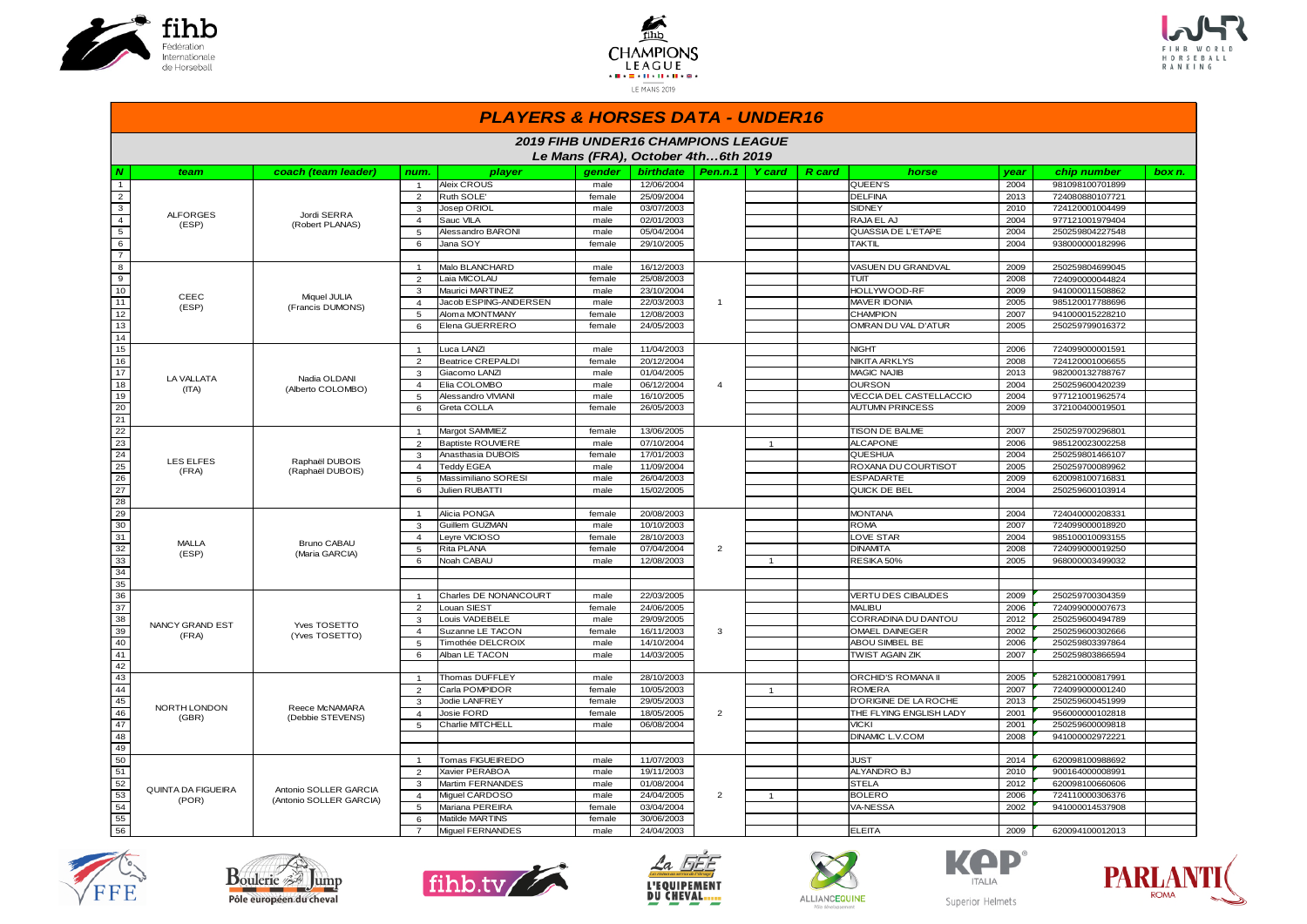# PLAYERS & HORSES DATA - UNDER16

## 2019 FIHB UNDER16 CHAMPIONS LEAGUE

### Le Mans (FRA), October 4th…6th 2019

| N | team | coach (team leader) | num. | player | gender | birthdate | Pen.n.1 | Y card | R card | horse | year | chip number | box n. |
|---|---|---|---|---|---|---|---|---|---|---|---|---|---|
| 1 | ALFORGES (ESP) | Jordi SERRA (Robert PLANAS) | 1 | Aleix CROUS | male | 12/06/2004 | | | | QUEEN'S | 2004 | 981098100701899 | |
| 2 | | | 2 | Ruth SOLE' | female | 25/09/2004 | | | | DELFINA | 2013 | 724080880107721 | |
| 3 | | | 3 | Josep ORIOL | male | 03/07/2003 | | | | SIDNEY | 2010 | 724120001004499 | |
| 4 | | | 4 | Sauc VILA | male | 02/01/2003 | | | | RAJA EL AJ | 2004 | 977121001979404 | |
| 5 | | | 5 | Alessandro BARONI | male | 05/04/2004 | | | | QUASSIA DE L'ETAPE | 2004 | 250259804227548 | |
| 6 | | | 6 | Jana SOY | female | 29/10/2005 | | | | TAKTIL | 2004 | 938000000182996 | |
| 7 | | | | | | | | | | | | | |
| 8 | CEEC (ESP) | Miquel JULIA (Francis DUMONS) | 1 | Malo BLANCHARD | male | 16/12/2003 | 1 | | | VASUEN DU GRANDVAL | 2009 | 250259804699045 | |
| 9 | | | 2 | Laia MICOLAU | female | 25/08/2003 | | | | TUIT | 2008 | 724090000044824 | |
| 10 | | | 3 | Maurici MARTINEZ | male | 23/10/2004 | | | | HOLLYWOOD-RF | 2009 | 941000011508862 | |
| 11 | | | 4 | Jacob ESPING-ANDERSEN | male | 22/03/2003 | | | | MAVER IDONIA | 2005 | 985120017788696 | |
| 12 | | | 5 | Aloma MONTMANY | female | 12/08/2003 | | | | CHAMPION | 2007 | 941000015228210 | |
| 13 | | | 6 | Elena GUERRERO | female | 24/05/2003 | | | | OMRAN DU VAL D'ATUR | 2005 | 250259799016372 | |
| 14 | | | | | | | | | | | | | |
| 15 | LA VALLATA (ITA) | Nadia OLDANI (Alberto COLOMBO) | 1 | Luca LANZI | male | 11/04/2003 | 4 | | | NIGHT | 2006 | 724099000001591 | |
| 16 | | | 2 | Beatrice CREPALDI | female | 20/12/2004 | | | | NIKITA ARKLYS | 2008 | 724120001006655 | |
| 17 | | | 3 | Giacomo LANZI | male | 01/04/2005 | | | | MAGIC NAJIB | 2013 | 982000132788767 | |
| 18 | | | 4 | Elia COLOMBO | male | 06/12/2004 | | | | OURSON | 2004 | 250259600420239 | |
| 19 | | | 5 | Alessandro VIVIANI | male | 16/10/2005 | | | | VECCIA DEL CASTELLACCIO | 2004 | 977121001962574 | |
| 20 | | | 6 | Greta COLLA | female | 26/05/2003 | | | | AUTUMN PRINCESS | 2009 | 372100400019501 | |
| 21 | | | | | | | | | | | | | |
| 22 | LES ELFES (FRA) | Raphaël DUBOIS (Raphaël DUBOIS) | 1 | Margot SAMMIEZ | female | 13/06/2005 | | | | TISON DE BALME | 2007 | 250259700296801 | |
| 23 | | | 2 | Baptiste ROUVIERE | male | 07/10/2004 | | 1 | | ALCAPONE | 2006 | 985120023002258 | |
| 24 | | | 3 | Anasthasia DUBOIS | female | 17/01/2003 | | | | QUESHUA | 2004 | 250259801466107 | |
| 25 | | | 4 | Teddy EGEA | male | 11/09/2004 | | | | ROXANA DU COURTISOT | 2005 | 250259700089962 | |
| 26 | | | 5 | Massimiliano SORESI | male | 26/04/2003 | | | | ESPADARTE | 2009 | 620098100716831 | |
| 27 | | | 6 | Julien RUBATTI | male | 15/02/2005 | | | | QUICK DE BEL | 2004 | 250259600103914 | |
| 28 | | | | | | | | | | | | | |
| 29 | MALLA (ESP) | Bruno CABAU (Maria GARCIA) | 1 | Alicia PONGA | female | 20/08/2003 | 2 | | | MONTANA | 2004 | 724040000208331 | |
| 30 | | | 3 | Guillem GUZMAN | male | 10/10/2003 | | | | ROMA | 2007 | 724099000018920 | |
| 31 | | | 4 | Leyre VICIOSO | female | 28/10/2003 | | | | LOVE STAR | 2004 | 985100010093155 | |
| 32 | | | 5 | Rita PLANA | female | 07/04/2004 | | | | DINAMITA | 2008 | 724099000019250 | |
| 33 | | | 6 | Noah CABAU | male | 12/08/2003 | | 1 | | RESIKA 50% | 2005 | 968000003499032 | |
| 34 | | | | | | | | | | | | | |
| 35 | | | | | | | | | | | | | |
| 36 | NANCY GRAND EST (FRA) | Yves TOSETTO (Yves TOSETTO) | 1 | Charles DE NONANCOURT | male | 22/03/2005 | 3 | | | VERTU DES CIBAUDES | 2009 | 250259700304359 | |
| 37 | | | 2 | Louan SIEST | female | 24/06/2005 | | | | MALIBU | 2006 | 724099000007673 | |
| 38 | | | 3 | Louis VADEBELE | male | 29/09/2005 | | | | CORRADINA DU DANTOU | 2012 | 250259600494789 | |
| 39 | | | 4 | Suzanne LE TACON | female | 16/11/2003 | | | | OMAEL DAINEGER | 2002 | 250259600302666 | |
| 40 | | | 5 | Timothée DELCROIX | male | 14/10/2004 | | | | ABOU SIMBEL BE | 2006 | 250259803397864 | |
| 41 | | | 6 | Alban LE TACON | male | 14/03/2005 | | | | TWIST AGAIN ZIK | 2007 | 250259803866594 | |
| 42 | | | | | | | | | | | | | |
| 43 | NORTH LONDON (GBR) | Reece McNAMARA (Debbie STEVENS) | 1 | Thomas DUFFLEY | male | 28/10/2003 | 2 | | | ORCHID'S ROMANA II | 2005 | 528210000817991 | |
| 44 | | | 2 | Carla POMPIDOR | female | 10/05/2003 | | 1 | | ROMERA | 2007 | 724099000001240 | |
| 45 | | | 3 | Jodie LANFREY | female | 29/05/2003 | | | | D'ORIGINE DE LA ROCHE | 2013 | 250259600451999 | |
| 46 | | | 4 | Josie FORD | female | 18/05/2005 | | | | THE FLYING ENGLISH LADY | 2001 | 956000000102818 | |
| 47 | | | 5 | Charlie MITCHELL | male | 06/08/2004 | | | | VICKI | 2001 | 250259600009818 | |
| 48 | | | | | | | | | | DINAMIC L.V.COM | 2008 | 941000002972221 | |
| 49 | | | | | | | | | | | | | |
| 50 | QUINTA DA FIGUEIRA (POR) | Antonio SOLLER GARCIA (Antonio SOLLER GARCIA) | 1 | Tomas FIGUEIREDO | male | 11/07/2003 | 2 | 1 | | JUST | 2014 | 620098100988692 | |
| 51 | | | 2 | Xavier PERABOA | male | 19/11/2003 | | | | ALYANDRO BJ | 2010 | 900164000008991 | |
| 52 | | | 3 | Martim FERNANDES | male | 01/08/2004 | | | | STELA | 2012 | 620098100660606 | |
| 53 | | | 4 | Miguel CARDOSO | male | 24/04/2005 | | | | BOLERO | 2006 | 724110000306376 | |
| 54 | | | 5 | Mariana PEREIRA | female | 03/04/2004 | | | | VA-NESSA | 2002 | 941000014537908 | |
| 55 | | | 6 | Matilde MARTINS | female | 30/06/2003 | | | | | | | |
| 56 | | | 7 | Miguel FERNANDES | male | 24/04/2003 | | | | ELEITA | 2009 | 620094100012013 | |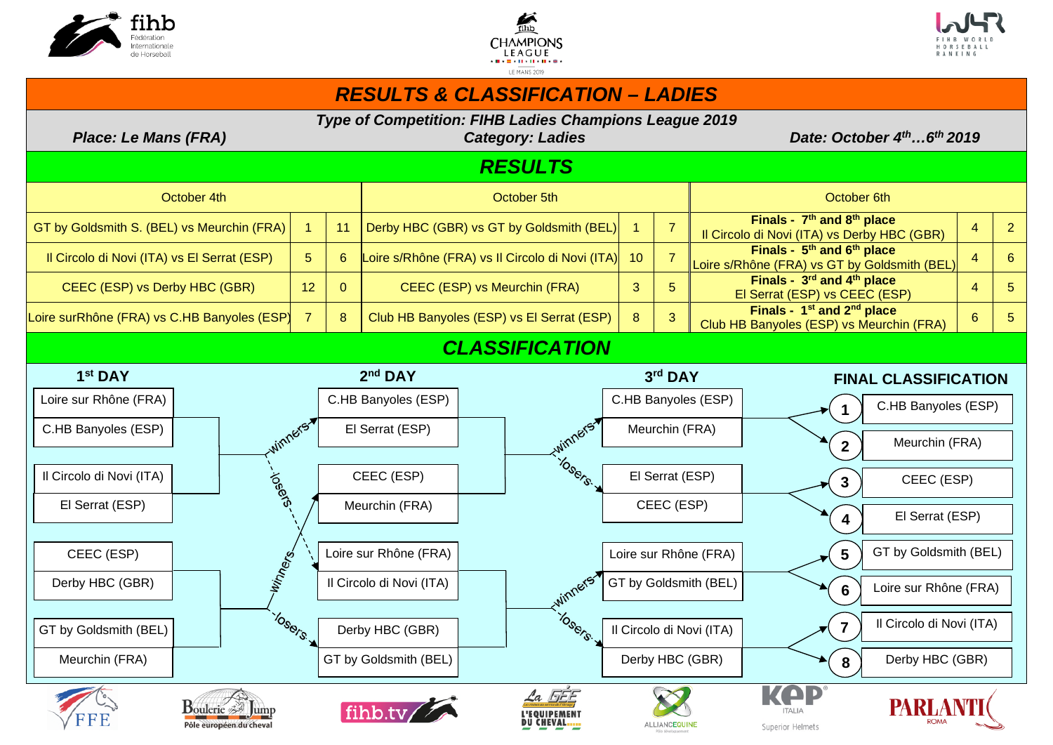# RESULTS & CLASSIFICATION – LADIES

**Type of Competition: FIHB Ladies Champions League 2019**

**Place: Le Mans (FRA)** | **Category: Ladies** | **Date: October 4th…6th 2019**

## RESULTS

| October 4th | | | October 5th | | | October 6th | | |
|---|---|---|---|---|---|---|---|---|
| GT by Goldsmith S. (BEL) vs Meurchin (FRA) | 1 | 11 | Derby HBC (GBR) vs GT by Goldsmith (BEL) | 1 | 7 | **Finals - 7th and 8th place** Il Circolo di Novi (ITA) vs Derby HBC (GBR) | 4 | 2 |
| Il Circolo di Novi (ITA) vs El Serrat (ESP) | 5 | 6 | Loire s/Rhône (FRA) vs Il Circolo di Novi (ITA) | 10 | 7 | **Finals - 5th and 6th place** Loire s/Rhône (FRA) vs GT by Goldsmith (BEL) | 4 | 6 |
| CEEC (ESP) vs Derby HBC (GBR) | 12 | 0 | CEEC (ESP) vs Meurchin (FRA) | 3 | 5 | **Finals - 3rd and 4th place** El Serrat (ESP) vs CEEC (ESP) | 4 | 5 |
| Loire surRhône (FRA) vs C.HB Banyoles (ESP) | 7 | 8 | Club HB Banyoles (ESP) vs El Serrat (ESP) | 8 | 3 | **Finals - 1st and 2nd place** Club HB Banyoles (ESP) vs Meurchin (FRA) | 6 | 5 |

## CLASSIFICATION

**1st DAY**
- Loire sur Rhône (FRA) – C.HB Banyoles (ESP)
- Il Circolo di Novi (ITA) – El Serrat (ESP)
- CEEC (ESP) – Derby HBC (GBR)
- GT by Goldsmith (BEL) – Meurchin (FRA)

**2nd DAY**
- C.HB Banyoles (ESP) – El Serrat (ESP) (winners)
- CEEC (ESP) – Meurchin (FRA) (winners)
- Loire sur Rhône (FRA) – Il Circolo di Novi (ITA) (losers)
- Derby HBC (GBR) – GT by Goldsmith (BEL) (losers)

**3rd DAY**
- C.HB Banyoles (ESP) – Meurchin (FRA) (winners)
- El Serrat (ESP) – CEEC (ESP) (losers)
- Loire sur Rhône (FRA) – GT by Goldsmith (BEL) (winners)
- Il Circolo di Novi (ITA) – Derby HBC (GBR) (losers)

**FINAL CLASSIFICATION**

| Rank | Team |
|---|---|
| 1 | C.HB Banyoles (ESP) |
| 2 | Meurchin (FRA) |
| 3 | CEEC (ESP) |
| 4 | El Serrat (ESP) |
| 5 | GT by Goldsmith (BEL) |
| 6 | Loire sur Rhône (FRA) |
| 7 | Il Circolo di Novi (ITA) |
| 8 | Derby HBC (GBR) |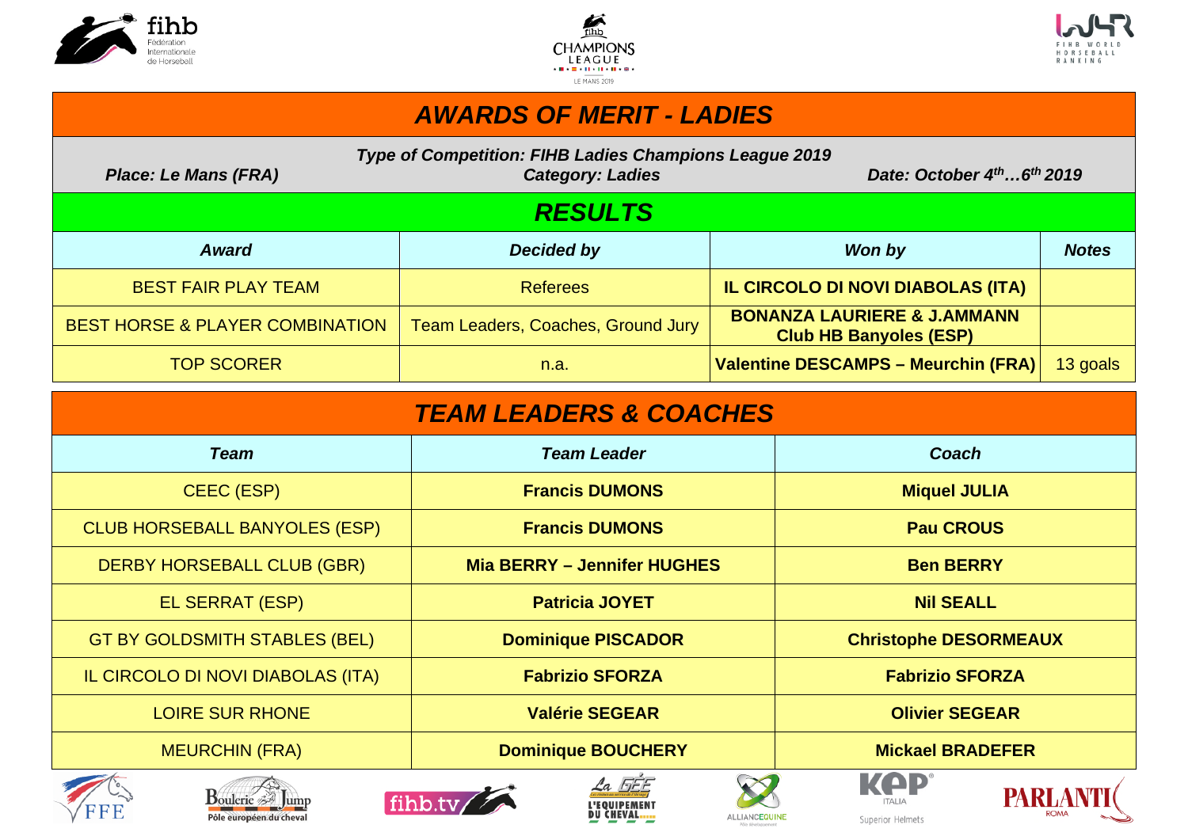# AWARDS OF MERIT - LADIES

*Type of Competition: FIHB Ladies Champions League 2019*

*Place: Le Mans (FRA)* | *Category: Ladies* | *Date: October 4th…6th 2019*

## RESULTS

| *Award* | *Decided by* | *Won by* | *Notes* |
|---|---|---|---|
| BEST FAIR PLAY TEAM | Referees | **IL CIRCOLO DI NOVI DIABOLAS (ITA)** | |
| BEST HORSE & PLAYER COMBINATION | Team Leaders, Coaches, Ground Jury | **BONANZA LAURIERE & J.AMMANN Club HB Banyoles (ESP)** | |
| TOP SCORER | n.a. | **Valentine DESCAMPS – Meurchin (FRA)** | 13 goals |

## TEAM LEADERS & COACHES

| *Team* | *Team Leader* | *Coach* |
|---|---|---|
| CEEC (ESP) | **Francis DUMONS** | **Miquel JULIA** |
| CLUB HORSEBALL BANYOLES (ESP) | **Francis DUMONS** | **Pau CROUS** |
| DERBY HORSEBALL CLUB (GBR) | **Mia BERRY – Jennifer HUGHES** | **Ben BERRY** |
| EL SERRAT (ESP) | **Patricia JOYET** | **Nil SEALL** |
| GT BY GOLDSMITH STABLES (BEL) | **Dominique PISCADOR** | **Christophe DESORMEAUX** |
| IL CIRCOLO DI NOVI DIABOLAS (ITA) | **Fabrizio SFORZA** | **Fabrizio SFORZA** |
| LOIRE SUR RHONE | **Valérie SEGEAR** | **Olivier SEGEAR** |
| MEURCHIN (FRA) | **Dominique BOUCHERY** | **Mickael BRADEFER** |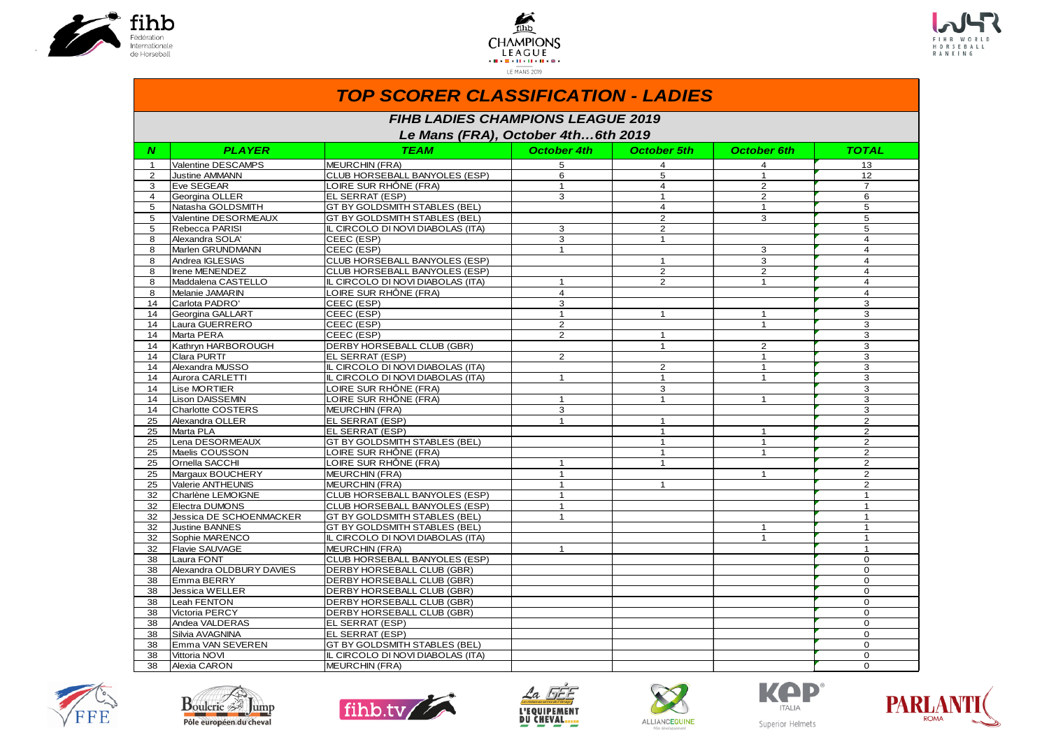# TOP SCORER CLASSIFICATION - LADIES

## FIHB LADIES CHAMPIONS LEAGUE 2019

### Le Mans (FRA), October 4th…6th 2019

| N | PLAYER | TEAM | October 4th | October 5th | October 6th | TOTAL |
|---|---|---|---|---|---|---|
| 1 | Valentine DESCAMPS | MEURCHIN (FRA) | 5 | 4 | 4 | 13 |
| 2 | Justine AMMANN | CLUB HORSEBALL BANYOLES (ESP) | 6 | 5 | 1 | 12 |
| 3 | Eve SEGEAR | LOIRE SUR RHÔNE (FRA) | 1 | 4 | 2 | 7 |
| 4 | Georgina OLLER | EL SERRAT (ESP) | 3 | 1 | 2 | 6 |
| 5 | Natasha GOLDSMITH | GT BY GOLDSMITH STABLES (BEL) | | 4 | 1 | 5 |
| 5 | Valentine DESORMEAUX | GT BY GOLDSMITH STABLES (BEL) | | 2 | 3 | 5 |
| 5 | Rebecca PARISI | IL CIRCOLO DI NOVI DIABOLAS (ITA) | 3 | 2 | | 5 |
| 8 | Alexandra SOLA' | CEEC (ESP) | 3 | 1 | | 4 |
| 8 | Marlen GRUNDMANN | CEEC (ESP) | 1 | | 3 | 4 |
| 8 | Andrea IGLESIAS | CLUB HORSEBALL BANYOLES (ESP) | | 1 | 3 | 4 |
| 8 | Irene MENENDEZ | CLUB HORSEBALL BANYOLES (ESP) | | 2 | 2 | 4 |
| 8 | Maddalena CASTELLO | IL CIRCOLO DI NOVI DIABOLAS (ITA) | 1 | 2 | 1 | 4 |
| 8 | Melanie JAMARIN | LOIRE SUR RHÔNE (FRA) | 4 | | | 4 |
| 14 | Carlota PADRO' | CEEC (ESP) | 3 | | | 3 |
| 14 | Georgina GALLART | CEEC (ESP) | 1 | 1 | 1 | 3 |
| 14 | Laura GUERRERO | CEEC (ESP) | 2 | | 1 | 3 |
| 14 | Marta PERA | CEEC (ESP) | 2 | 1 | | 3 |
| 14 | Kathryn HARBOROUGH | DERBY HORSEBALL CLUB (GBR) | | 1 | 2 | 3 |
| 14 | Clara PURTI' | EL SERRAT (ESP) | 2 | | 1 | 3 |
| 14 | Alexandra MUSSO | IL CIRCOLO DI NOVI DIABOLAS (ITA) | | 2 | 1 | 3 |
| 14 | Aurora CARLETTI | IL CIRCOLO DI NOVI DIABOLAS (ITA) | 1 | 1 | 1 | 3 |
| 14 | Lise MORTIER | LOIRE SUR RHÔNE (FRA) | | 3 | | 3 |
| 14 | Lison DAISSEMIN | LOIRE SUR RHÔNE (FRA) | 1 | 1 | 1 | 3 |
| 14 | Charlotte COSTERS | MEURCHIN (FRA) | 3 | | | 3 |
| 25 | Alexandra OLLER | EL SERRAT (ESP) | 1 | 1 | | 2 |
| 25 | Marta PLA | EL SERRAT (ESP) | | 1 | 1 | 2 |
| 25 | Lena DESORMEAUX | GT BY GOLDSMITH STABLES (BEL) | | 1 | 1 | 2 |
| 25 | Maelis COUSSON | LOIRE SUR RHÔNE (FRA) | | 1 | 1 | 2 |
| 25 | Ornella SACCHI | LOIRE SUR RHÔNE (FRA) | 1 | 1 | | 2 |
| 25 | Margaux BOUCHERY | MEURCHIN (FRA) | 1 | | 1 | 2 |
| 25 | Valerie ANTHEUNIS | MEURCHIN (FRA) | 1 | 1 | | 2 |
| 32 | Charlène LEMOIGNE | CLUB HORSEBALL BANYOLES (ESP) | 1 | | | 1 |
| 32 | Electra DUMONS | CLUB HORSEBALL BANYOLES (ESP) | 1 | | | 1 |
| 32 | Jessica DE SCHOENMACKER | GT BY GOLDSMITH STABLES (BEL) | 1 | | | 1 |
| 32 | Justine BANNES | GT BY GOLDSMITH STABLES (BEL) | | | 1 | 1 |
| 32 | Sophie MARENCO | IL CIRCOLO DI NOVI DIABOLAS (ITA) | | | 1 | 1 |
| 32 | Flavie SAUVAGE | MEURCHIN (FRA) | 1 | | | 1 |
| 38 | Laura FONT | CLUB HORSEBALL BANYOLES (ESP) | | | | 0 |
| 38 | Alexandra OLDBURY DAVIES | DERBY HORSEBALL CLUB (GBR) | | | | 0 |
| 38 | Emma BERRY | DERBY HORSEBALL CLUB (GBR) | | | | 0 |
| 38 | Jessica WELLER | DERBY HORSEBALL CLUB (GBR) | | | | 0 |
| 38 | Leah FENTON | DERBY HORSEBALL CLUB (GBR) | | | | 0 |
| 38 | Victoria PERCY | DERBY HORSEBALL CLUB (GBR) | | | | 0 |
| 38 | Andea VALDERAS | EL SERRAT (ESP) | | | | 0 |
| 38 | Silvia AVAGNINA | EL SERRAT (ESP) | | | | 0 |
| 38 | Emma VAN SEVEREN | GT BY GOLDSMITH STABLES (BEL) | | | | 0 |
| 38 | Vittoria NOVI | IL CIRCOLO DI NOVI DIABOLAS (ITA) | | | | 0 |
| 38 | Alexia CARON | MEURCHIN (FRA) | | | | 0 |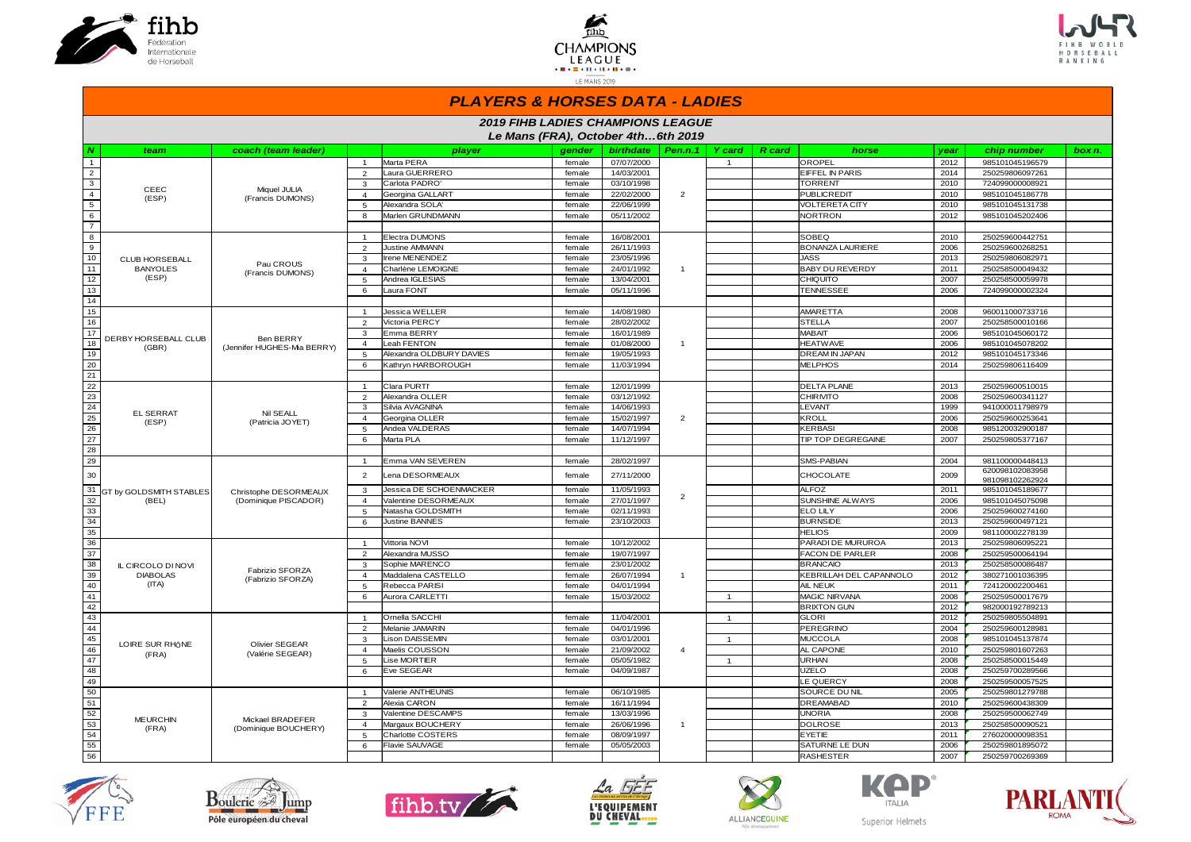# PLAYERS & HORSES DATA - LADIES

## 2019 FIHB LADIES CHAMPIONS LEAGUE

### Le Mans (FRA), October 4th…6th 2019

| N | team | coach (team leader) | | player | gender | birthdate | Pen.n.1 | Y card | R card | horse | year | chip number | box n. |
|---|---|---|---|---|---|---|---|---|---|---|---|---|---|
| 1 | CEEC (ESP) | Miquel JULIA (Francis DUMONS) | 1 | Marta PERA | female | 07/07/2000 | 2 | 1 | | OROPEL | 2012 | 985101045196579 | |
| 2 | | | 2 | Laura GUERRERO | female | 14/03/2001 | | | | EIFFEL IN PARIS | 2014 | 250259806097261 | |
| 3 | | | 3 | Carlota PADRO' | female | 03/10/1998 | | | | TORRENT | 2010 | 724099000008921 | |
| 4 | | | 4 | Georgina GALLART | female | 22/02/2000 | | | | PUBLICREDIT | 2010 | 985101045186778 | |
| 5 | | | 5 | Alexandra SOLA' | female | 22/06/1999 | | | | VOLTERETA CITY | 2010 | 985101045131738 | |
| 6 | | | 8 | Marlen GRUNDMANN | female | 05/11/2002 | | | | NORTRON | 2012 | 985101045202406 | |
| 7 | | | | | | | | | | | | | |
| 8 | CLUB HORSEBALL BANYOLES (ESP) | Pau CROUS (Francis DUMONS) | 1 | Electra DUMONS | female | 16/08/2001 | 1 | | | SOBEQ | 2010 | 250259600442751 | |
| 9 | | | 2 | Justine AMMANN | female | 26/11/1993 | | | | BONANZA LAURIERE | 2006 | 250259600268251 | |
| 10 | | | 3 | Irene MENENDEZ | female | 23/05/1996 | | | | JASS | 2013 | 250259806082971 | |
| 11 | | | 4 | Charlène LEMOIGNE | female | 24/01/1992 | | | | BABY DU REVERDY | 2011 | 250258500049432 | |
| 12 | | | 5 | Andrea IGLESIAS | female | 13/04/2001 | | | | CHIQUITO | 2007 | 250258500059978 | |
| 13 | | | 6 | Laura FONT | female | 05/11/1996 | | | | TENNESSEE | 2006 | 724099000002324 | |
| 14 | | | | | | | | | | | | | |
| 15 | DERBY HORSEBALL CLUB (GBR) | Ben BERRY (Jennifer HUGHES-Mia BERRY) | 1 | Jessica WELLER | female | 14/08/1980 | 1 | | | AMARETTA | 2008 | 960011000733716 | |
| 16 | | | 2 | Victoria PERCY | female | 28/02/2002 | | | | STELLA | 2007 | 250258500010166 | |
| 17 | | | 3 | Emma BERRY | female | 16/01/1989 | | | | MABAIT | 2006 | 985101045060172 | |
| 18 | | | 4 | Leah FENTON | female | 01/08/2000 | | | | HEATWAVE | 2006 | 985101045078202 | |
| 19 | | | 5 | Alexandra OLDBURY DAVIES | female | 19/05/1993 | | | | DREAM IN JAPAN | 2012 | 985101045173346 | |
| 20 | | | 6 | Kathryn HARBOROUGH | female | 11/03/1994 | | | | MELPHOS | 2014 | 250259806116409 | |
| 21 | | | | | | | | | | | | | |
| 22 | EL SERRAT (ESP) | Nil SEALL (Patricia JOYET) | 1 | Clara PURTI' | female | 12/01/1999 | 2 | | | DELTA PLANE | 2013 | 250259600510015 | |
| 23 | | | 2 | Alexandra OLLER | female | 03/12/1992 | | | | CHIRIVITO | 2008 | 250259600341127 | |
| 24 | | | 3 | Silvia AVAGNINA | female | 14/06/1993 | | | | LEVANT | 1999 | 941000011798979 | |
| 25 | | | 4 | Georgina OLLER | female | 15/02/1997 | | | | KROLL | 2006 | 250259600253641 | |
| 26 | | | 5 | Andea VALDERAS | female | 14/07/1994 | | | | KERBASI | 2008 | 985120032900187 | |
| 27 | | | 6 | Marta PLA | female | 11/12/1997 | | | | TIP TOP DEGREGAINE | 2007 | 250259805377167 | |
| 28 | | | | | | | | | | | | | |
| 29 | GT by GOLDSMITH STABLES (BEL) | Christophe DESORMEAUX (Dominique PISCADOR) | 1 | Emma VAN SEVEREN | female | 28/02/1997 | 2 | | | SMS-PABIAN | 2004 | 981100000448413 | |
| 30 | | | 2 | Lena DESORMEAUX | female | 27/11/2000 | | | | CHOCOLATE | 2009 | 620098102083958 981098102262924 | |
| 31 | | | 3 | Jessica DE SCHOENMACKER | female | 11/05/1993 | | | | ALFOZ | 2011 | 985101045189677 | |
| 32 | | | 4 | Valentine DESORMEAUX | female | 27/01/1997 | | | | SUNSHINE ALWAYS | 2006 | 985101045075098 | |
| 33 | | | 5 | Natasha GOLDSMITH | female | 02/11/1993 | | | | ELO LILY | 2006 | 250259600274160 | |
| 34 | | | 6 | Justine BANNES | female | 23/10/2003 | | | | BURNSIDE | 2013 | 250259600497121 | |
| 35 | | | | | | | | | | HELIOS | 2009 | 981100002278139 | |
| 36 | IL CIRCOLO DI NOVI DIABOLAS (ITA) | Fabrizio SFORZA (Fabrizio SFORZA) | 1 | Vittoria NOVI | female | 10/12/2002 | 1 | | | PARADI DE MURUROA | 2013 | 250259806095221 | |
| 37 | | | 2 | Alexandra MUSSO | female | 19/07/1997 | | | | FACON DE PARLER | 2008 | 250259500064194 | |
| 38 | | | 3 | Sophie MARENCO | female | 23/01/2002 | | | | BRANCAIO | 2013 | 250258500086487 | |
| 39 | | | 4 | Maddalena CASTELLO | female | 26/07/1994 | | | | KEBRILLAH DEL CAPANNOLO | 2012 | 380271001036395 | |
| 40 | | | 5 | Rebecca PARISI | female | 04/01/1994 | | | | AIL NEUK | 2011 | 724120002200461 | |
| 41 | | | 6 | Aurora CARLETTI | female | 15/03/2002 | | 1 | | MAGIC NIRVANA | 2008 | 250259500017679 | |
| 42 | | | | | | | | | | BRIXTON GUN | 2012 | 982000192789213 | |
| 43 | LOIRE SUR RHôNE (FRA) | Olivier SEGEAR (Valérie SEGEAR) | 1 | Ornella SACCHI | female | 11/04/2001 | 4 | 1 | | GLORI | 2012 | 250259805504891 | |
| 44 | | | 2 | Melanie JAMARIN | female | 04/01/1996 | | | | PEREGRINO | 2004 | 250259600128981 | |
| 45 | | | 3 | Lison DAISSEMIN | female | 03/01/2001 | | 1 | | MUCCOLA | 2008 | 985101045137874 | |
| 46 | | | 4 | Maelis COUSSON | female | 21/09/2002 | | | | AL CAPONE | 2010 | 250259801607263 | |
| 47 | | | 5 | Lise MORTIER | female | 05/05/1982 | | 1 | | URHAN | 2008 | 250258500015449 | |
| 48 | | | 6 | Eve SEGEAR | female | 04/09/1987 | | | | UZELO | 2008 | 250259700289566 | |
| 49 | | | | | | | | | | LE QUERCY | 2008 | 250259500057525 | |
| 50 | MEURCHIN (FRA) | Mickael BRADEFER (Dominique BOUCHERY) | 1 | Valerie ANTHEUNIS | female | 06/10/1985 | 1 | | | SOURCE DU NIL | 2005 | 250259801279788 | |
| 51 | | | 2 | Alexia CARON | female | 16/11/1994 | | | | DREAMABAD | 2010 | 250259600438309 | |
| 52 | | | 3 | Valentine DESCAMPS | female | 13/03/1996 | | | | UNORIA | 2008 | 250259500062749 | |
| 53 | | | 4 | Margaux BOUCHERY | female | 26/06/1996 | | | | DOLROSE | 2013 | 250258500090521 | |
| 54 | | | 5 | Charlotte COSTERS | female | 08/09/1997 | | | | EYETIE | 2011 | 276020000098351 | |
| 55 | | | 6 | Flavie SAUVAGE | female | 05/05/2003 | | | | SATURNE LE DUN | 2006 | 250259801895072 | |
| 56 | | | | | | | | | | RASHESTER | 2007 | 250259700269369 | |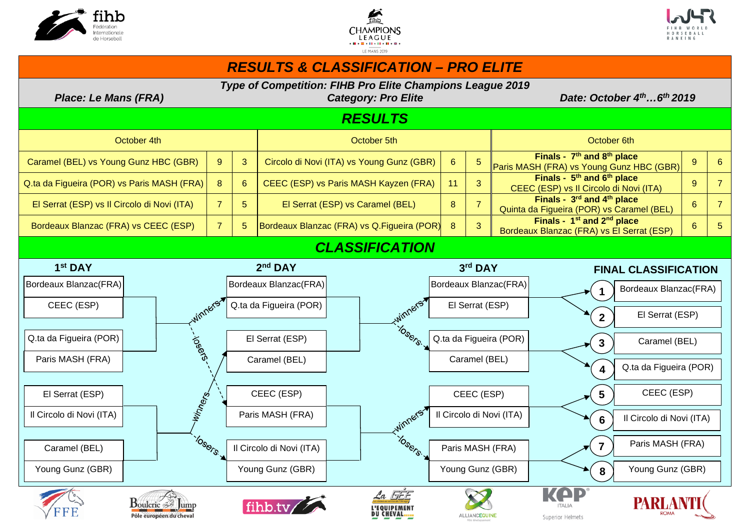# RESULTS & CLASSIFICATION – PRO ELITE

**Type of Competition: FIHB Pro Elite Champions League 2019**

**Place: Le Mans (FRA)** | **Category: Pro Elite** | **Date: October 4th…6th 2019**

## RESULTS

| October 4th | | | October 5th | | | October 6th | | |
|---|---|---|---|---|---|---|---|---|
| Caramel (BEL) vs Young Gunz HBC (GBR) | 9 | 3 | Circolo di Novi (ITA) vs Young Gunz (GBR) | 6 | 5 | **Finals - 7th and 8th place** Paris MASH (FRA) vs Young Gunz HBC (GBR) | 9 | 6 |
| Q.ta da Figueira (POR) vs Paris MASH (FRA) | 8 | 6 | CEEC (ESP) vs Paris MASH Kayzen (FRA) | 11 | 3 | **Finals - 5th and 6th place** CEEC (ESP) vs Il Circolo di Novi (ITA) | 9 | 7 |
| El Serrat (ESP) vs Il Circolo di Novi (ITA) | 7 | 5 | El Serrat (ESP) vs Caramel (BEL) | 8 | 7 | **Finals - 3rd and 4th place** Quinta da Figueira (POR) vs Caramel (BEL) | 6 | 7 |
| Bordeaux Blanzac (FRA) vs CEEC (ESP) | 7 | 5 | Bordeaux Blanzac (FRA) vs Q.Figueira (POR) | 8 | 3 | **Finals - 1st and 2nd place** Bordeaux Blanzac (FRA) vs El Serrat (ESP) | 6 | 5 |

## CLASSIFICATION

| 1st DAY | 2nd DAY | 3rd DAY |
|---|---|---|
| Bordeaux Blanzac(FRA) | Bordeaux Blanzac(FRA) | Bordeaux Blanzac(FRA) |
| CEEC (ESP) | Q.ta da Figueira (POR) | El Serrat (ESP) |
| Q.ta da Figueira (POR) | El Serrat (ESP) | Q.ta da Figueira (POR) |
| Paris MASH (FRA) | Caramel (BEL) | Caramel (BEL) |
| El Serrat (ESP) | CEEC (ESP) | CEEC (ESP) |
| Il Circolo di Novi (ITA) | Paris MASH (FRA) | Il Circolo di Novi (ITA) |
| Caramel (BEL) | Il Circolo di Novi (ITA) | Paris MASH (FRA) |
| Young Gunz (GBR) | Young Gunz (GBR) | Young Gunz (GBR) |

(winners / losers)

### FINAL CLASSIFICATION

| Rank | Team |
|---|---|
| 1 | Bordeaux Blanzac(FRA) |
| 2 | El Serrat (ESP) |
| 3 | Caramel (BEL) |
| 4 | Q.ta da Figueira (POR) |
| 5 | CEEC (ESP) |
| 6 | Il Circolo di Novi (ITA) |
| 7 | Paris MASH (FRA) |
| 8 | Young Gunz (GBR) |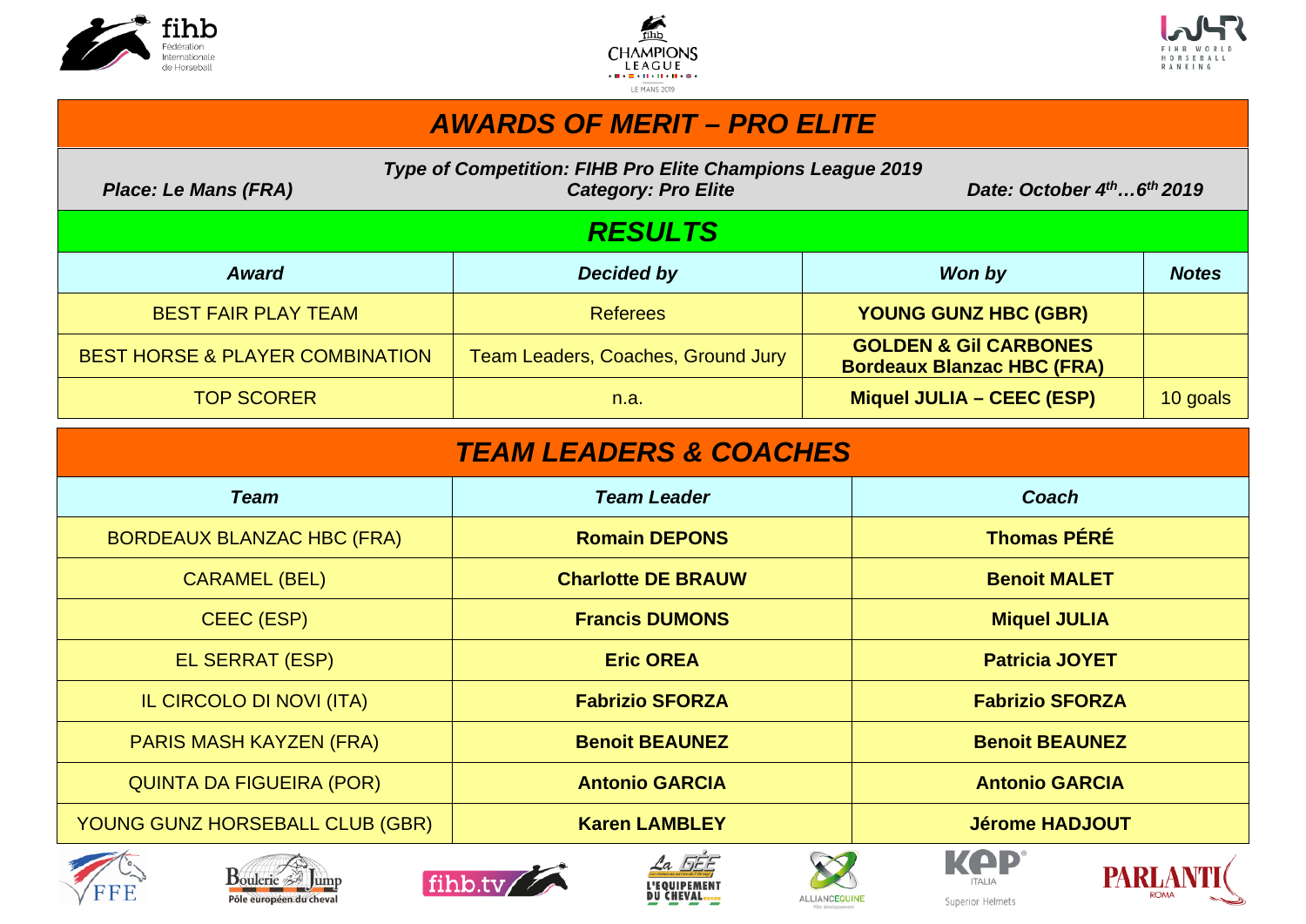# *AWARDS OF MERIT – PRO ELITE*

***Type of Competition: FIHB Pro Elite Champions League 2019***

***Place: Le Mans (FRA)*** | ***Category: Pro Elite*** | ***Date: October 4th…6th 2019***

## *RESULTS*

| *Award* | *Decided by* | *Won by* | *Notes* |
|---|---|---|---|
| BEST FAIR PLAY TEAM | Referees | **YOUNG GUNZ HBC (GBR)** | |
| BEST HORSE & PLAYER COMBINATION | Team Leaders, Coaches, Ground Jury | **GOLDEN & Gil CARBONES Bordeaux Blanzac HBC (FRA)** | |
| TOP SCORER | n.a. | **Miquel JULIA – CEEC (ESP)** | 10 goals |

## *TEAM LEADERS & COACHES*

| *Team* | *Team Leader* | *Coach* |
|---|---|---|
| BORDEAUX BLANZAC HBC (FRA) | **Romain DEPONS** | **Thomas PÉRÉ** |
| CARAMEL (BEL) | **Charlotte DE BRAUW** | **Benoit MALET** |
| CEEC (ESP) | **Francis DUMONS** | **Miquel JULIA** |
| EL SERRAT (ESP) | **Eric OREA** | **Patricia JOYET** |
| IL CIRCOLO DI NOVI (ITA) | **Fabrizio SFORZA** | **Fabrizio SFORZA** |
| PARIS MASH KAYZEN (FRA) | **Benoit BEAUNEZ** | **Benoit BEAUNEZ** |
| QUINTA DA FIGUEIRA (POR) | **Antonio GARCIA** | **Antonio GARCIA** |
| YOUNG GUNZ HORSEBALL CLUB (GBR) | **Karen LAMBLEY** | **Jérome HADJOUT** |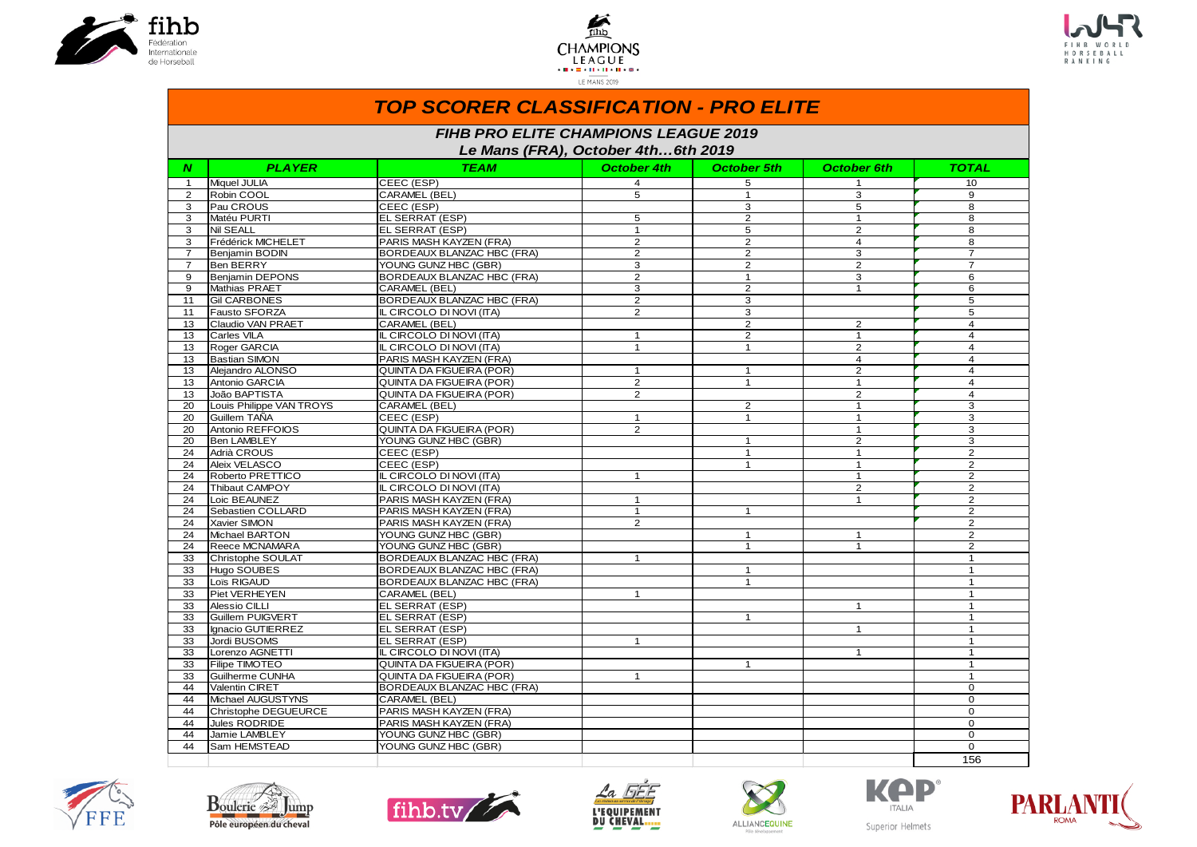# TOP SCORER CLASSIFICATION - PRO ELITE

## FIHB PRO ELITE CHAMPIONS LEAGUE 2019

### Le Mans (FRA), October 4th…6th 2019

| N | PLAYER | TEAM | October 4th | October 5th | October 6th | TOTAL |
|---|---|---|---|---|---|---|
| 1 | Miquel JULIA | CEEC (ESP) | 4 | 5 | 1 | 10 |
| 2 | Robin COOL | CARAMEL (BEL) | 5 | 1 | 3 | 9 |
| 3 | Pau CROUS | CEEC (ESP) | | 3 | 5 | 8 |
| 3 | Matéu PURTI | EL SERRAT (ESP) | 5 | 2 | 1 | 8 |
| 3 | Nil SEALL | EL SERRAT (ESP) | 1 | 5 | 2 | 8 |
| 3 | Frédérick MICHELET | PARIS MASH KAYZEN (FRA) | 2 | 2 | 4 | 8 |
| 7 | Benjamin BODIN | BORDEAUX BLANZAC HBC (FRA) | 2 | 2 | 3 | 7 |
| 7 | Ben BERRY | YOUNG GUNZ HBC (GBR) | 3 | 2 | 2 | 7 |
| 9 | Benjamin DEPONS | BORDEAUX BLANZAC HBC (FRA) | 2 | 1 | 3 | 6 |
| 9 | Mathias PRAET | CARAMEL (BEL) | 3 | 2 | 1 | 6 |
| 11 | Gil CARBONES | BORDEAUX BLANZAC HBC (FRA) | 2 | 3 | | 5 |
| 11 | Fausto SFORZA | IL CIRCOLO DI NOVI (ITA) | 2 | 3 | | 5 |
| 13 | Claudio VAN PRAET | CARAMEL (BEL) | | 2 | 2 | 4 |
| 13 | Carles VILA | IL CIRCOLO DI NOVI (ITA) | 1 | 2 | 1 | 4 |
| 13 | Roger GARCIA | IL CIRCOLO DI NOVI (ITA) | 1 | 1 | 2 | 4 |
| 13 | Bastian SIMON | PARIS MASH KAYZEN (FRA) | | | 4 | 4 |
| 13 | Alejandro ALONSO | QUINTA DA FIGUEIRA (POR) | 1 | 1 | 2 | 4 |
| 13 | Antonio GARCIA | QUINTA DA FIGUEIRA (POR) | 2 | 1 | 1 | 4 |
| 13 | João BAPTISTA | QUINTA DA FIGUEIRA (POR) | 2 | | 2 | 4 |
| 20 | Louis Philippe VAN TROYS | CARAMEL (BEL) | | 2 | 1 | 3 |
| 20 | Guillem TAÑA | CEEC (ESP) | 1 | 1 | 1 | 3 |
| 20 | Antonio REFFOIOS | QUINTA DA FIGUEIRA (POR) | 2 | | 1 | 3 |
| 20 | Ben LAMBLEY | YOUNG GUNZ HBC (GBR) | | 1 | 2 | 3 |
| 24 | Adrià CROUS | CEEC (ESP) | | 1 | 1 | 2 |
| 24 | Aleix VELASCO | CEEC (ESP) | | 1 | 1 | 2 |
| 24 | Roberto PRETTICO | IL CIRCOLO DI NOVI (ITA) | 1 | | 1 | 2 |
| 24 | Thibaut CAMPOY | IL CIRCOLO DI NOVI (ITA) | | | 2 | 2 |
| 24 | Loic BEAUNEZ | PARIS MASH KAYZEN (FRA) | 1 | | 1 | 2 |
| 24 | Sebastien COLLARD | PARIS MASH KAYZEN (FRA) | 1 | 1 | | 2 |
| 24 | Xavier SIMON | PARIS MASH KAYZEN (FRA) | 2 | | | 2 |
| 24 | Michael BARTON | YOUNG GUNZ HBC (GBR) | | 1 | 1 | 2 |
| 24 | Reece MCNAMARA | YOUNG GUNZ HBC (GBR) | | 1 | 1 | 2 |
| 33 | Christophe SOULAT | BORDEAUX BLANZAC HBC (FRA) | 1 | | | 1 |
| 33 | Hugo SOUBES | BORDEAUX BLANZAC HBC (FRA) | | 1 | | 1 |
| 33 | Lois RIGAUD | BORDEAUX BLANZAC HBC (FRA) | | 1 | | 1 |
| 33 | Piet VERHEYEN | CARAMEL (BEL) | 1 | | | 1 |
| 33 | Alessio CILLI | EL SERRAT (ESP) | | | 1 | 1 |
| 33 | Guillem PUIGVERT | EL SERRAT (ESP) | | 1 | | 1 |
| 33 | Ignacio GUTIERREZ | EL SERRAT (ESP) | | | 1 | 1 |
| 33 | Jordi BUSOMS | EL SERRAT (ESP) | 1 | | | 1 |
| 33 | Lorenzo AGNETTI | IL CIRCOLO DI NOVI (ITA) | | | 1 | 1 |
| 33 | Filipe TIMOTEO | QUINTA DA FIGUEIRA (POR) | | 1 | | 1 |
| 33 | Guilherme CUNHA | QUINTA DA FIGUEIRA (POR) | 1 | | | 1 |
| 44 | Valentin CIRET | BORDEAUX BLANZAC HBC (FRA) | | | | 0 |
| 44 | Michael AUGUSTYNS | CARAMEL (BEL) | | | | 0 |
| 44 | Christophe DEGUEURCE | PARIS MASH KAYZEN (FRA) | | | | 0 |
| 44 | Jules RODRIDE | PARIS MASH KAYZEN (FRA) | | | | 0 |
| 44 | Jamie LAMBLEY | YOUNG GUNZ HBC (GBR) | | | | 0 |
| 44 | Sam HEMSTEAD | YOUNG GUNZ HBC (GBR) | | | | 0 |
| | | | | | | 156 |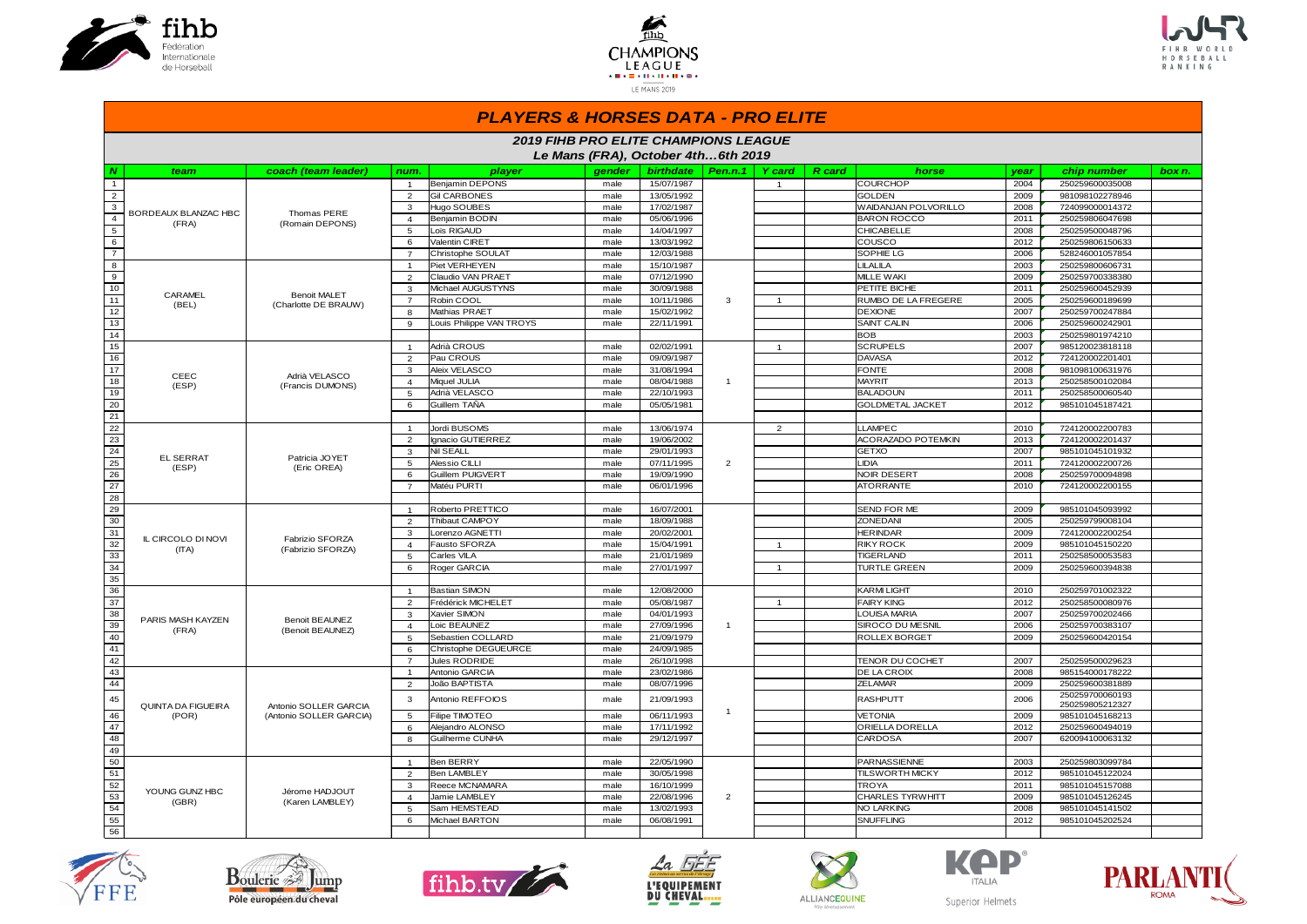# PLAYERS & HORSES DATA - PRO ELITE

## 2019 FIHB PRO ELITE CHAMPIONS LEAGUE

### Le Mans (FRA), October 4th…6th 2019

| N | team | coach (team leader) | num. | player | gender | birthdate | Pen.n.1 | Y card | R card | horse | year | chip number | box n. |
|---|---|---|---|---|---|---|---|---|---|---|---|---|---|
| 1 | BORDEAUX BLANZAC HBC (FRA) | Thomas PERE (Romain DEPONS) | 1 | Benjamin DEPONS | male | 15/07/1987 | | 1 | | COURCHOP | 2004 | 250259600035008 | |
| 2 | | | 2 | Gil CARBONES | male | 13/05/1992 | | | | GOLDEN | 2009 | 981098102278946 | |
| 3 | | | 3 | Hugo SOUBES | male | 17/02/1987 | | | | WAIDANJAN POLVORILLO | 2008 | 724099000014372 | |
| 4 | | | 4 | Benjamin BODIN | male | 05/06/1996 | | | | BARON ROCCO | 2011 | 250259806047698 | |
| 5 | | | 5 | Loïs RIGAUD | male | 14/04/1997 | | | | CHICABELLE | 2008 | 250259500048796 | |
| 6 | | | 6 | Valentin CIRET | male | 13/03/1992 | | | | COUSCO | 2012 | 250259806150633 | |
| 7 | | | 7 | Christophe SOULAT | male | 12/03/1988 | | | | SOPHIE LG | 2006 | 528246001057854 | |
| 8 | CARAMEL (BEL) | Benoit MALET (Charlotte DE BRAUW) | 1 | Piet VERHEYEN | male | 15/10/1987 | 3 | 1 | | LILALILA | 2003 | 250259806606731 | |
| 9 | | | 2 | Claudio VAN PRAET | male | 07/12/1990 | | | | MILLE WAKI | 2009 | 250259700338380 | |
| 10 | | | 3 | Michael AUGUSTYNS | male | 30/09/1988 | | | | PETITE BICHE | 2011 | 250259600452939 | |
| 11 | | | 7 | Robin COOL | male | 10/11/1986 | | | | RUMBO DE LA FREGERE | 2005 | 250259600189699 | |
| 12 | | | 8 | Mathias PRAET | male | 15/02/1992 | | | | DEXIONE | 2007 | 250259700247884 | |
| 13 | | | 9 | Louis Philippe VAN TROYS | male | 22/11/1991 | | | | SAINT CALIN | 2006 | 250259600242901 | |
| 14 | | | | | | | | | | BOB | 2003 | 250259801974210 | |
| 15 | CEEC (ESP) | Adrià VELASCO (Francis DUMONS) | 1 | Adrià CROUS | male | 02/02/1991 | 1 | 1 | | SCRUPELS | 2007 | 985120023818118 | |
| 16 | | | 2 | Pau CROUS | male | 09/09/1987 | | | | DAVASA | 2012 | 724120002201401 | |
| 17 | | | 3 | Aleix VELASCO | male | 31/08/1994 | | | | FONTE | 2008 | 981098100631976 | |
| 18 | | | 4 | Miquel JULIA | male | 08/04/1988 | | | | MAYRIT | 2013 | 250258500102084 | |
| 19 | | | 5 | Adrià VELASCO | male | 22/10/1993 | | | | BALADOUN | 2011 | 250258500060540 | |
| 20 | | | 6 | Guillem TAÑA | male | 05/05/1981 | | | | GOLDMETAL JACKET | 2012 | 985101045187421 | |
| 21 | | | | | | | | | | | | | |
| 22 | EL SERRAT (ESP) | Patricia JOYET (Eric OREA) | 1 | Jordi BUSOMS | male | 13/06/1974 | 2 | 2 | | LLAMPEC | 2010 | 724120002200783 | |
| 23 | | | 2 | Ignacio GUTIERREZ | male | 19/06/2002 | | | | ACORAZADO POTEMKIN | 2013 | 724120002201437 | |
| 24 | | | 3 | Nil SEALL | male | 29/01/1993 | | | | GETXO | 2007 | 985101045101932 | |
| 25 | | | 5 | Alessio CILLI | male | 07/11/1995 | | | | LIDIA | 2011 | 724120002200726 | |
| 26 | | | 6 | Guillem PUIGVERT | male | 19/09/1990 | | | | NOIR DESERT | 2008 | 250259700094898 | |
| 27 | | | 7 | Matéu PURTI | male | 06/01/1996 | | | | ATORRANTE | 2010 | 724120002200155 | |
| 28 | | | | | | | | | | | | | |
| 29 | IL CIRCOLO DI NOVI (ITA) | Fabrizio SFORZA (Fabrizio SFORZA) | 1 | Roberto PRETTICO | male | 16/07/2001 | | | | SEND FOR ME | 2009 | 985101045093992 | |
| 30 | | | 2 | Thibaut CAMPOY | male | 18/09/1988 | | | | ZONEDANI | 2005 | 250259799008104 | |
| 31 | | | 3 | Lorenzo AGNETTI | male | 20/02/2001 | | | | HERINDAR | 2009 | 724120002200254 | |
| 32 | | | 4 | Fausto SFORZA | male | 15/04/1991 | | 1 | | RIKY ROCK | 2009 | 985101045150220 | |
| 33 | | | 5 | Carles VILA | male | 21/01/1989 | | | | TIGERLAND | 2011 | 250258500053583 | |
| 34 | | | 6 | Roger GARCIA | male | 27/01/1997 | | 1 | | TURTLE GREEN | 2009 | 250259600394838 | |
| 35 | | | | | | | | | | | | | |
| 36 | PARIS MASH KAYZEN (FRA) | Benoit BEAUNEZ (Benoit BEAUNEZ) | 1 | Bastian SIMON | male | 12/08/2000 | 1 | | | KARMI LIGHT | 2010 | 250259701002322 | |
| 37 | | | 2 | Frédérick MICHELET | male | 05/08/1987 | | 1 | | FAIRY KING | 2012 | 250258500080976 | |
| 38 | | | 3 | Xavier SIMON | male | 04/01/1993 | | | | LOUISA MARIA | 2007 | 250259700202466 | |
| 39 | | | 4 | Loic BEAUNEZ | male | 27/09/1996 | | | | SIROCO DU MESNIL | 2006 | 250259700383107 | |
| 40 | | | 5 | Sebastien COLLARD | male | 21/09/1979 | | | | ROLLEX BORGET | 2009 | 250259600420154 | |
| 41 | | | 6 | Christophe DEGUEURCE | male | 24/09/1985 | | | | | | | |
| 42 | | | 7 | Jules RODRIDE | male | 26/10/1998 | | | | TENOR DU COCHET | 2007 | 250259500029623 | |
| 43 | QUINTA DA FIGUEIRA (POR) | Antonio SOLLER GARCIA (Antonio SOLLER GARCIA) | 1 | Antonio GARCIA | male | 23/02/1986 | 1 | | | DE LA CROIX | 2008 | 985154000178222 | |
| 44 | | | 2 | João BAPTISTA | male | 08/07/1996 | | | | ZELAMAR | 2009 | 250259600381889 | |
| 45 | | | 3 | Antonio REFFOIOS | male | 21/09/1993 | | | | RASHPUTT | 2006 | 250259700060193 250259805212327 | |
| 46 | | | 5 | Filipe TIMOTEO | male | 06/11/1993 | | | | VETONIA | 2009 | 985101045168213 | |
| 47 | | | 6 | Alejandro ALONSO | male | 17/11/1992 | | | | ORIELLA DORELLA | 2012 | 250259600494019 | |
| 48 | | | 8 | Guilherme CUNHA | male | 29/12/1997 | | | | CARDOSA | 2007 | 620094100063132 | |
| 49 | | | | | | | | | | | | | |
| 50 | YOUNG GUNZ HBC (GBR) | Jérome HADJOUT (Karen LAMBLEY) | 1 | Ben BERRY | male | 22/05/1990 | 2 | | | PARNASSIENNE | 2003 | 250259803099784 | |
| 51 | | | 2 | Ben LAMBLEY | male | 30/05/1998 | | | | TILSWORTH MICKY | 2012 | 985101045122024 | |
| 52 | | | 3 | Reece MCNAMARA | male | 16/10/1999 | | | | TROYA | 2011 | 985101045157088 | |
| 53 | | | 4 | Jamie LAMBLEY | male | 22/08/1996 | | | | CHARLES TYRWHITT | 2009 | 985101045126245 | |
| 54 | | | 5 | Sam HEMSTEAD | male | 13/02/1993 | | | | NO LARKING | 2008 | 985101045141502 | |
| 55 | | | 6 | Michael BARTON | male | 06/08/1991 | | | | SNUFFLING | 2012 | 985101045202524 | |
| 56 | | | | | | | | | | | | | |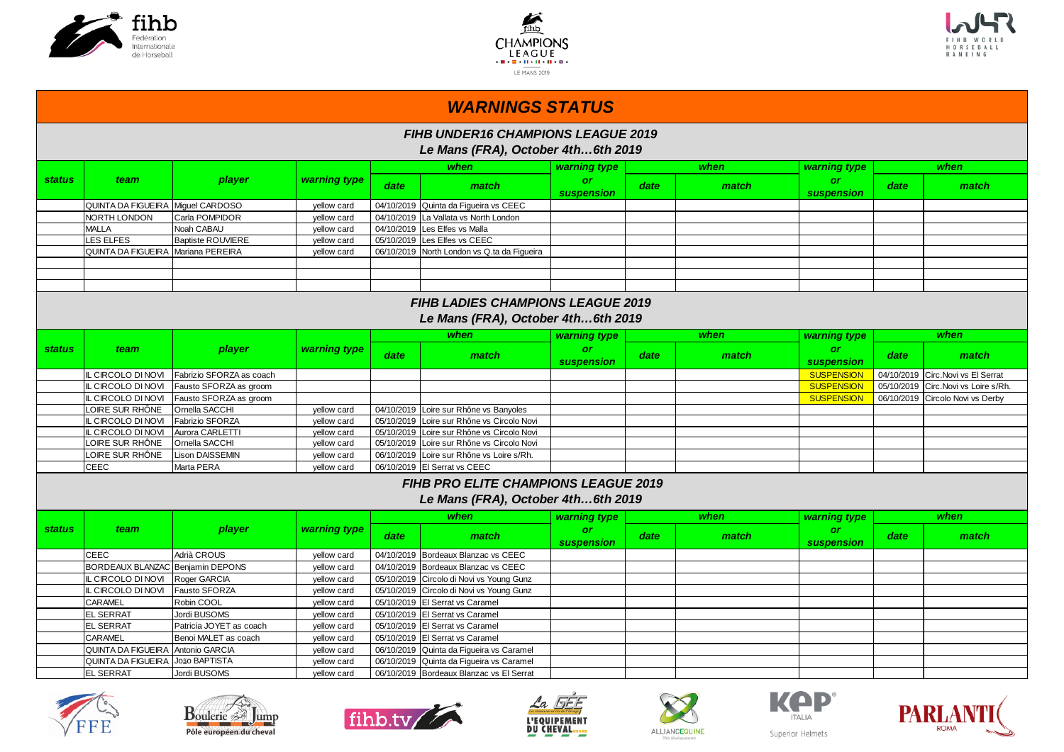# WARNINGS STATUS

## FIHB UNDER16 CHAMPIONS LEAGUE 2019

### Le Mans (FRA), October 4th…6th 2019

| status | team | player | warning type | when | | warning type or suspension | when | | warning type or suspension | when | |
|---|---|---|---|---|---|---|---|---|---|---|---|
| | | | | date | match | | date | match | | date | match |
| | QUINTA DA FIGUEIRA | Miguel CARDOSO | yellow card | 04/10/2019 | Quinta da Figueira vs CEEC | | | | | | |
| | NORTH LONDON | Carla POMPIDOR | yellow card | 04/10/2019 | La Vallata vs North London | | | | | | |
| | MALLA | Noah CABAU | yellow card | 04/10/2019 | Les Elfes vs Malla | | | | | | |
| | LES ELFES | Baptiste ROUVIERE | yellow card | 05/10/2019 | Les Elfes vs CEEC | | | | | | |
| | QUINTA DA FIGUEIRA | Mariana PEREIRA | yellow card | 06/10/2019 | North London vs Q.ta da Figueira | | | | | | |

## FIHB LADIES CHAMPIONS LEAGUE 2019

### Le Mans (FRA), October 4th…6th 2019

| status | team | player | warning type | when | | warning type or suspension | when | | warning type or suspension | when | |
|---|---|---|---|---|---|---|---|---|---|---|---|
| | | | | date | match | | date | match | | date | match |
| | IL CIRCOLO DI NOVI | Fabrizio SFORZA as coach | | | | | | | SUSPENSION | 04/10/2019 | Circ.Novi vs El Serrat |
| | IL CIRCOLO DI NOVI | Fausto SFORZA as groom | | | | | | | SUSPENSION | 05/10/2019 | Circ.Novi vs Loire s/Rh. |
| | IL CIRCOLO DI NOVI | Fausto SFORZA as groom | | | | | | | SUSPENSION | 06/10/2019 | Circolo Novi vs Derby |
| | LOIRE SUR RHÔNE | Ornella SACCHI | yellow card | 04/10/2019 | Loire sur Rhône vs Banyoles | | | | | | |
| | IL CIRCOLO DI NOVI | Fabrizio SFORZA | yellow card | 05/10/2019 | Loire sur Rhône vs Circolo Novi | | | | | | |
| | IL CIRCOLO DI NOVI | Aurora CARLETTI | yellow card | 05/10/2019 | Loire sur Rhône vs Circolo Novi | | | | | | |
| | LOIRE SUR RHÔNE | Ornella SACCHI | yellow card | 05/10/2019 | Loire sur Rhône vs Circolo Novi | | | | | | |
| | LOIRE SUR RHÔNE | Lison DAISSEMIN | yellow card | 06/10/2019 | Loire sur Rhône vs Loire s/Rh. | | | | | | |
| | CEEC | Marta PERA | yellow card | 06/10/2019 | El Serrat vs CEEC | | | | | | |

## FIHB PRO ELITE CHAMPIONS LEAGUE 2019

### Le Mans (FRA), October 4th…6th 2019

| status | team | player | warning type | when | | warning type or suspension | when | | warning type or suspension | when | |
|---|---|---|---|---|---|---|---|---|---|---|---|
| | | | | date | match | | date | match | | date | match |
| | CEEC | Adrià CROUS | yellow card | 04/10/2019 | Bordeaux Blanzac vs CEEC | | | | | | |
| | BORDEAUX BLANZAC | Benjamin DEPONS | yellow card | 04/10/2019 | Bordeaux Blanzac vs CEEC | | | | | | |
| | IL CIRCOLO DI NOVI | Roger GARCIA | yellow card | 05/10/2019 | Circolo di Novi vs Young Gunz | | | | | | |
| | IL CIRCOLO DI NOVI | Fausto SFORZA | yellow card | 05/10/2019 | Circolo di Novi vs Young Gunz | | | | | | |
| | CARAMEL | Robin COOL | yellow card | 05/10/2019 | El Serrat vs Caramel | | | | | | |
| | EL SERRAT | Jordi BUSOMS | yellow card | 05/10/2019 | El Serrat vs Caramel | | | | | | |
| | EL SERRAT | Patricia JOYET as coach | yellow card | 05/10/2019 | El Serrat vs Caramel | | | | | | |
| | CARAMEL | Benoi MALET as coach | yellow card | 05/10/2019 | El Serrat vs Caramel | | | | | | |
| | QUINTA DA FIGUEIRA | Antonio GARCIA | yellow card | 06/10/2019 | Quinta da Figueira vs Caramel | | | | | | |
| | QUINTA DA FIGUEIRA | João BAPTISTA | yellow card | 06/10/2019 | Quinta da Figueira vs Caramel | | | | | | |
| | EL SERRAT | Jordi BUSOMS | yellow card | 06/10/2019 | Bordeaux Blanzac vs El Serrat | | | | | | |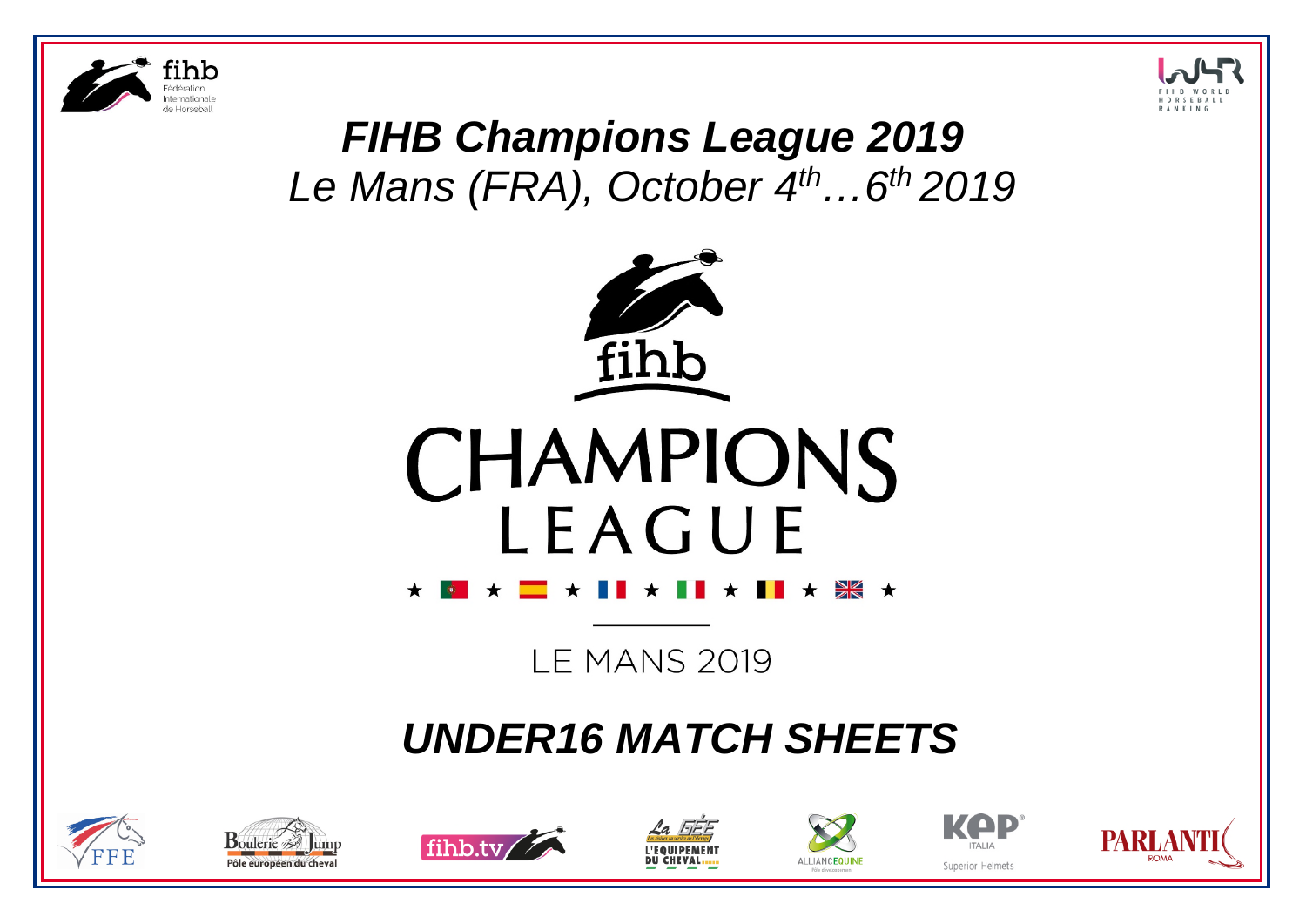# *FIHB Champions League 2019*

*Le Mans (FRA), October 4th…6th 2019*

CHAMPIONS LEAGUE

LE MANS 2019

## *UNDER16 MATCH SHEETS*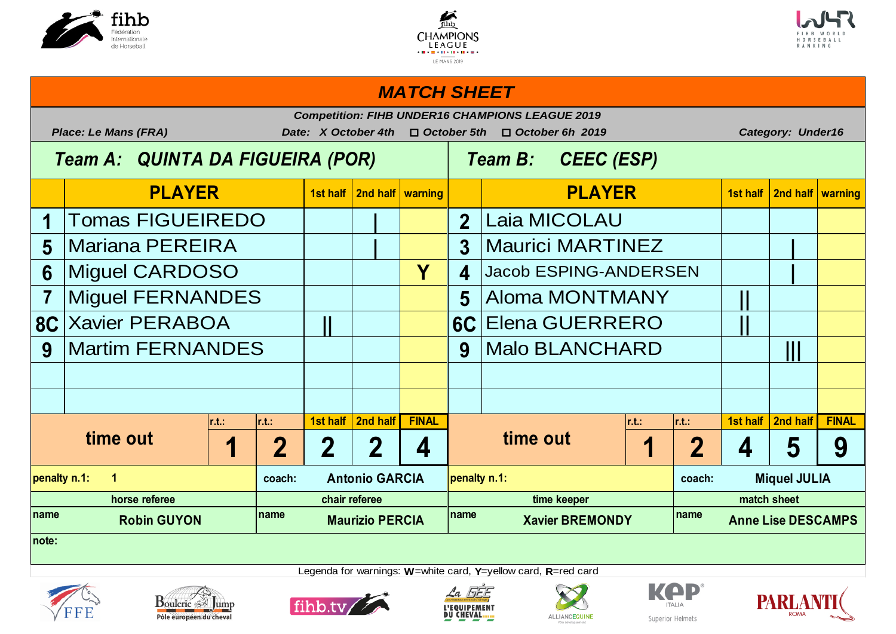# MATCH SHEET

***Competition: FIHB UNDER16 CHAMPIONS LEAGUE 2019***

***Place: Le Mans (FRA)*** — ***Date: X October 4th ☐ October 5th ☐ October 6h 2019*** — ***Category: Under16***

| | Team A: QUINTA DA FIGUEIRA (POR) | | | | | Team B: CEEC (ESP) | | | |
|---|---|---|---|---|---|---|---|---|---|
| | **PLAYER** | **1st half** | **2nd half** | **warning** | | **PLAYER** | **1st half** | **2nd half** | **warning** |
| 1 | Tomas FIGUEIREDO | | I | | 2 | Laia MICOLAU | | | |
| 5 | Mariana PEREIRA | | I | | 3 | Maurici MARTINEZ | | I | |
| 6 | Miguel CARDOSO | | | Y | 4 | Jacob ESPING-ANDERSEN | | I | |
| 7 | Miguel FERNANDES | | | | 5 | Aloma MONTMANY | II | | |
| 8C | Xavier PERABOA | II | | | 6C | Elena GUERRERO | II | | |
| 9 | Martim FERNANDES | | | | 9 | Malo BLANCHARD | | III | |
| | | | | | | | | | |
| | | | | | | | | | |

| | r.t.: | r.t.: | 1st half | 2nd half | FINAL | | r.t.: | r.t.: | 1st half | 2nd half | FINAL |
|---|---|---|---|---|---|---|---|---|---|---|---|
| **time out** | 1 | 2 | 2 | 2 | 4 | **time out** | 1 | 2 | 4 | 5 | 9 |

| | | | |
|---|---|---|---|
| penalty n.1: 1 | coach: Antonio GARCIA | penalty n.1: | coach: Miquel JULIA |
| horse referee | chair referee | time keeper | match sheet |
| name Robin GUYON | name Maurizio PERCIA | name Xavier BREMONDY | name Anne Lise DESCAMPS |

note:

Legenda for warnings: **W**=white card, **Y**=yellow card, **R**=red card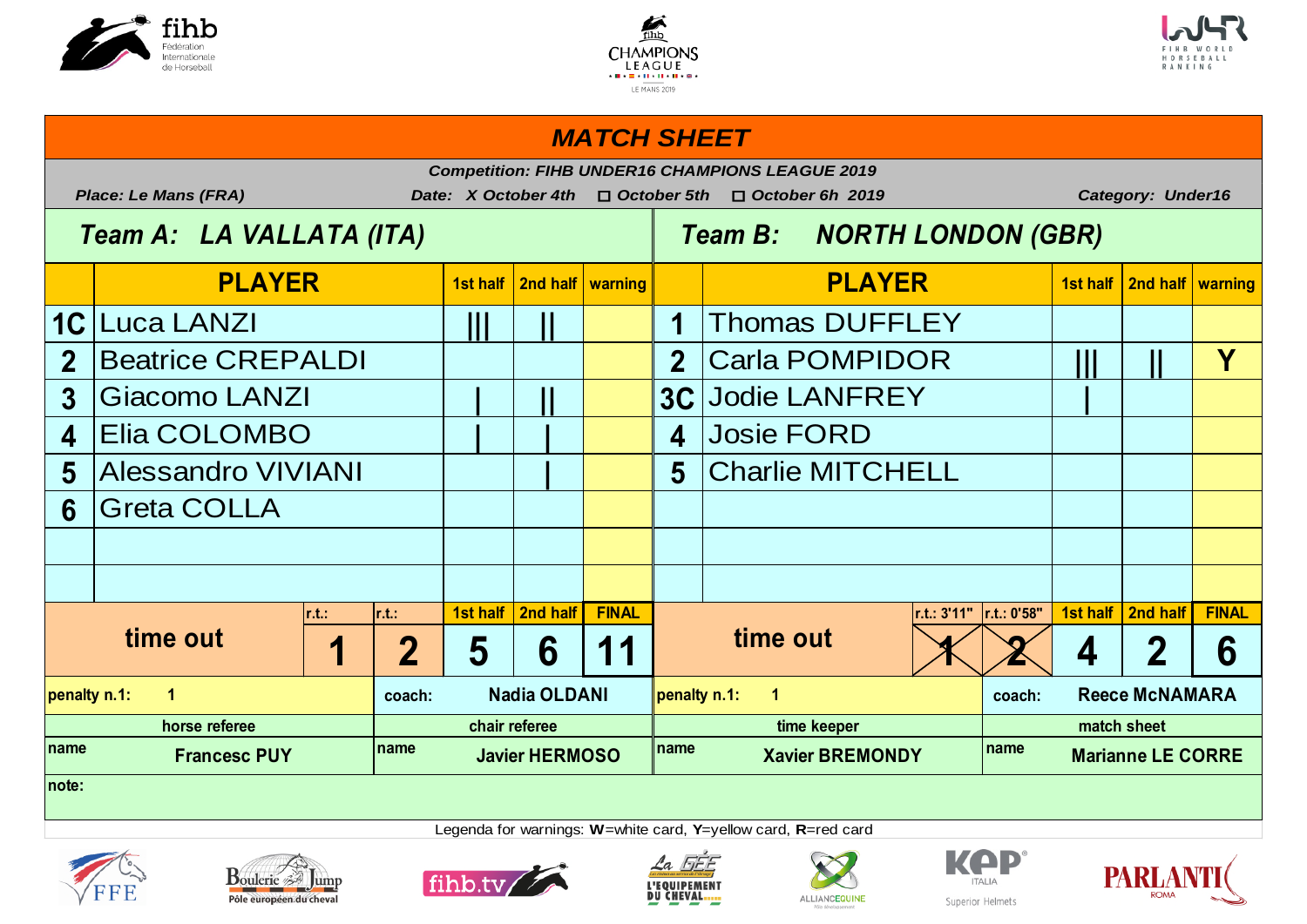# MATCH SHEET

**Competition: FIHB UNDER16 CHAMPIONS LEAGUE 2019**

**Place: Le Mans (FRA)** **Date: X October 4th ☐ October 5th ☐ October 6h 2019** **Category: Under16**

| | **Team A: LA VALLATA (ITA)** | | | | | **Team B: NORTH LONDON (GBR)** | | | |
|---|---|---|---|---|---|---|---|---|---|
| | **PLAYER** | **1st half** | **2nd half** | **warning** | | **PLAYER** | **1st half** | **2nd half** | **warning** |
| 1C | Luca LANZI | \|\|\| | \|\| | | 1 | Thomas DUFFLEY | | | |
| 2 | Beatrice CREPALDI | | | | 2 | Carla POMPIDOR | \|\|\| | \|\| | Y |
| 3 | Giacomo LANZI | \| | \|\| | | 3C | Jodie LANFREY | \| | | |
| 4 | Elia COLOMBO | \| | \| | | 4 | Josie FORD | | | |
| 5 | Alessandro VIVIANI | | \| | | 5 | Charlie MITCHELL | | | |
| 6 | Greta COLLA | | | | | | | | |

| | r.t.: | r.t.: | 1st half | 2nd half | FINAL | | r.t.: 3'11" | r.t.: 0'58" | 1st half | 2nd half | FINAL |
|---|---|---|---|---|---|---|---|---|---|---|---|
| **time out** | 1 | 2 | 5 | 6 | 11 | **time out** | ~~1~~ | ~~2~~ | 4 | 2 | 6 |

| | | | |
|---|---|---|---|
| **penalty n.1:** 1 | **coach:** Nadia OLDANI | **penalty n.1:** 1 | **coach:** Reece McNAMARA |
| **horse referee** | **chair referee** | **time keeper** | **match sheet** |
| **name** Francesc PUY | **name** Javier HERMOSO | **name** Xavier BREMONDY | **name** Marianne LE CORRE |

**note:**

Legenda for warnings: **W**=white card, **Y**=yellow card, **R**=red card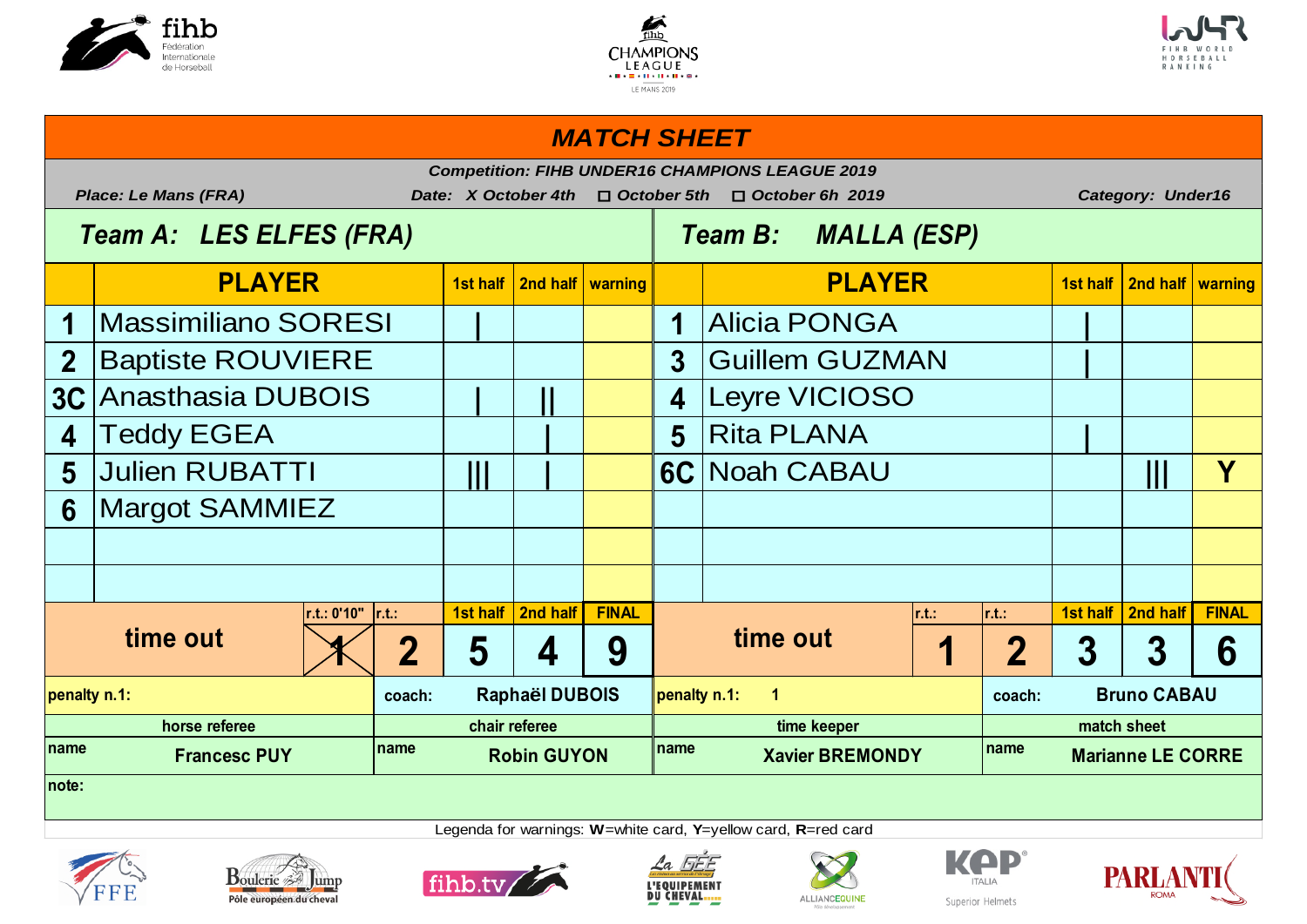# MATCH SHEET

**Competition: FIHB UNDER16 CHAMPIONS LEAGUE 2019**

**Place: Le Mans (FRA)** | **Date: X October 4th ☐ October 5th ☐ October 6h 2019** | **Category: Under16**

| | Team A: LES ELFES (FRA) | | | | | Team B: MALLA (ESP) | | | |
|---|---|---|---|---|---|---|---|---|---|
| | PLAYER | 1st half | 2nd half | warning | | PLAYER | 1st half | 2nd half | warning |
| 1 | Massimiliano SORESI | \| | | | 1 | Alicia PONGA | \| | | |
| 2 | Baptiste ROUVIERE | | | | 3 | Guillem GUZMAN | \| | | |
| 3C | Anasthasia DUBOIS | \| | \|\| | | 4 | Leyre VICIOSO | | | |
| 4 | Teddy EGEA | | \| | | 5 | Rita PLANA | \| | | |
| 5 | Julien RUBATTI | \|\|\| | \| | | 6C | Noah CABAU | | \|\|\| | Y |
| 6 | Margot SAMMIEZ | | | | | | | | |
| | | | | | | | | | |
| | | | | | | | | | |

| Team | time out | r.t.: | r.t.: | 1st half | 2nd half | FINAL |
|---|---|---|---|---|---|---|
| Team A | time out | r.t.: 0'10" ~~1~~ | 2 | 5 | 4 | 9 |
| Team B | time out | 1 | 2 | 3 | 3 | 6 |

| penalty n.1: | coach: Raphaël DUBOIS | penalty n.1: 1 | coach: Bruno CABAU |
|---|---|---|---|
| **horse referee** | **chair referee** | **time keeper** | **match sheet** |
| name: Francesc PUY | name: Robin GUYON | name: Xavier BREMONDY | name: Marianne LE CORRE |

note:

Legenda for warnings: **W**=white card, **Y**=yellow card, **R**=red card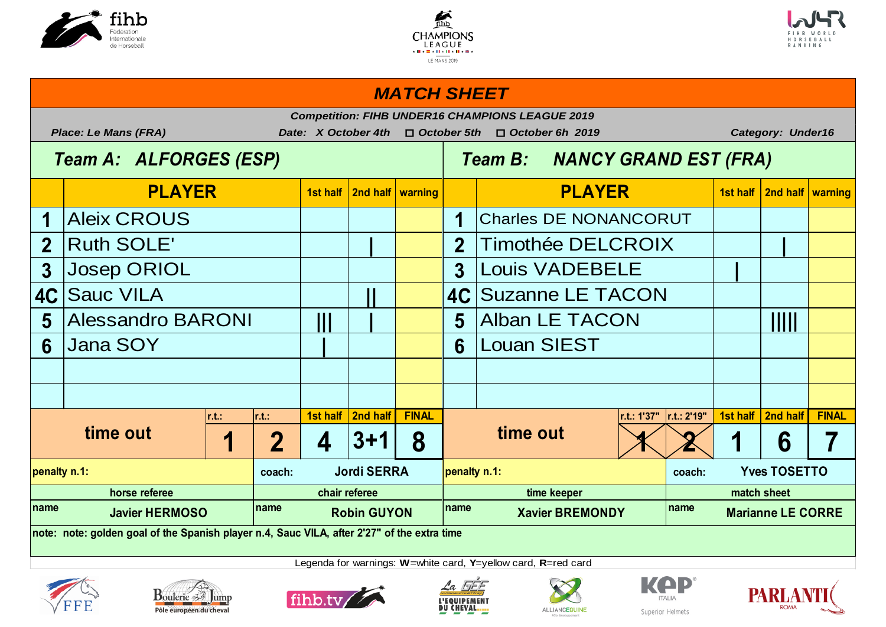# MATCH SHEET

**Competition: FIHB UNDER16 CHAMPIONS LEAGUE 2019**

**Place:** Le Mans (FRA) — **Date:** X October 4th ☐ October 5th ☐ October 6h 2019 — **Category:** Under16

| | Team A: ALFORGES (ESP) | 1st half | 2nd half | warning | | Team B: NANCY GRAND EST (FRA) | 1st half | 2nd half | warning |
|---|---|---|---|---|---|---|---|---|---|
| | **PLAYER** | | | | | **PLAYER** | | | |
| 1 | Aleix CROUS | | | | 1 | Charles DE NONANCORUT | | | |
| 2 | Ruth SOLE' | | I | | 2 | Timothée DELCROIX | | I | |
| 3 | Josep ORIOL | | | | 3 | Louis VADEBELE | I | | |
| 4C | Sauc VILA | | II | | 4C | Suzanne LE TACON | | | |
| 5 | Alessandro BARONI | III | I | | 5 | Alban LE TACON | | IIIII | |
| 6 | Jana SOY | I | | | 6 | Louan SIEST | | | |
| | | | | | | | | | |
| | | | | | | | | | |

| | r.t.: | r.t.: | 1st half | 2nd half | FINAL | | r.t.: 1'37" | r.t.: 2'19" | 1st half | 2nd half | FINAL |
|---|---|---|---|---|---|---|---|---|---|---|---|
| time out | 1 | 2 | 4 | 3+1 | 8 | time out | ~~1~~ | ~~2~~ | 1 | 6 | 7 |

| penalty n.1: | coach: Jordi SERRA | penalty n.1: | coach: Yves TOSETTO |
|---|---|---|---|
| **horse referee** | **chair referee** | **time keeper** | **match sheet** |
| name: Javier HERMOSO | name: Robin GUYON | name: Xavier BREMONDY | name: Marianne LE CORRE |

note: note: golden goal of the Spanish player n.4, Sauc VILA, after 2'27" of the extra time

Legenda for warnings: **W**=white card, **Y**=yellow card, **R**=red card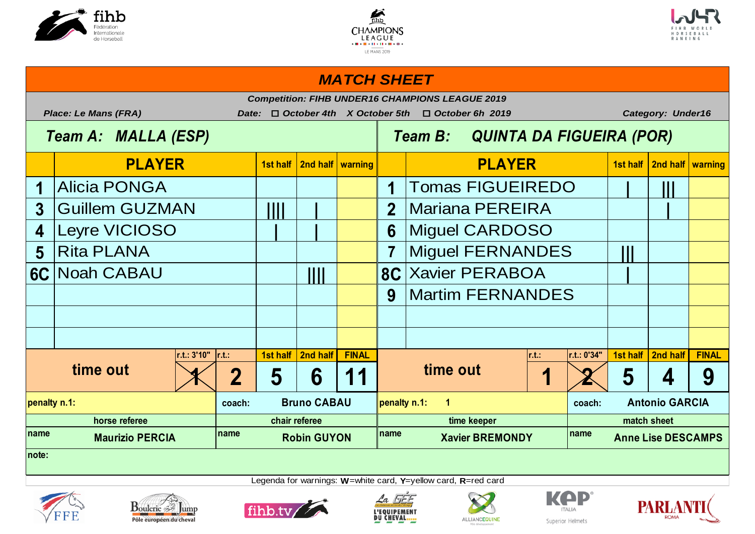# MATCH SHEET

**Competition: FIHB UNDER16 CHAMPIONS LEAGUE 2019**

*Place: Le Mans (FRA)* *Date: ☐ October 4th X October 5th ☐ October 6h 2019* *Category: Under16*

| | Team A: MALLA (ESP) | | | | | Team B: QUINTA DA FIGUEIRA (POR) | | | |
|---|---|---|---|---|---|---|---|---|---|
| | PLAYER | 1st half | 2nd half | warning | | PLAYER | 1st half | 2nd half | warning |
| 1 | Alicia PONGA | | | | 1 | Tomas FIGUEIREDO | I | III | |
| 3 | Guillem GUZMAN | IIII | I | | 2 | Mariana PEREIRA | | I | |
| 4 | Leyre VICIOSO | I | I | | 6 | Miguel CARDOSO | | | |
| 5 | Rita PLANA | | | | 7 | Miguel FERNANDES | III | | |
| 6C | Noah CABAU | | IIII | | 8C | Xavier PERABOA | I | | |
| | | | | | 9 | Martim FERNANDES | | | |
| | | | | | | | | | |
| | | | | | | | | | |

| time out | r.t.: 3'10" | r.t.: | 1st half | 2nd half | FINAL | time out | r.t.: | r.t.: 0'34" | 1st half | 2nd half | FINAL |
|---|---|---|---|---|---|---|---|---|---|---|---|
| | ~~1~~ | 2 | 5 | 6 | 11 | | 1 | ~~2~~ | 5 | 4 | 9 |

| penalty n.1: | coach: Bruno CABAU | penalty n.1: 1 | coach: Antonio GARCIA |
|---|---|---|---|
| horse referee | chair referee | time keeper | match sheet |
| name: Maurizio PERCIA | name: Robin GUYON | name: Xavier BREMONDY | name: Anne Lise DESCAMPS |

note:

Legenda for warnings: **W**=white card, **Y**=yellow card, **R**=red card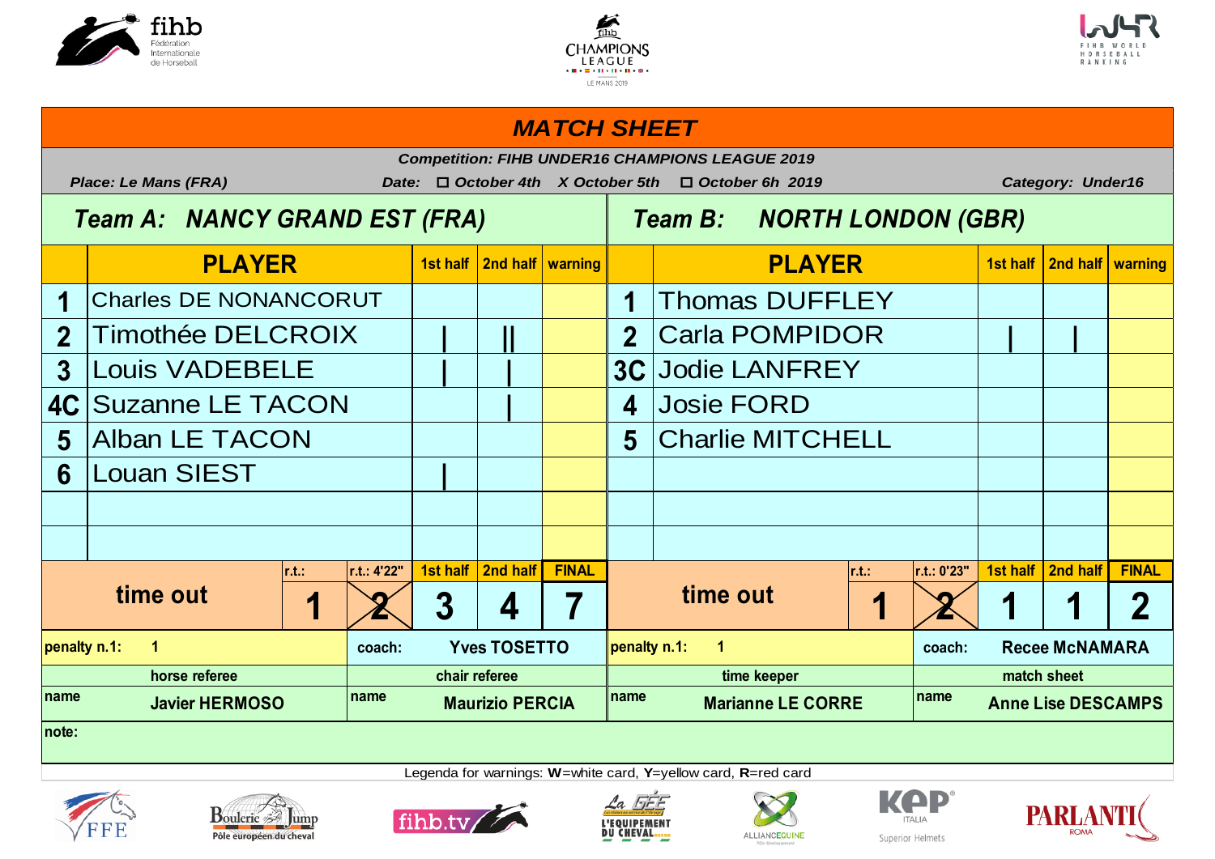# MATCH SHEET

***Competition: FIHB UNDER16 CHAMPIONS LEAGUE 2019***

***Place: Le Mans (FRA)*** ***Date: ☐ October 4th X October 5th ☐ October 6h 2019*** ***Category: Under16***

| | Team A: NANCY GRAND EST (FRA) | | | | | Team B: NORTH LONDON (GBR) | | | |
|---|---|---|---|---|---|---|---|---|---|
| | **PLAYER** | **1st half** | **2nd half** | **warning** | | **PLAYER** | **1st half** | **2nd half** | **warning** |
| **1** | Charles DE NONANCORUT | | | | **1** | Thomas DUFFLEY | | | |
| **2** | Timothée DELCROIX | \| | \|\| | | **2** | Carla POMPIDOR | \| | \| | |
| **3** | Louis VADEBELE | \| | \| | | **3C** | Jodie LANFREY | | | |
| **4C** | Suzanne LE TACON | | \| | | **4** | Josie FORD | | | |
| **5** | Alban LE TACON | | | | **5** | Charlie MITCHELL | | | |
| **6** | Louan SIEST | \| | | | | | | | |
| | | | | | | | | | |
| | | | | | | | | | |

| time out | r.t.: | r.t.: 4'22" | 1st half | 2nd half | FINAL | time out | r.t.: | r.t.: 0'23" | 1st half | 2nd half | FINAL |
|---|---|---|---|---|---|---|---|---|---|---|---|
| | **1** | ~~**2**~~ | **3** | **4** | **7** | | **1** | ~~**2**~~ | **1** | **1** | **2** |

| penalty n.1: 1 | coach: Yves TOSETTO | penalty n.1: 1 | coach: Recee McNAMARA |
|---|---|---|---|
| horse referee | chair referee | time keeper | match sheet |
| name Javier HERMOSO | name Maurizio PERCIA | name Marianne LE CORRE | name Anne Lise DESCAMPS |

note:

Legenda for warnings: **W**=white card, **Y**=yellow card, **R**=red card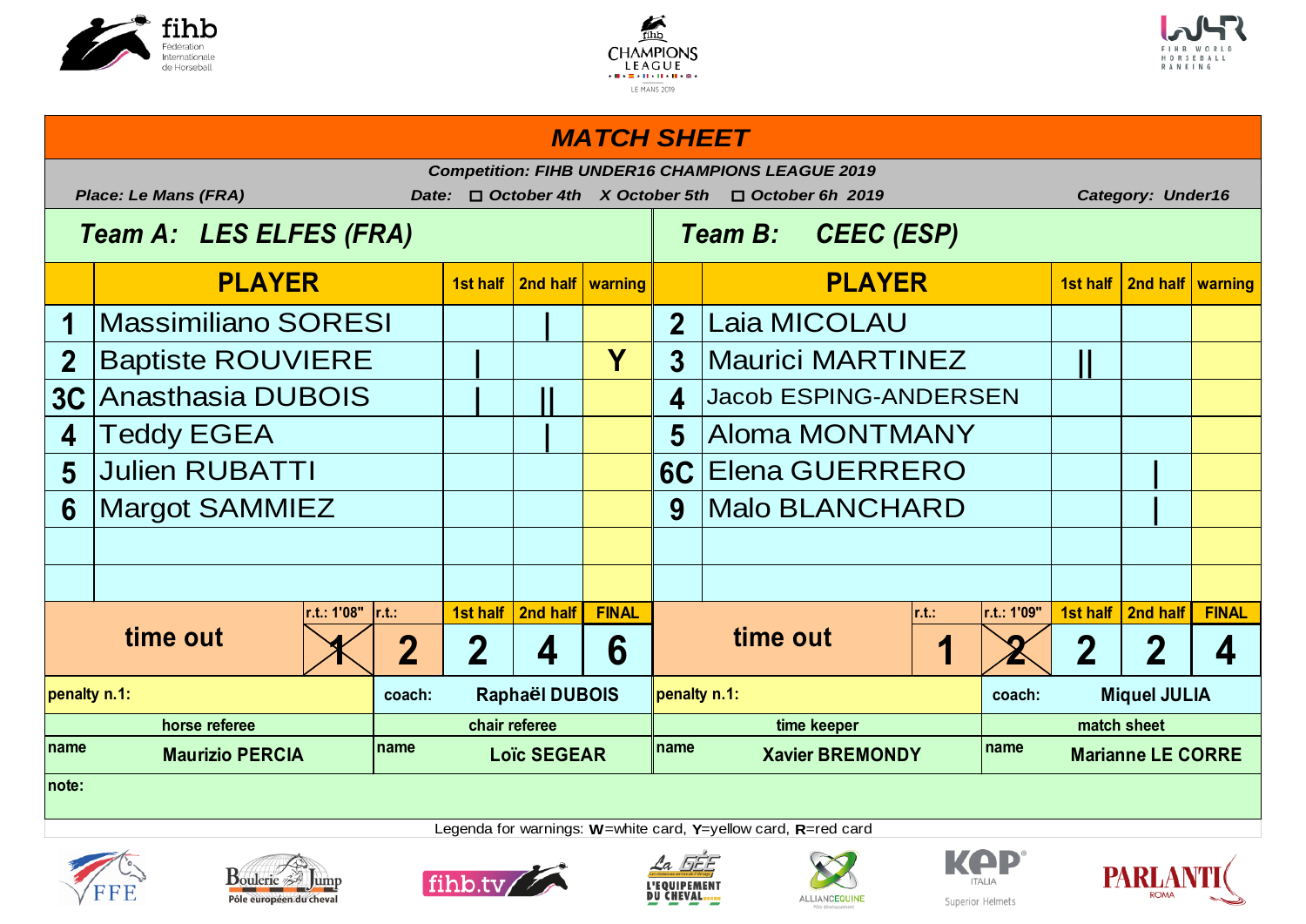# MATCH SHEET

**Competition: FIHB UNDER16 CHAMPIONS LEAGUE 2019**

**Place: Le Mans (FRA)** **Date:** ☐ October 4th X October 5th ☐ October 6h 2019 **Category: Under16**

| | Team A: LES ELFES (FRA) | 1st half | 2nd half | warning | | Team B: CEEC (ESP) | 1st half | 2nd half | warning |
|---|---|---|---|---|---|---|---|---|---|
| | **PLAYER** | | | | | **PLAYER** | | | |
| 1 | Massimiliano SORESI | | I | | 2 | Laia MICOLAU | | | |
| 2 | Baptiste ROUVIERE | I | | Y | 3 | Maurici MARTINEZ | II | | |
| 3C | Anasthasia DUBOIS | I | II | | 4 | Jacob ESPING-ANDERSEN | | | |
| 4 | Teddy EGEA | | I | | 5 | Aloma MONTMANY | | | |
| 5 | Julien RUBATTI | | | | 6C | Elena GUERRERO | | I | |
| 6 | Margot SAMMIEZ | | | | 9 | Malo BLANCHARD | | I | |

| | r.t.: 1'08" | r.t.: | 1st half | 2nd half | FINAL | | r.t.: | r.t.: 1'09" | 1st half | 2nd half | FINAL |
|---|---|---|---|---|---|---|---|---|---|---|---|
| time out | ~~1~~ | 2 | 2 | 4 | 6 | time out | 1 | ~~2~~ | 2 | 2 | 4 |

| penalty n.1: | coach: Raphaël DUBOIS | penalty n.1: | coach: Miquel JULIA |
|---|---|---|---|
| horse referee | chair referee | time keeper | match sheet |
| name: Maurizio PERCIA | name: Loïc SEGEAR | name: Xavier BREMONDY | name: Marianne LE CORRE |

note:

Legenda for warnings: **W**=white card, **Y**=yellow card, **R**=red card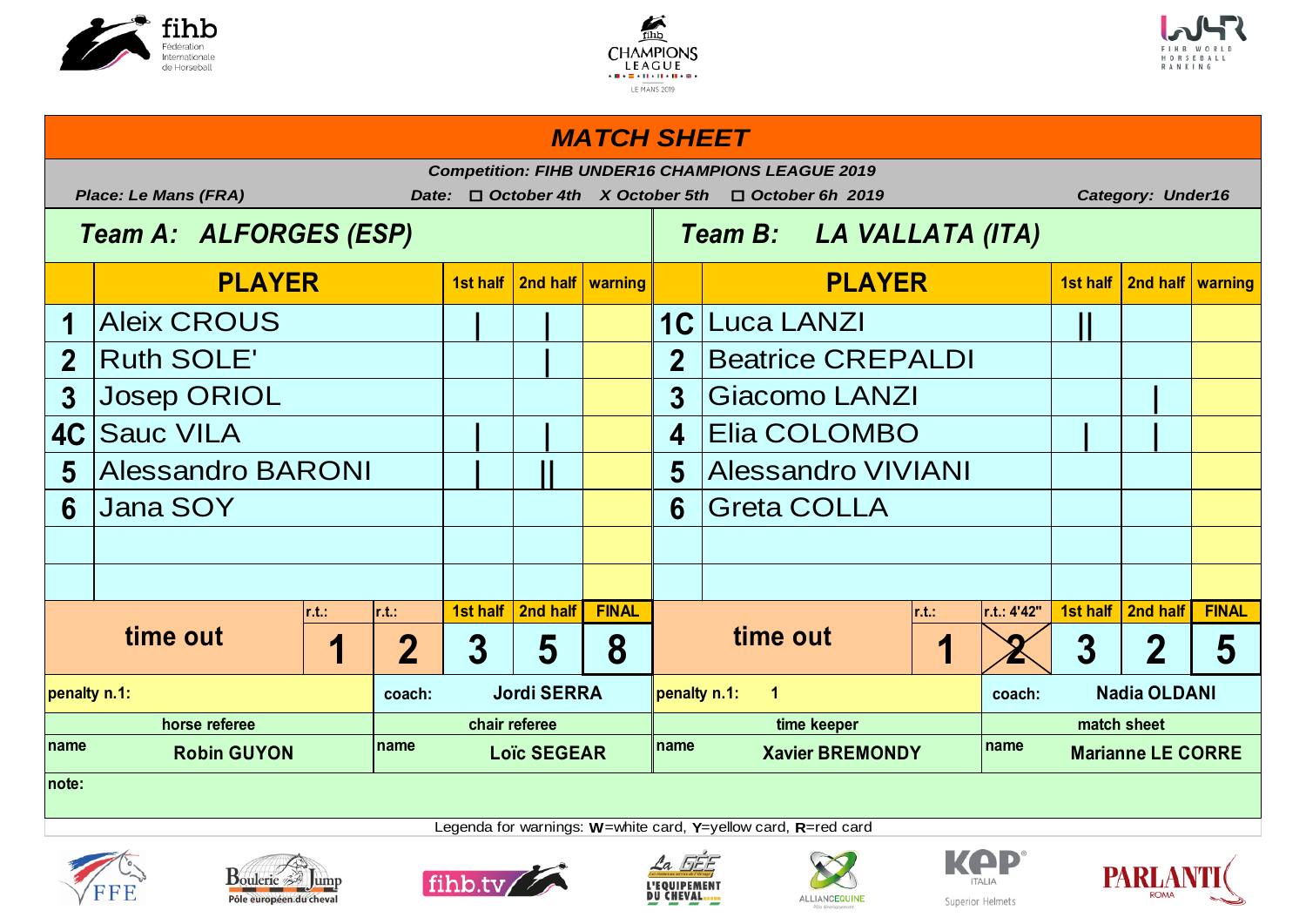# MATCH SHEET

**Competition: FIHB UNDER16 CHAMPIONS LEAGUE 2019**

**Place: Le Mans (FRA)** | **Date:** ☐ October 4th X October 5th ☐ October 6h 2019 | **Category: Under16**

| | **Team A: ALFORGES (ESP)** | 1st half | 2nd half | warning | | **Team B: LA VALLATA (ITA)** | 1st half | 2nd half | warning |
|---|---|---|---|---|---|---|---|---|---|
| **1** | Aleix CROUS | \| | \| | | **1C** | Luca LANZI | \|\| | | |
| **2** | Ruth SOLE' | | \| | | **2** | Beatrice CREPALDI | | | |
| **3** | Josep ORIOL | | | | **3** | Giacomo LANZI | | \| | |
| **4C** | Sauc VILA | \| | \| | | **4** | Elia COLOMBO | \| | \| | |
| **5** | Alessandro BARONI | \| | \|\| | | **5** | Alessandro VIVIANI | | | |
| **6** | Jana SOY | | | | **6** | Greta COLLA | | | |

| Team | time out r.t.: | r.t.: | 1st half | 2nd half | FINAL |
|---|---|---|---|---|---|
| Team A | 1 | 2 | 3 | 5 | 8 |
| Team B | 1 | r.t.: 4'42" 2 (crossed out) | 3 | 2 | 5 |

**penalty n.1:** (Team A) | **coach:** Jordi SERRA | **penalty n.1:** 1 (Team B) | **coach:** Nadia OLDANI

| horse referee | chair referee | time keeper | match sheet |
|---|---|---|---|
| name Robin GUYON | name Loïc SEGEAR | name Xavier BREMONDY | name Marianne LE CORRE |

**note:**

Legenda for warnings: **W**=white card, **Y**=yellow card, **R**=red card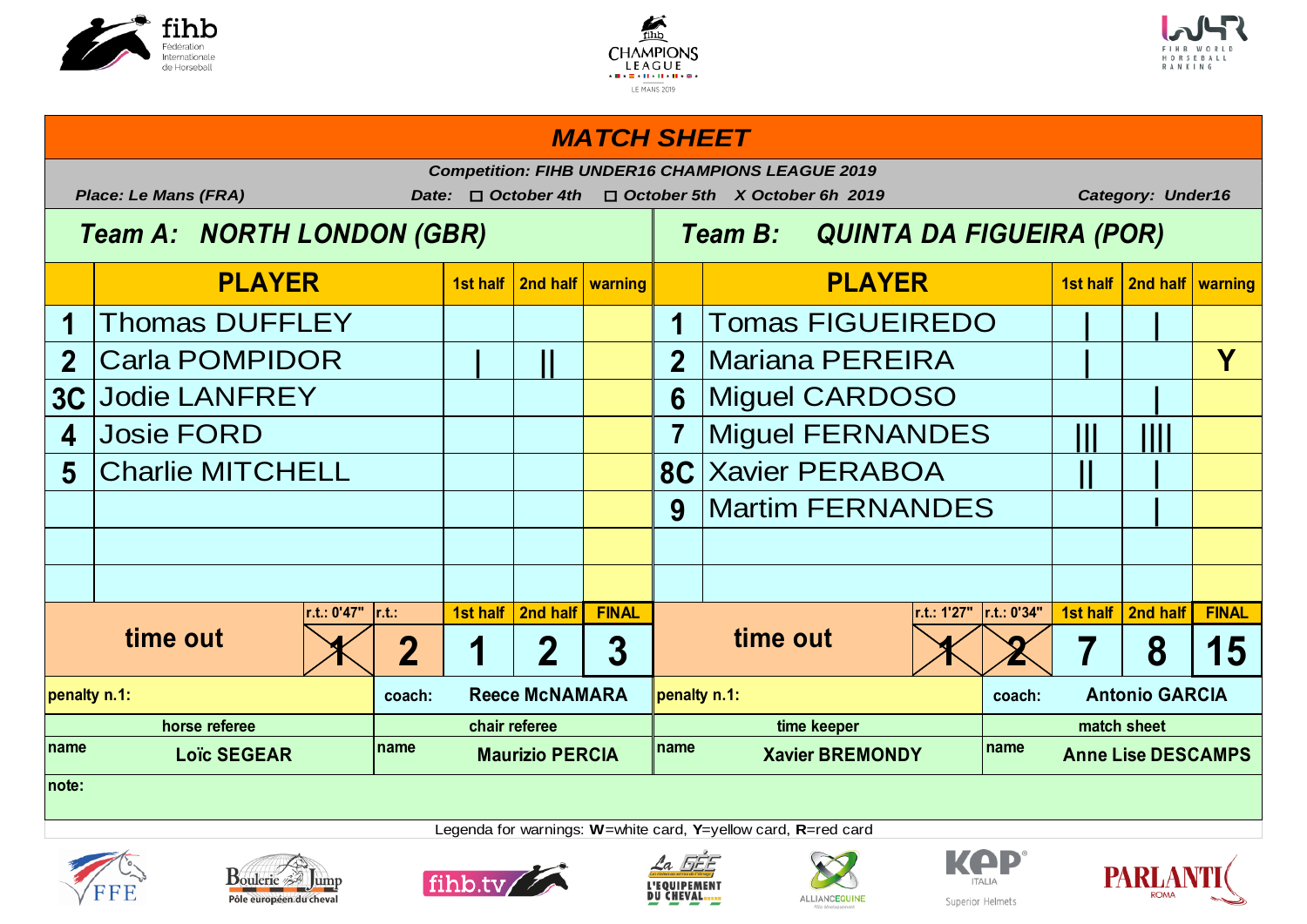# MATCH SHEET

**Competition: FIHB UNDER16 CHAMPIONS LEAGUE 2019**

**Place:** Le Mans (FRA) **Date:** ☐ October 4th ☐ October 5th X October 6h 2019 **Category:** Under16

| | Team A: NORTH LONDON (GBR) | | | | | Team B: QUINTA DA FIGUEIRA (POR) | | | |
|---|---|---|---|---|---|---|---|---|---|
| | PLAYER | 1st half | 2nd half | warning | | PLAYER | 1st half | 2nd half | warning |
| 1 | Thomas DUFFLEY | | | | 1 | Tomas FIGUEIREDO | \| | \| | |
| 2 | Carla POMPIDOR | \| | \|\| | | 2 | Mariana PEREIRA | \| | | Y |
| 3C | Jodie LANFREY | | | | 6 | Miguel CARDOSO | | \| | |
| 4 | Josie FORD | | | | 7 | Miguel FERNANDES | \|\|\| | \|\|\|\| | |
| 5 | Charlie MITCHELL | | | | 8C | Xavier PERABOA | \|\| | \| | |
| | | | | | 9 | Martim FERNANDES | | \| | |

| | r.t.: 0'47" | r.t.: | 1st half | 2nd half | FINAL | | r.t.: 1'27" | r.t.: 0'34" | 1st half | 2nd half | FINAL |
|---|---|---|---|---|---|---|---|---|---|---|---|
| time out | ~~1~~ | 2 | 1 | 2 | 3 | time out | ~~1~~ | ~~2~~ | 7 | 8 | 15 |

| penalty n.1: | coach: Reece McNAMARA | penalty n.1: | coach: Antonio GARCIA |
|---|---|---|---|
| **horse referee** | **chair referee** | **time keeper** | **match sheet** |
| name: Loïc SEGEAR | name: Maurizio PERCIA | name: Xavier BREMONDY | name: Anne Lise DESCAMPS |

note:

Legenda for warnings: **W**=white card, **Y**=yellow card, **R**=red card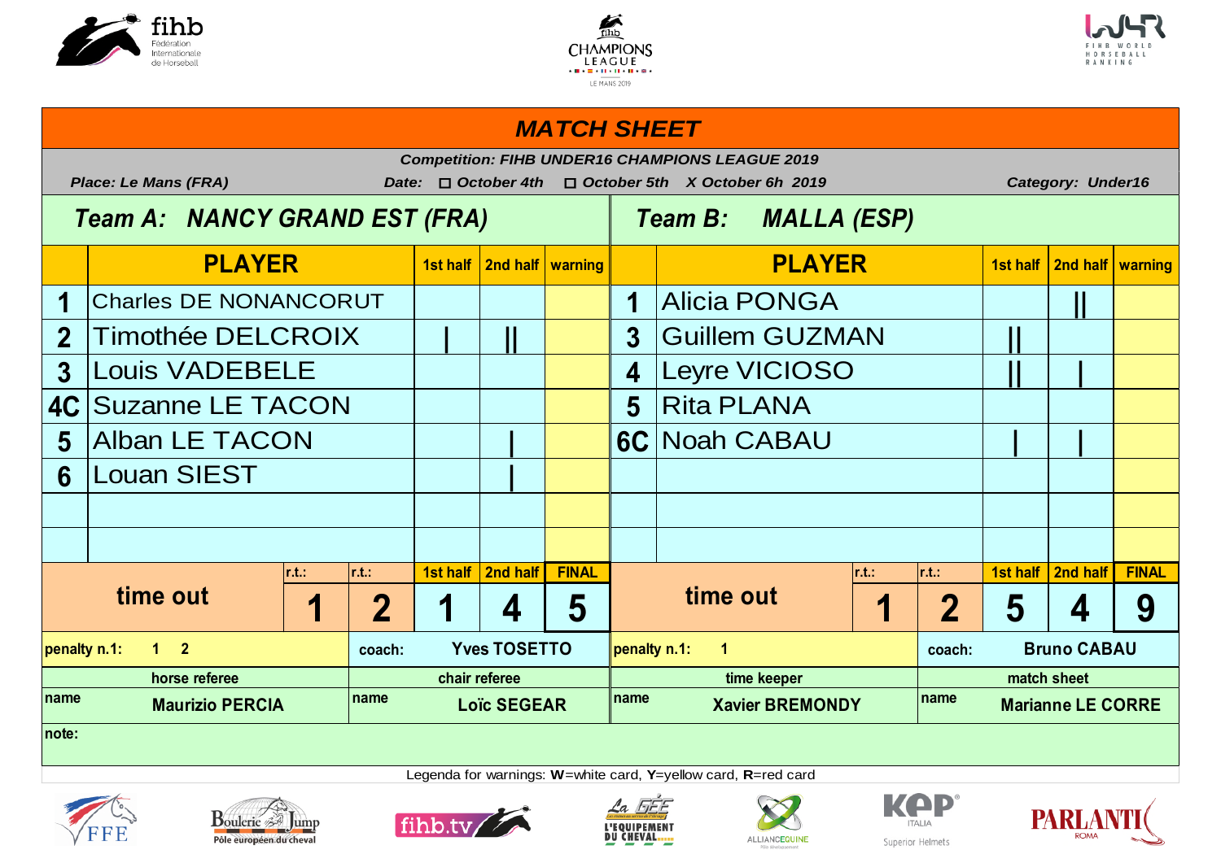# MATCH SHEET

**Competition: FIHB UNDER16 CHAMPIONS LEAGUE 2019**

**Place: Le Mans (FRA)** | **Date: ☐ October 4th ☐ October 5th X October 6h 2019** | **Category: Under16**

| Team A: NANCY GRAND EST (FRA) | | | | | Team B: MALLA (ESP) | | | | |
|---|---|---|---|---|---|---|---|---|---|
| | PLAYER | 1st half | 2nd half | warning | | PLAYER | 1st half | 2nd half | warning |
| 1 | Charles DE NONANCORUT | | | | 1 | Alicia PONGA | | II | |
| 2 | Timothée DELCROIX | I | II | | 3 | Guillem GUZMAN | II | | |
| 3 | Louis VADEBELE | | | | 4 | Leyre VICIOSO | II | I | |
| 4C | Suzanne LE TACON | | | | 5 | Rita PLANA | | | |
| 5 | Alban LE TACON | | I | | 6C | Noah CABAU | I | I | |
| 6 | Louan SIEST | | I | | | | | | |
| | | | | | | | | | |
| | | | | | | | | | |

| | r.t.: | r.t.: | 1st half | 2nd half | FINAL | | r.t.: | r.t.: | 1st half | 2nd half | FINAL |
|---|---|---|---|---|---|---|---|---|---|---|---|
| time out | 1 | 2 | 1 | 4 | 5 | time out | 1 | 2 | 5 | 4 | 9 |

| penalty n.1: 1 2 | coach: Yves TOSETTO | penalty n.1: 1 | coach: Bruno CABAU |
|---|---|---|---|
| horse referee | chair referee | time keeper | match sheet |
| name: Maurizio PERCIA | name: Loïc SEGEAR | name: Xavier BREMONDY | name: Marianne LE CORRE |

note:

Legenda for warnings: **W**=white card, **Y**=yellow card, **R**=red card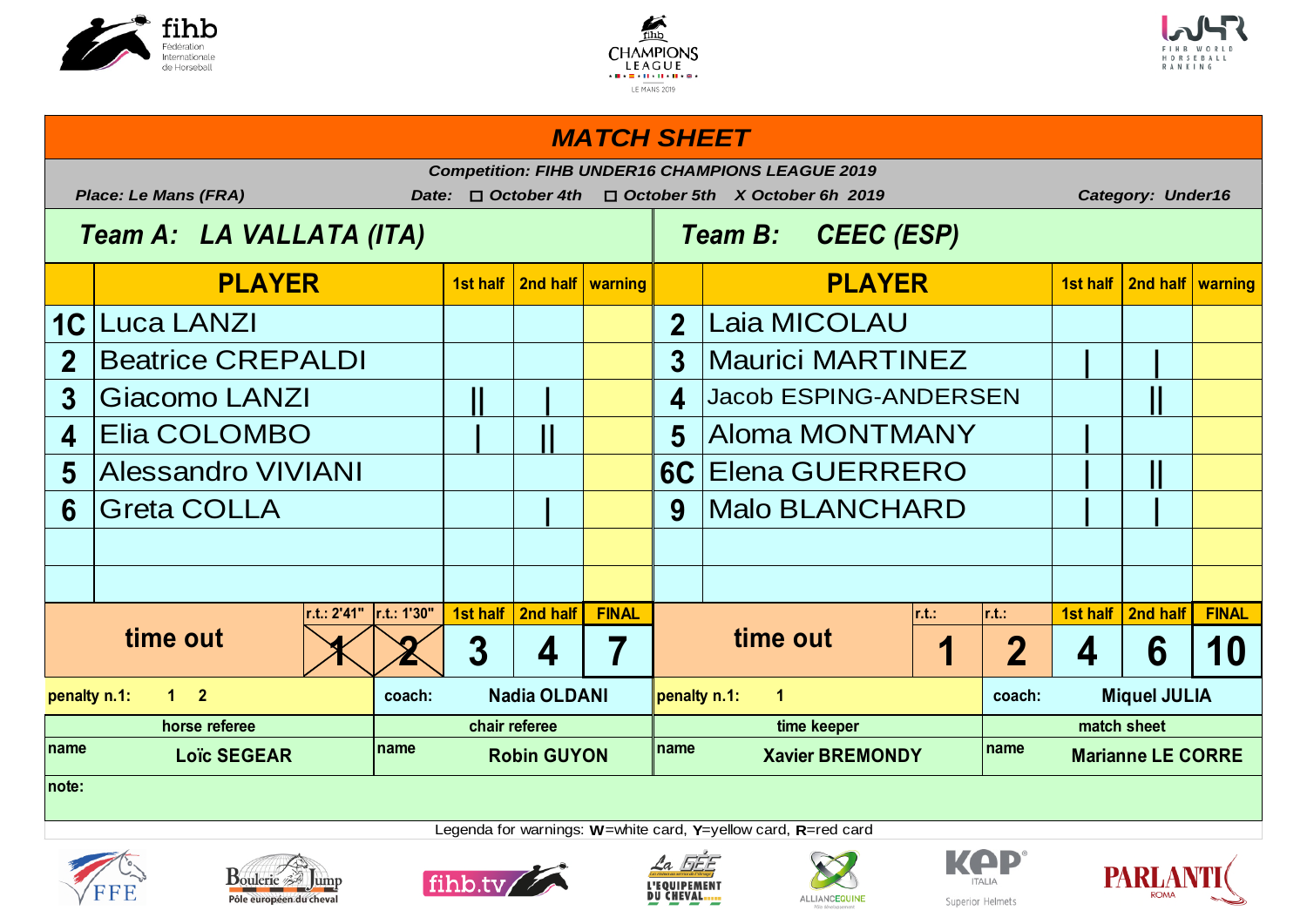# MATCH SHEET

**Competition: FIHB UNDER16 CHAMPIONS LEAGUE 2019**

**Place: Le Mans (FRA)** **Date: ☐ October 4th ☐ October 5th X October 6h 2019** **Category: Under16**

| Team A: LA VALLATA (ITA) | | | | | Team B: CEEC (ESP) | | | | |
|---|---|---|---|---|---|---|---|---|---|
| | **PLAYER** | **1st half** | **2nd half** | **warning** | | **PLAYER** | **1st half** | **2nd half** | **warning** |
| 1C | Luca LANZI | | | | 2 | Laia MICOLAU | | | |
| 2 | Beatrice CREPALDI | | | | 3 | Maurici MARTINEZ | I | I | |
| 3 | Giacomo LANZI | II | I | | 4 | Jacob ESPING-ANDERSEN | | II | |
| 4 | Elia COLOMBO | I | II | | 5 | Aloma MONTMANY | I | | |
| 5 | Alessandro VIVIANI | | | | 6C | Elena GUERRERO | I | II | |
| 6 | Greta COLLA | | I | | 9 | Malo BLANCHARD | I | I | |

| time out | r.t.: 2'41" | r.t.: 1'30" | 1st half | 2nd half | FINAL | time out | r.t.: | r.t.: | 1st half | 2nd half | FINAL |
|---|---|---|---|---|---|---|---|---|---|---|---|
| | ~~1~~ | ~~2~~ | 3 | 4 | 7 | | 1 | 2 | 4 | 6 | 10 |

| | | | |
|---|---|---|---|
| penalty n.1: 1 2 | coach: Nadia OLDANI | penalty n.1: 1 | coach: Miquel JULIA |
| horse referee | chair referee | time keeper | match sheet |
| name Loïc SEGEAR | name Robin GUYON | name Xavier BREMONDY | name Marianne LE CORRE |

note:

Legenda for warnings: **W**=white card, **Y**=yellow card, **R**=red card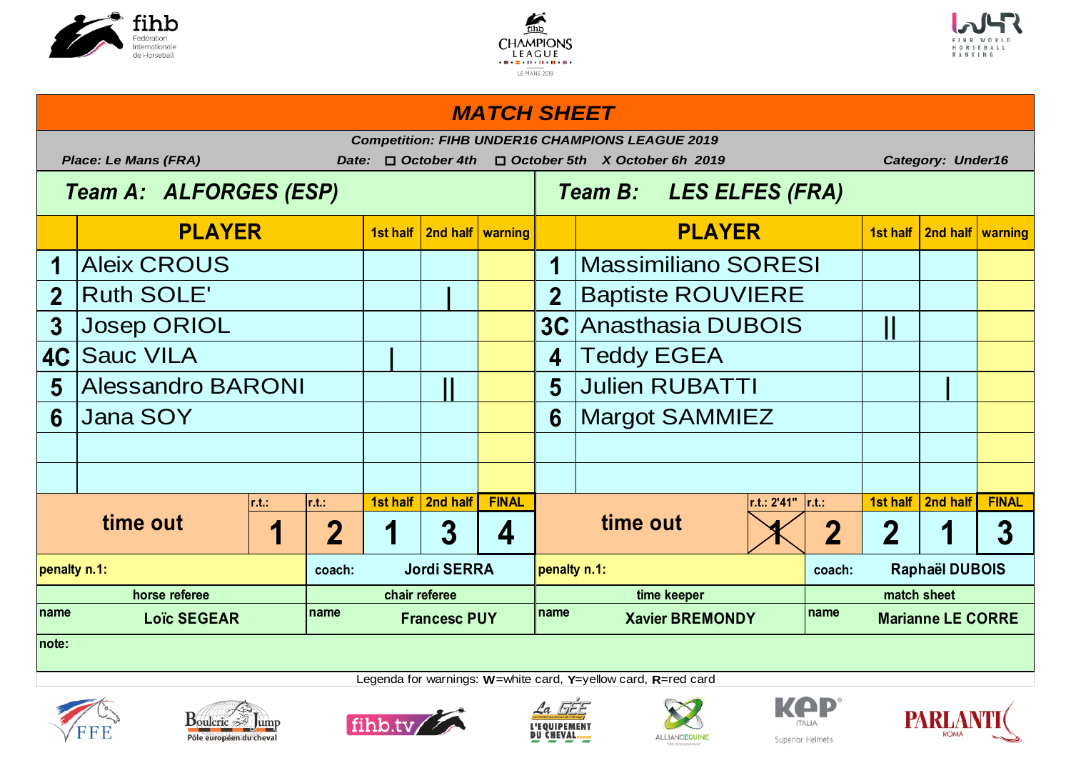# MATCH SHEET

***Competition: FIHB UNDER16 CHAMPIONS LEAGUE 2019***

***Place: Le Mans (FRA)*** ***Date: ☐ October 4th ☐ October 5th X October 6h 2019*** ***Category: Under16***

| ***Team A: ALFORGES (ESP)*** | | | | | ***Team B: LES ELFES (FRA)*** | | | | |
|---|---|---|---|---|---|---|---|---|---|
| | **PLAYER** | **1st half** | **2nd half** | **warning** | | **PLAYER** | **1st half** | **2nd half** | **warning** |
| **1** | Aleix CROUS | | | | **1** | Massimiliano SORESI | | | |
| **2** | Ruth SOLE' | | \| | | **2** | Baptiste ROUVIERE | | | |
| **3** | Josep ORIOL | | | | **3C** | Anasthasia DUBOIS | \|\| | | |
| **4C** | Sauc VILA | \| | | | **4** | Teddy EGEA | | | |
| **5** | Alessandro BARONI | | \|\| | | **5** | Julien RUBATTI | | \| | |
| **6** | Jana SOY | | | | **6** | Margot SAMMIEZ | | | |

| time out | r.t.: | r.t.: | 1st half | 2nd half | FINAL | time out | r.t.: 2'41" | r.t.: | 1st half | 2nd half | FINAL |
|---|---|---|---|---|---|---|---|---|---|---|---|
| | 1 | 2 | 1 | 3 | 4 | | ~~1~~ | 2 | 2 | 1 | 3 |

| penalty n.1: | coach: Jordi SERRA | penalty n.1: | coach: Raphaël DUBOIS |
|---|---|---|---|
| **horse referee** | **chair referee** | **time keeper** | **match sheet** |
| name: Loïc SEGEAR | name: Francesc PUY | name: Xavier BREMONDY | name: Marianne LE CORRE |

**note:**

Legenda for warnings: **W**=white card, **Y**=yellow card, **R**=red card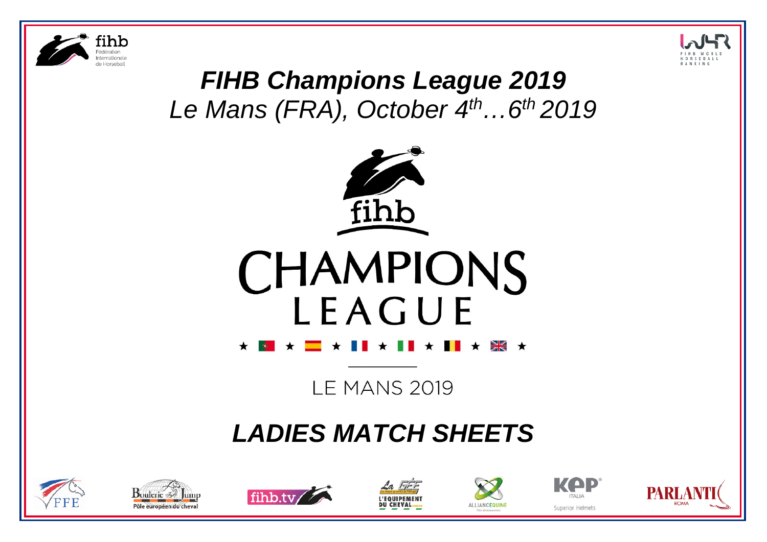# *FIHB Champions League 2019*

*Le Mans (FRA), October 4th…6th 2019*

fihb

CHAMPIONS LEAGUE

LE MANS 2019

## *LADIES MATCH SHEETS*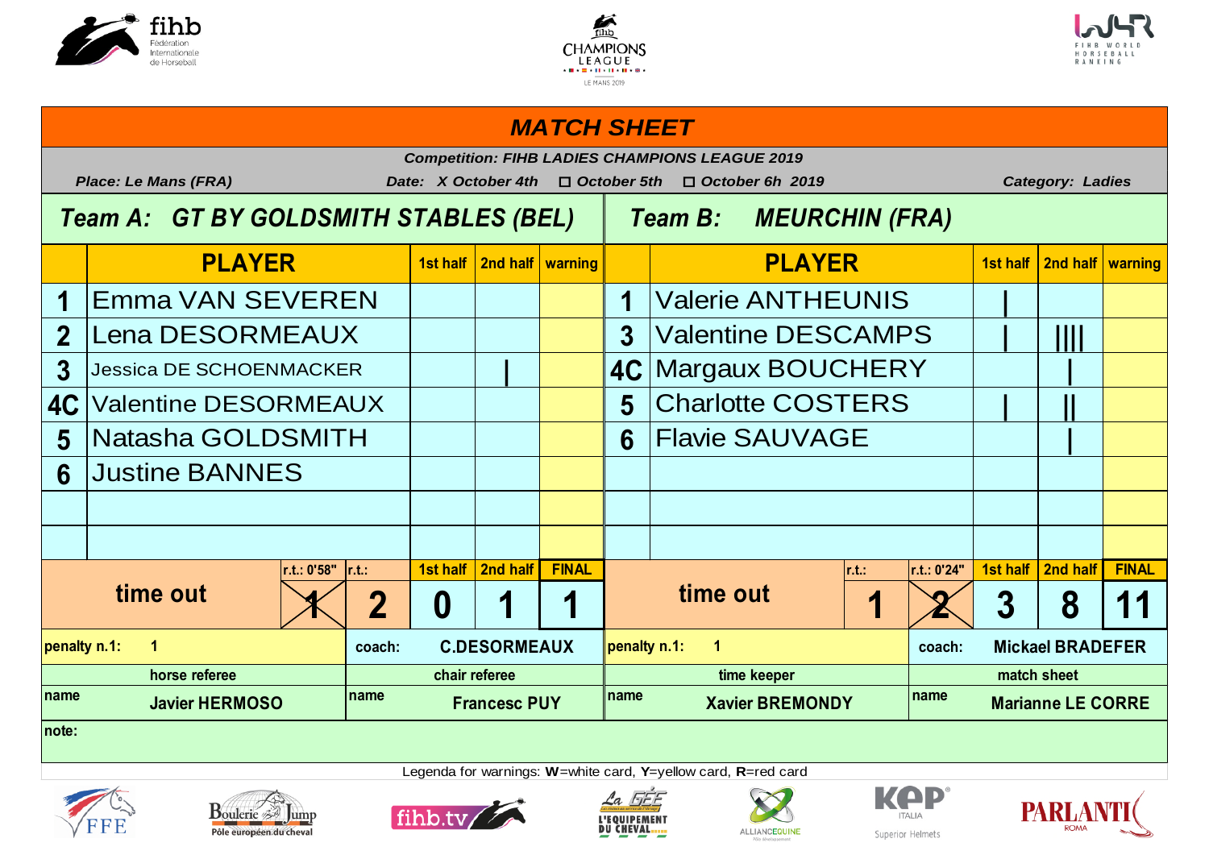# MATCH SHEET

**Competition: FIHB LADIES CHAMPIONS LEAGUE 2019**

*Place: Le Mans (FRA)* — *Date: X October 4th ☐ October 5th ☐ October 6h 2019* — *Category: Ladies*

| | **Team A: GT BY GOLDSMITH STABLES (BEL)** | | | | | **Team B: MEURCHIN (FRA)** | | | |
|---|---|---|---|---|---|---|---|---|---|
| | **PLAYER** | **1st half** | **2nd half** | **warning** | | **PLAYER** | **1st half** | **2nd half** | **warning** |
| 1 | Emma VAN SEVEREN | | | | 1 | Valerie ANTHEUNIS | \| | | |
| 2 | Lena DESORMEAUX | | | | 3 | Valentine DESCAMPS | \| | \|\|\|\| | |
| 3 | Jessica DE SCHOENMACKER | | \| | | 4C | Margaux BOUCHERY | | \| | |
| 4C | Valentine DESORMEAUX | | | | 5 | Charlotte COSTERS | \| | \|\| | |
| 5 | Natasha GOLDSMITH | | | | 6 | Flavie SAUVAGE | | \| | |
| 6 | Justine BANNES | | | | | | | | |

| | r.t.: 0'58" | r.t.: | 1st half | 2nd half | FINAL | | r.t.: | r.t.: 0'24" | 1st half | 2nd half | FINAL |
|---|---|---|---|---|---|---|---|---|---|---|---|
| **time out** | ~~1~~ | 2 | 0 | 1 | 1 | **time out** | 1 | ~~2~~ | 3 | 8 | 11 |

| | | | |
|---|---|---|---|
| penalty n.1: 1 | coach: C.DESORMEAUX | penalty n.1: 1 | coach: Mickael BRADEFER |
| horse referee | chair referee | time keeper | match sheet |
| name: Javier HERMOSO | name: Francesc PUY | name: Xavier BREMONDY | name: Marianne LE CORRE |

note:

Legenda for warnings: **W**=white card, **Y**=yellow card, **R**=red card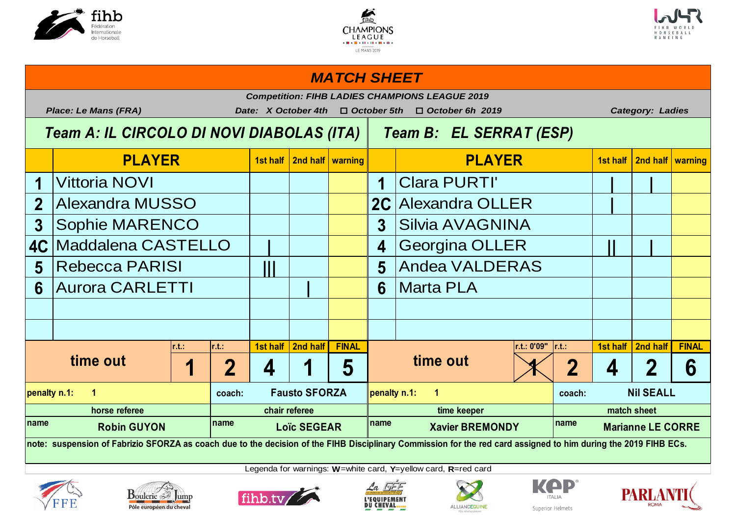# MATCH SHEET

**Competition: FIHB LADIES CHAMPIONS LEAGUE 2019**

**Place: Le Mans (FRA)** — **Date: X October 4th ☐ October 5th ☐ October 6h 2019** — **Category: Ladies**

| | Team A: IL CIRCOLO DI NOVI DIABOLAS (ITA) | 1st half | 2nd half | warning | | Team B: EL SERRAT (ESP) | 1st half | 2nd half | warning |
|---|---|---|---|---|---|---|---|---|---|
| | **PLAYER** | | | | | **PLAYER** | | | |
| 1 | Vittoria NOVI | | | | 1 | Clara PURTI' | I | I | |
| 2 | Alexandra MUSSO | | | | 2C | Alexandra OLLER | I | | |
| 3 | Sophie MARENCO | | | | 3 | Silvia AVAGNINA | | | |
| 4C | Maddalena CASTELLO | I | | | 4 | Georgina OLLER | II | I | |
| 5 | Rebecca PARISI | III | | | 5 | Andea VALDERAS | | | |
| 6 | Aurora CARLETTI | | I | | 6 | Marta PLA | | | |

| Team | time out r.t.: | r.t.: | 1st half | 2nd half | FINAL |
|---|---|---|---|---|---|
| Team A | 1 | 2 | 4 | 1 | 5 |
| Team B | r.t.: 0'09" ~~1~~ | 2 | 4 | 2 | 6 |

penalty n.1: 1 — coach: **Fausto SFORZA**

penalty n.1: 1 — coach: **Nil SEALL**

| horse referee | chair referee | time keeper | match sheet |
|---|---|---|---|
| name: Robin GUYON | name: Loïc SEGEAR | name: Xavier BREMONDY | name: Marianne LE CORRE |

note: suspension of Fabrizio SFORZA as coach due to the decision of the FIHB Disciplinary Commission for the red card assigned to him during the 2019 FIHB ECs.

Legenda for warnings: **W**=white card, **Y**=yellow card, **R**=red card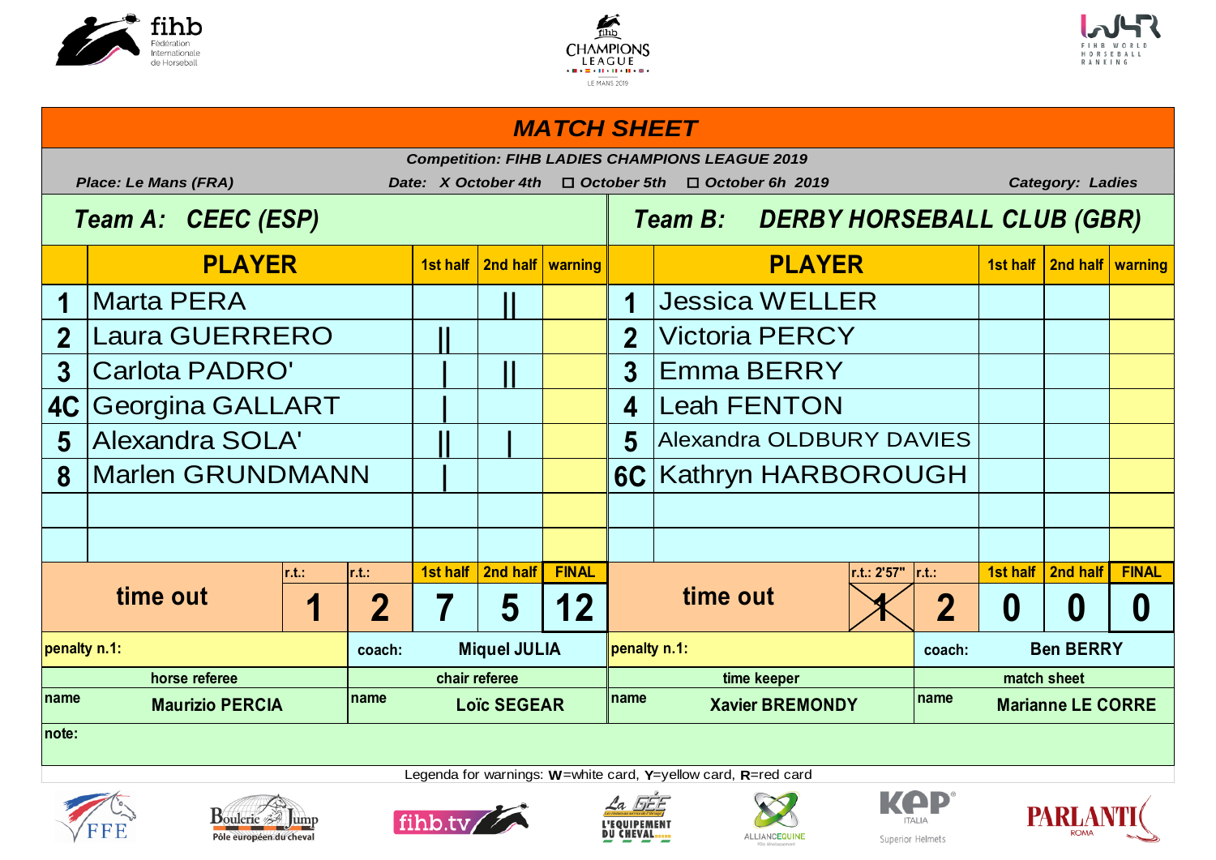# MATCH SHEET

**Competition: FIHB LADIES CHAMPIONS LEAGUE 2019**

**Place: Le Mans (FRA)** — **Date: X October 4th ☐ October 5th ☐ October 6h 2019** — **Category: Ladies**

| | Team A: CEEC (ESP) | 1st half | 2nd half | warning | | Team B: DERBY HORSEBALL CLUB (GBR) | 1st half | 2nd half | warning |
|---|---|---|---|---|---|---|---|---|---|
| | **PLAYER** | | | | | **PLAYER** | | | |
| 1 | Marta PERA | | II | | 1 | Jessica WELLER | | | |
| 2 | Laura GUERRERO | II | | | 2 | Victoria PERCY | | | |
| 3 | Carlota PADRO' | I | II | | 3 | Emma BERRY | | | |
| 4C | Georgina GALLART | I | | | 4 | Leah FENTON | | | |
| 5 | Alexandra SOLA' | II | I | | 5 | Alexandra OLDBURY DAVIES | | | |
| 8 | Marlen GRUNDMANN | I | | | 6C | Kathryn HARBOROUGH | | | |
| | | | | | | | | | |
| | | | | | | | | | |

| | r.t.: | r.t.: | 1st half | 2nd half | FINAL |
|---|---|---|---|---|---|
| time out (Team A) | 1 | 2 | 7 | 5 | 12 |
| time out (Team B) | r.t.: 2'57" ~~1~~ | 2 | 0 | 0 | 0 |

| penalty n.1: | coach: Miquel JULIA | penalty n.1: | coach: Ben BERRY |
|---|---|---|---|
| **horse referee** | **chair referee** | **time keeper** | **match sheet** |
| name: Maurizio PERCIA | name: Loïc SEGEAR | name: Xavier BREMONDY | name: Marianne LE CORRE |

note:

Legenda for warnings: **W**=white card, **Y**=yellow card, **R**=red card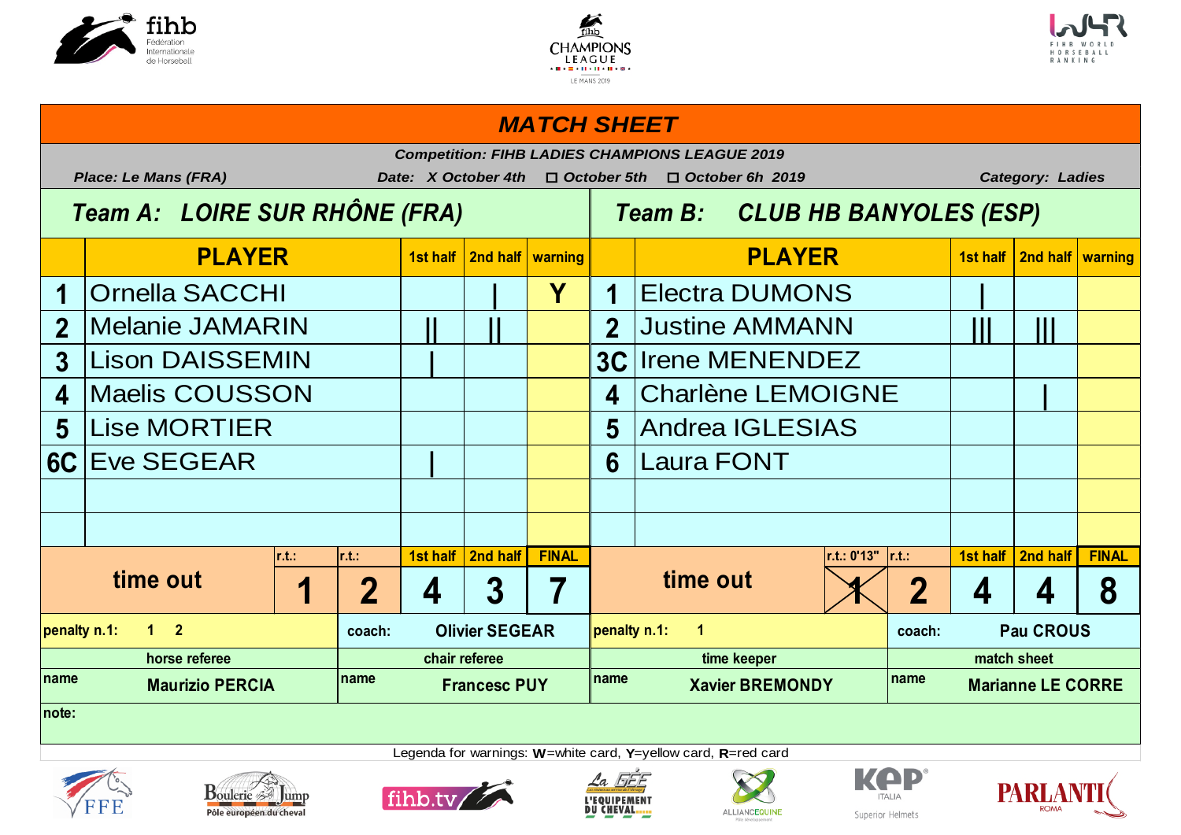# MATCH SHEET

**Competition: FIHB LADIES CHAMPIONS LEAGUE 2019**

*Place: Le Mans (FRA)* *Date: X October 4th ☐ October 5th ☐ October 6h 2019* *Category: Ladies*

| | Team A: LOIRE SUR RHÔNE (FRA) | | | | | Team B: CLUB HB BANYOLES (ESP) | | | |
|---|---|---|---|---|---|---|---|---|---|
| | PLAYER | 1st half | 2nd half | warning | | PLAYER | 1st half | 2nd half | warning |
| 1 | Ornella SACCHI | | I | Y | 1 | Electra DUMONS | I | | |
| 2 | Melanie JAMARIN | II | II | | 2 | Justine AMMANN | III | III | |
| 3 | Lison DAISSEMIN | I | | | 3C | Irene MENENDEZ | | | |
| 4 | Maelis COUSSON | | | | 4 | Charlène LEMOIGNE | | I | |
| 5 | Lise MORTIER | | | | 5 | Andrea IGLESIAS | | | |
| 6C | Eve SEGEAR | I | | | 6 | Laura FONT | | | |
| | | | | | | | | | |
| | | | | | | | | | |

| time out | r.t.: | r.t.: | 1st half | 2nd half | FINAL | time out | r.t.: 0'13" | r.t.: | 1st half | 2nd half | FINAL |
|---|---|---|---|---|---|---|---|---|---|---|---|
| | 1 | 2 | 4 | 3 | 7 | | ~~1~~ | 2 | 4 | 4 | 8 |

| | | | |
|---|---|---|---|
| penalty n.1: 1 2 | coach: Olivier SEGEAR | penalty n.1: 1 | coach: Pau CROUS |
| horse referee | chair referee | time keeper | match sheet |
| name Maurizio PERCIA | name Francesc PUY | name Xavier BREMONDY | name Marianne LE CORRE |

note:

Legenda for warnings: **W**=white card, **Y**=yellow card, **R**=red card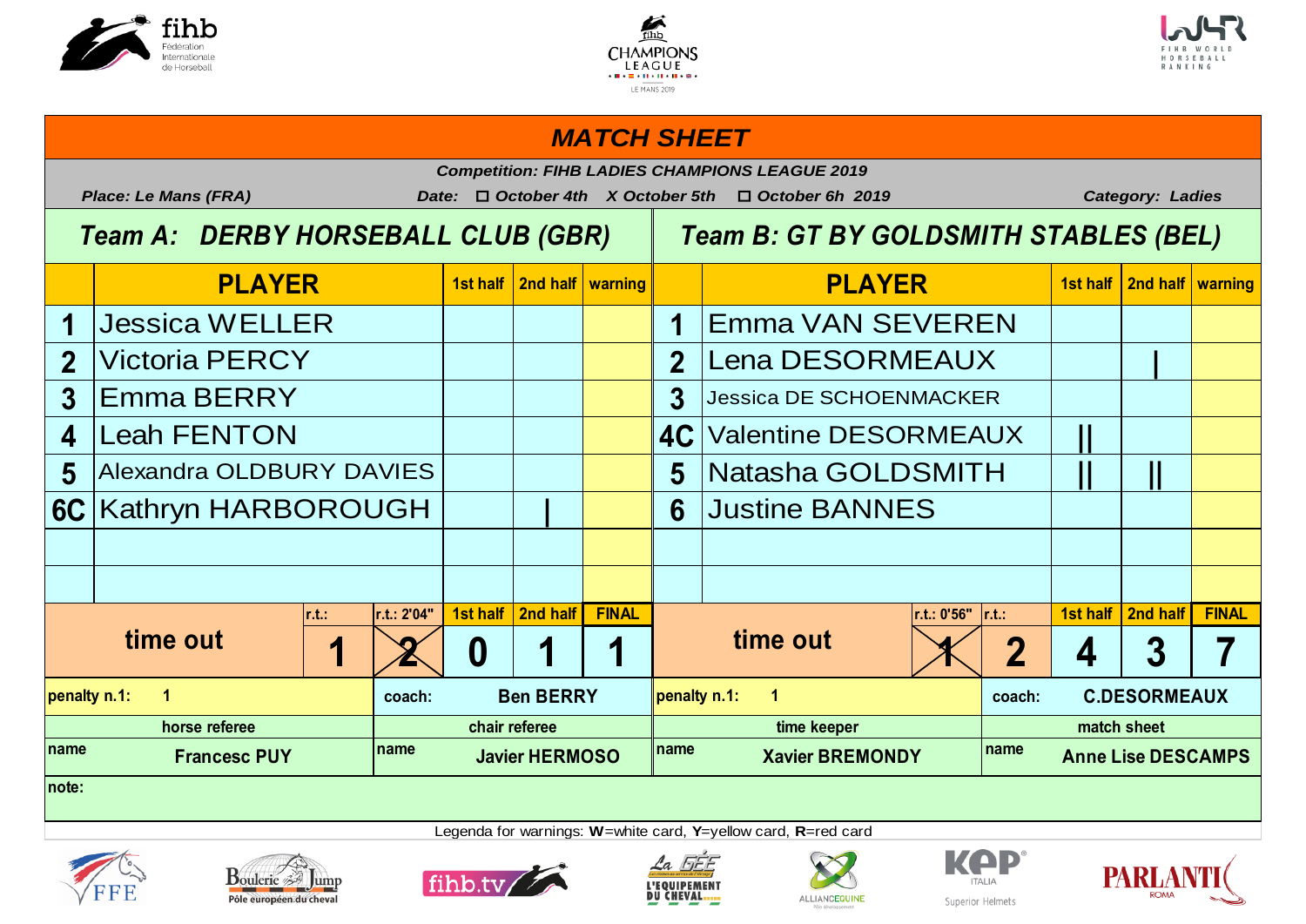# MATCH SHEET

**Competition: FIHB LADIES CHAMPIONS LEAGUE 2019**

**Place: Le Mans (FRA)** — **Date:** ☐ October 4th X October 5th ☐ October 6h 2019 — **Category: Ladies**

| | Team A: DERBY HORSEBALL CLUB (GBR) | | | | | Team B: GT BY GOLDSMITH STABLES (BEL) | | | |
|---|---|---|---|---|---|---|---|---|---|
| | **PLAYER** | **1st half** | **2nd half** | **warning** | | **PLAYER** | **1st half** | **2nd half** | **warning** |
| 1 | Jessica WELLER | | | | 1 | Emma VAN SEVEREN | | | |
| 2 | Victoria PERCY | | | | 2 | Lena DESORMEAUX | | \| | |
| 3 | Emma BERRY | | | | 3 | Jessica DE SCHOENMACKER | | | |
| 4 | Leah FENTON | | | | 4C | Valentine DESORMEAUX | \|\| | | |
| 5 | Alexandra OLDBURY DAVIES | | | | 5 | Natasha GOLDSMITH | \|\| | \|\| | |
| 6C | Kathryn HARBOROUGH | | \| | | 6 | Justine BANNES | | | |

| Team | time out | r.t.: | r.t.: | 1st half | 2nd half | FINAL |
|---|---|---|---|---|---|---|
| Team A | time out | r.t.: 1 | r.t.: 2'04" 2 (crossed) | 0 | 1 | 1 |
| Team B | time out | r.t.: 0'56" 1 (crossed) | r.t.: 2 | 4 | 3 | 7 |

| penalty n.1: 1 | coach: Ben BERRY | penalty n.1: 1 | coach: C.DESORMEAUX |
|---|---|---|---|
| **horse referee** | **chair referee** | **time keeper** | **match sheet** |
| name: Francesc PUY | name: Javier HERMOSO | name: Xavier BREMONDY | name: Anne Lise DESCAMPS |

note:

Legenda for warnings: **W**=white card, **Y**=yellow card, **R**=red card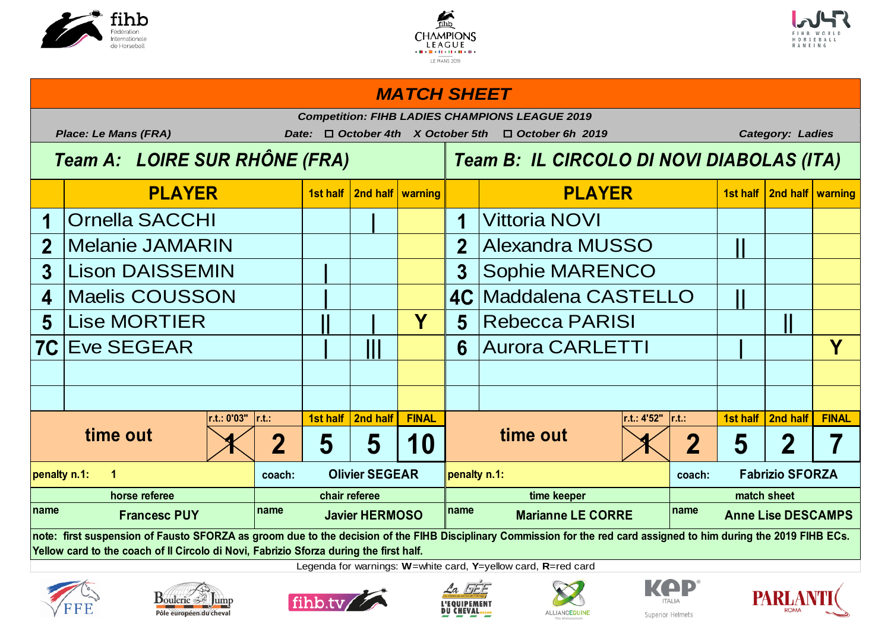# MATCH SHEET

**Competition: FIHB LADIES CHAMPIONS LEAGUE 2019**

*Place: Le Mans (FRA)* — *Date: ☐ October 4th X October 5th ☐ October 6h 2019* — *Category: Ladies*

| | Team A: LOIRE SUR RHÔNE (FRA) | 1st half | 2nd half | warning | | Team B: IL CIRCOLO DI NOVI DIABOLAS (ITA) | 1st half | 2nd half | warning |
|---|---|---|---|---|---|---|---|---|---|
| | **PLAYER** | | | | | **PLAYER** | | | |
| 1 | Ornella SACCHI | | I | | 1 | Vittoria NOVI | | | |
| 2 | Melanie JAMARIN | | | | 2 | Alexandra MUSSO | II | | |
| 3 | Lison DAISSEMIN | I | | | 3 | Sophie MARENCO | | | |
| 4 | Maelis COUSSON | I | | | 4C | Maddalena CASTELLO | II | | |
| 5 | Lise MORTIER | II | I | Y | 5 | Rebecca PARISI | | II | |
| 7C | Eve SEGEAR | I | III | | 6 | Aurora CARLETTI | I | | Y |
| | | | | | | | | | |
| | | | | | | | | | |

| | r.t.: 0'03" | r.t.: | 1st half | 2nd half | FINAL | | r.t.: 4'52" | r.t.: | 1st half | 2nd half | FINAL |
|---|---|---|---|---|---|---|---|---|---|---|---|
| time out | ~~1~~ | 2 | 5 | 5 | 10 | time out | ~~1~~ | 2 | 5 | 2 | 7 |

| penalty n.1: 1 | coach: Olivier SEGEAR | penalty n.1: | coach: Fabrizio SFORZA |
|---|---|---|---|
| **horse referee** | **chair referee** | **time keeper** | **match sheet** |
| name Francesc PUY | name Javier HERMOSO | name Marianne LE CORRE | name Anne Lise DESCAMPS |

**note: first suspension of Fausto SFORZA as groom due to the decision of the FIHB Disciplinary Commission for the red card assigned to him during the 2019 FIHB ECs. Yellow card to the coach of Il Circolo di Novi, Fabrizio Sforza during the first half.**

Legenda for warnings: **W**=white card, **Y**=yellow card, **R**=red card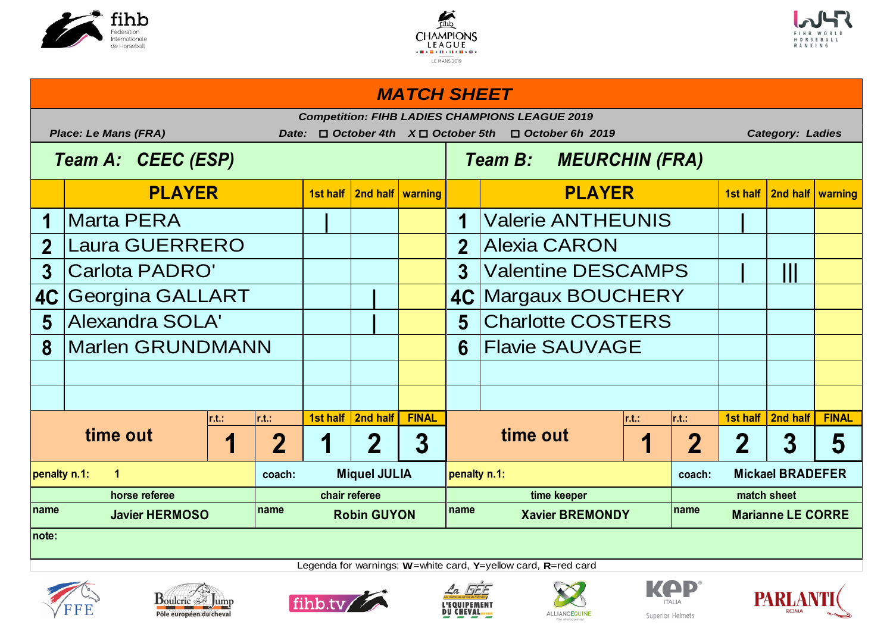# MATCH SHEET

**Competition: FIHB LADIES CHAMPIONS LEAGUE 2019**

*Place: Le Mans (FRA)* — *Date: ☐ October 4th X ☐ October 5th ☐ October 6h 2019* — *Category: Ladies*

| | Team A: CEEC (ESP) | | | | | Team B: MEURCHIN (FRA) | | | |
|---|---|---|---|---|---|---|---|---|---|
| | **PLAYER** | **1st half** | **2nd half** | **warning** | | **PLAYER** | **1st half** | **2nd half** | **warning** |
| 1 | Marta PERA | \| | | | 1 | Valerie ANTHEUNIS | \| | | |
| 2 | Laura GUERRERO | | | | 2 | Alexia CARON | | | |
| 3 | Carlota PADRO' | | | | 3 | Valentine DESCAMPS | \| | \|\|\| | |
| 4C | Georgina GALLART | | \| | | 4C | Margaux BOUCHERY | | | |
| 5 | Alexandra SOLA' | | \| | | 5 | Charlotte COSTERS | | | |
| 8 | Marlen GRUNDMANN | | | | 6 | Flavie SAUVAGE | | | |
| | | | | | | | | | |
| | | | | | | | | | |

| Team | time out r.t.: | r.t.: | 1st half | 2nd half | FINAL |
|---|---|---|---|---|---|
| Team A | 1 | 2 | 1 | 2 | 3 |
| Team B | 1 | 2 | 2 | 3 | 5 |

| | | | |
|---|---|---|---|
| penalty n.1: 1 | coach: Miquel JULIA | penalty n.1: | coach: Mickael BRADEFER |
| horse referee | chair referee | time keeper | match sheet |
| name Javier HERMOSO | name Robin GUYON | name Xavier BREMONDY | name Marianne LE CORRE |

note:

Legenda for warnings: **W**=white card, **Y**=yellow card, **R**=red card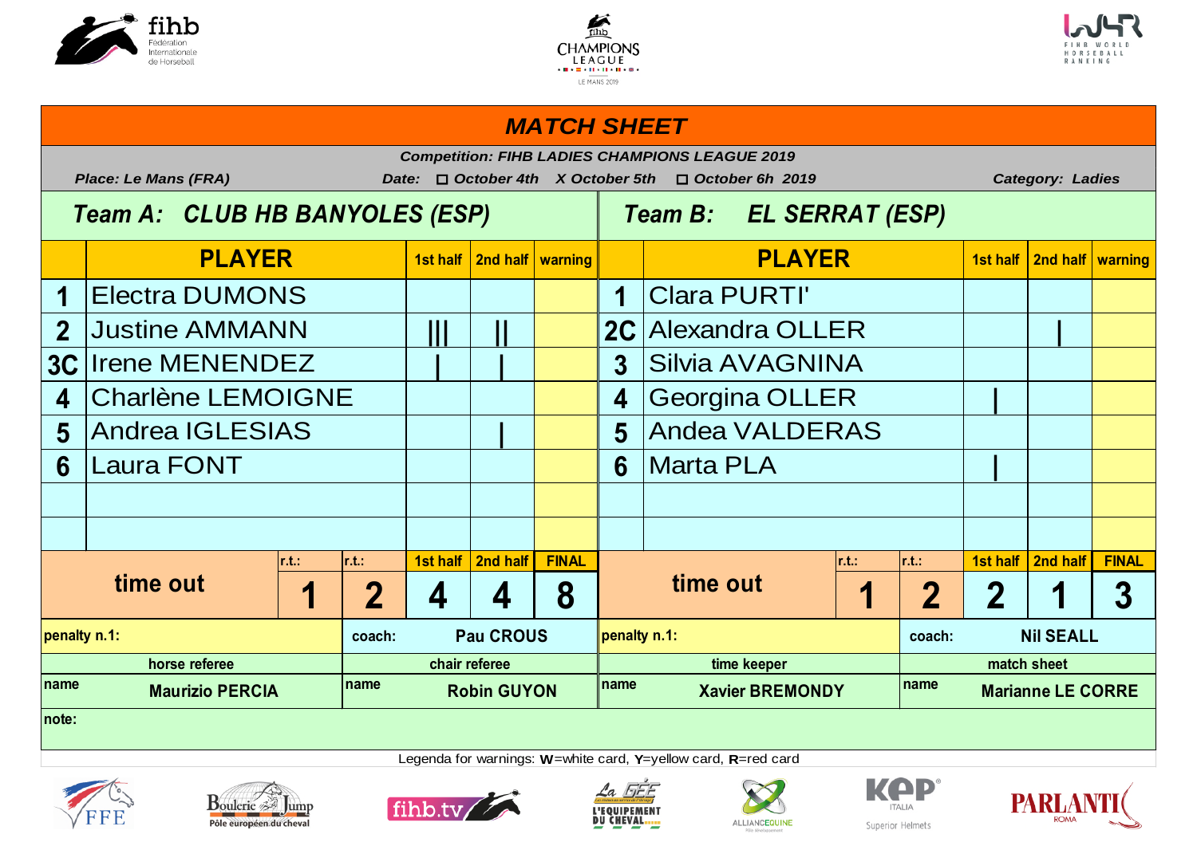# MATCH SHEET

**Competition: FIHB LADIES CHAMPIONS LEAGUE 2019**

**Place: Le Mans (FRA)** — **Date:** ☐ October 4th X October 5th ☐ October 6h 2019 — **Category: Ladies**

| | Team A: CLUB HB BANYOLES (ESP) | 1st half | 2nd half | warning | | Team B: EL SERRAT (ESP) | 1st half | 2nd half | warning |
|---|---|---|---|---|---|---|---|---|---|
| | **PLAYER** | | | | | **PLAYER** | | | |
| 1 | Electra DUMONS | | | | 1 | Clara PURTI' | | | |
| 2 | Justine AMMANN | \|\|\| | \|\| | | 2C | Alexandra OLLER | | \| | |
| 3C | Irene MENENDEZ | \| | \| | | 3 | Silvia AVAGNINA | | | |
| 4 | Charlène LEMOIGNE | | | | 4 | Georgina OLLER | \| | | |
| 5 | Andrea IGLESIAS | | \| | | 5 | Andea VALDERAS | | | |
| 6 | Laura FONT | | | | 6 | Marta PLA | \| | | |

| | r.t.: | r.t.: | 1st half | 2nd half | FINAL |
|---|---|---|---|---|---|
| **time out** (Team A) | 1 | 2 | 4 | 4 | 8 |
| **time out** (Team B) | 1 | 2 | 2 | 1 | 3 |

| penalty n.1: | coach: Pau CROUS | penalty n.1: | coach: Nil SEALL |
|---|---|---|---|

| horse referee | chair referee | time keeper | match sheet |
|---|---|---|---|
| name: Maurizio PERCIA | name: Robin GUYON | name: Xavier BREMONDY | name: Marianne LE CORRE |

note:

Legenda for warnings: **W**=white card, **Y**=yellow card, **R**=red card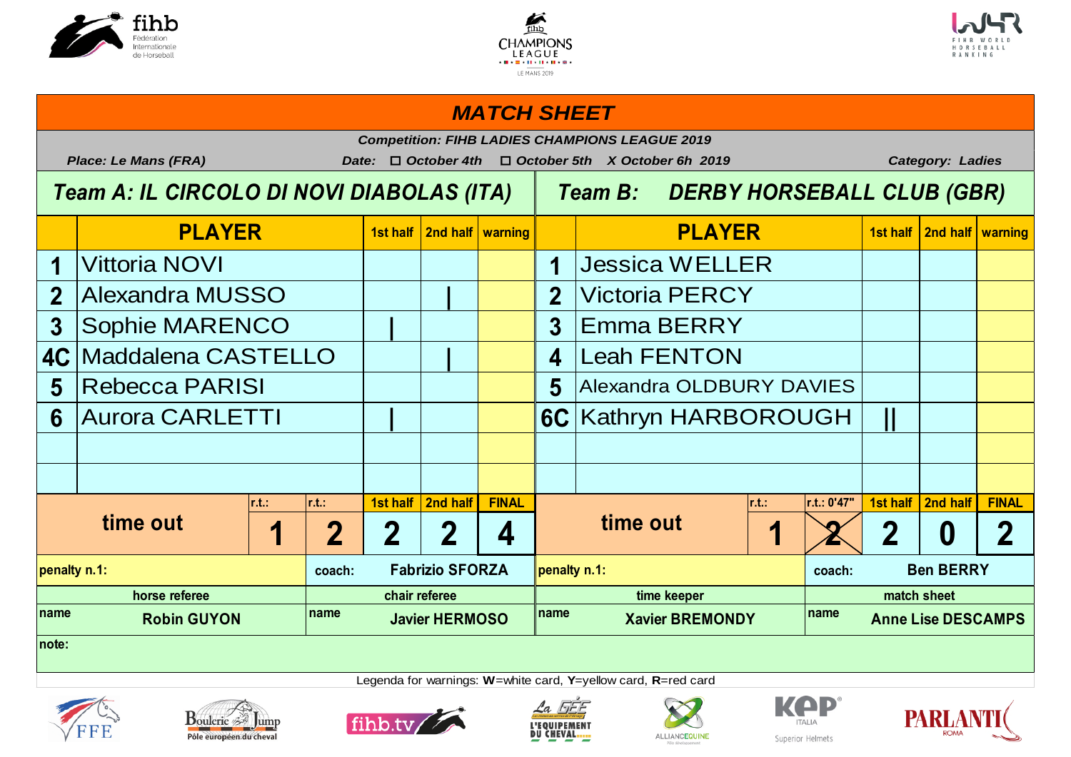# MATCH SHEET

**Competition: FIHB LADIES CHAMPIONS LEAGUE 2019**

**Place:** Le Mans (FRA) | **Date:** ☐ October 4th ☐ October 5th X October 6h 2019 | **Category:** Ladies

| | Team A: IL CIRCOLO DI NOVI DIABOLAS (ITA) | 1st half | 2nd half | warning | | Team B: DERBY HORSEBALL CLUB (GBR) | 1st half | 2nd half | warning |
|---|---|---|---|---|---|---|---|---|---|
| | **PLAYER** | | | | | **PLAYER** | | | |
| 1 | Vittoria NOVI | | | | 1 | Jessica WELLER | | | |
| 2 | Alexandra MUSSO | | I | | 2 | Victoria PERCY | | | |
| 3 | Sophie MARENCO | I | | | 3 | Emma BERRY | | | |
| 4C | Maddalena CASTELLO | | I | | 4 | Leah FENTON | | | |
| 5 | Rebecca PARISI | | | | 5 | Alexandra OLDBURY DAVIES | | | |
| 6 | Aurora CARLETTI | I | | | 6C | Kathryn HARBOROUGH | II | | |
| | | | | | | | | | |
| | | | | | | | | | |

| | r.t.: | r.t.: | 1st half | 2nd half | FINAL | | r.t.: | r.t.: 0'47" | 1st half | 2nd half | FINAL |
|---|---|---|---|---|---|---|---|---|---|---|---|
| time out | 1 | 2 | 2 | 2 | 4 | time out | 1 | ~~2~~ | 2 | 0 | 2 |

| penalty n.1: | coach: Fabrizio SFORZA | penalty n.1: | coach: Ben BERRY |
|---|---|---|---|
| **horse referee** | **chair referee** | **time keeper** | **match sheet** |
| name: Robin GUYON | name: Javier HERMOSO | name: Xavier BREMONDY | name: Anne Lise DESCAMPS |

note:

Legenda for warnings: **W**=white card, **Y**=yellow card, **R**=red card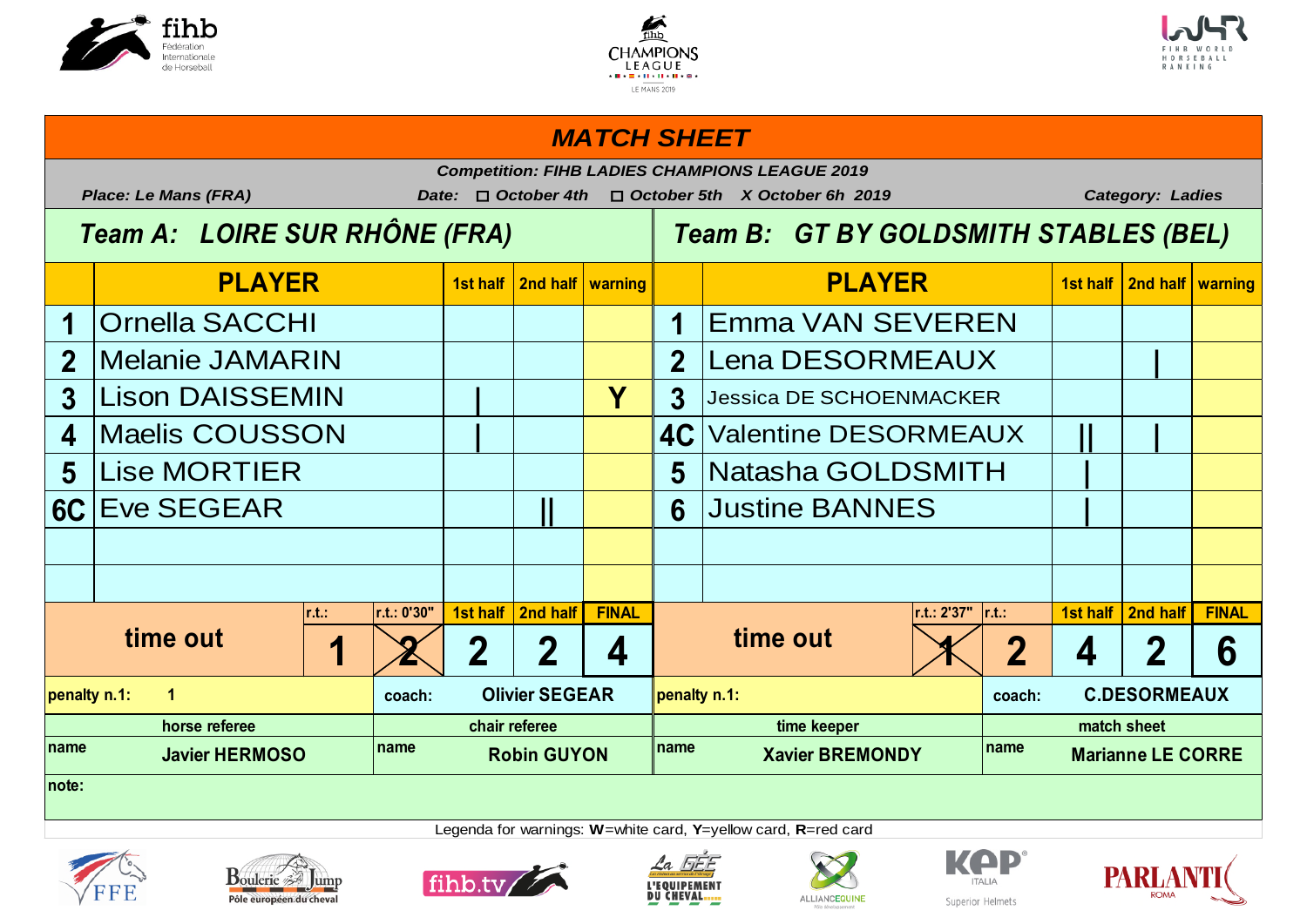# MATCH SHEET

**Competition: FIHB LADIES CHAMPIONS LEAGUE 2019**

**Place: Le Mans (FRA)** **Date: ☐ October 4th ☐ October 5th X October 6h 2019** **Category: Ladies**

| Team A: LOIRE SUR RHÔNE (FRA) | | 1st half | 2nd half | warning | Team B: GT BY GOLDSMITH STABLES (BEL) | | 1st half | 2nd half | warning |
|---|---|---|---|---|---|---|---|---|---|
| | PLAYER | | | | | PLAYER | | | |
| 1 | Ornella SACCHI | | | | 1 | Emma VAN SEVEREN | | | |
| 2 | Melanie JAMARIN | | | | 2 | Lena DESORMEAUX | | I | |
| 3 | Lison DAISSEMIN | I | | Y | 3 | Jessica DE SCHOENMACKER | | | |
| 4 | Maelis COUSSON | I | | | 4C | Valentine DESORMEAUX | II | I | |
| 5 | Lise MORTIER | | | | 5 | Natasha GOLDSMITH | I | | |
| 6C | Eve SEGEAR | | II | | 6 | Justine BANNES | I | | |
| | | | | | | | | | |
| | | | | | | | | | |

| time out | r.t.: | r.t.: 0'30" | 1st half | 2nd half | FINAL | time out | r.t.: 2'37" | r.t.: | 1st half | 2nd half | FINAL |
|---|---|---|---|---|---|---|---|---|---|---|---|
| | 1 | ~~2~~ | 2 | 2 | 4 | | ~~1~~ | 2 | 4 | 2 | 6 |

| penalty n.1: 1 | coach: Olivier SEGEAR | penalty n.1: | coach: C.DESORMEAUX |
|---|---|---|---|
| **horse referee** | **chair referee** | **time keeper** | **match sheet** |
| name Javier HERMOSO | name Robin GUYON | name Xavier BREMONDY | name Marianne LE CORRE |

note:

Legenda for warnings: **W**=white card, **Y**=yellow card, **R**=red card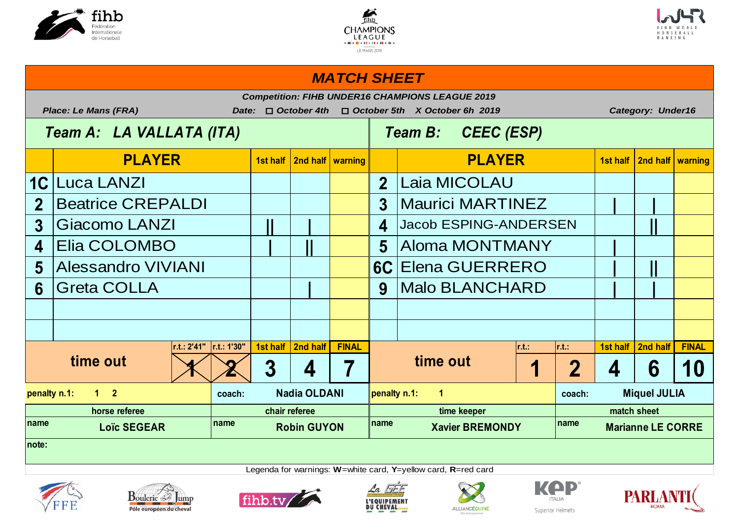# MATCH SHEET

**Competition: FIHB UNDER16 CHAMPIONS LEAGUE 2019**

**Place: Le Mans (FRA)** | **Date:** ☐ October 4th ☐ October 5th X October 6h 2019 | **Category: Under16**

| | Team A: LA VALLATA (ITA) | | | | | Team B: CEEC (ESP) | | | |
|---|---|---|---|---|---|---|---|---|---|
| | **PLAYER** | **1st half** | **2nd half** | **warning** | | **PLAYER** | **1st half** | **2nd half** | **warning** |
| 1C | Luca LANZI | | | | 2 | Laia MICOLAU | | | |
| 2 | Beatrice CREPALDI | | | | 3 | Maurici MARTINEZ | I | I | |
| 3 | Giacomo LANZI | II | I | | 4 | Jacob ESPING-ANDERSEN | | II | |
| 4 | Elia COLOMBO | I | II | | 5 | Aloma MONTMANY | I | | |
| 5 | Alessandro VIVIANI | | | | 6C | Elena GUERRERO | I | II | |
| 6 | Greta COLLA | | I | | 9 | Malo BLANCHARD | I | I | |

| Team | time out r.t. | time out r.t. | 1st half | 2nd half | FINAL |
|---|---|---|---|---|---|
| Team A | 1 (r.t.: 2'41") | 2 (r.t.: 1'30") | 3 | 4 | 7 |
| Team B | 1 (r.t.: ) | 2 (r.t.: ) | 4 | 6 | 10 |

| penalty n.1: 1 2 | coach: Nadia OLDANI | penalty n.1: 1 | coach: Miquel JULIA |
|---|---|---|---|
| **horse referee** | **chair referee** | **time keeper** | **match sheet** |
| name Loïc SEGEAR | name Robin GUYON | name Xavier BREMONDY | name Marianne LE CORRE |

note:

Legenda for warnings: **W**=white card, **Y**=yellow card, **R**=red card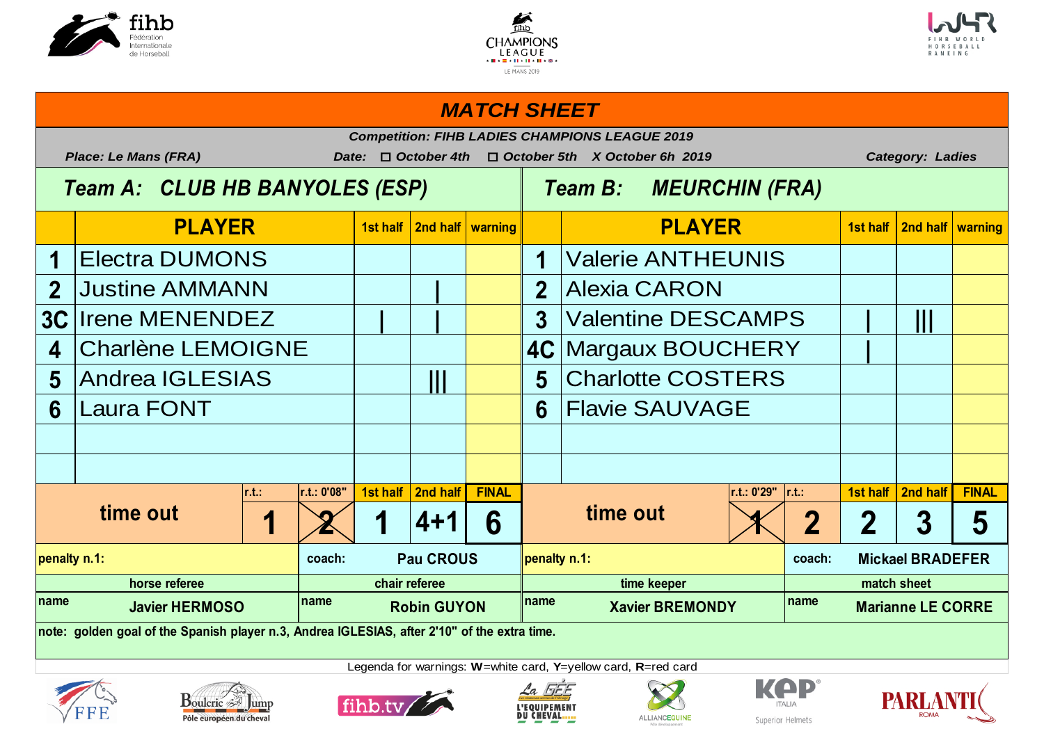# MATCH SHEET

**Competition: FIHB LADIES CHAMPIONS LEAGUE 2019**

**Place: Le Mans (FRA)** **Date: ☐ October 4th ☐ October 5th X October 6h 2019** **Category: Ladies**

| Team A: CLUB HB BANYOLES (ESP) | | 1st half | 2nd half | warning | Team B: MEURCHIN (FRA) | | 1st half | 2nd half | warning |
|---|---|---|---|---|---|---|---|---|---|
| | **PLAYER** | | | | | **PLAYER** | | | |
| 1 | Electra DUMONS | | | | 1 | Valerie ANTHEUNIS | | | |
| 2 | Justine AMMANN | | \| | | 2 | Alexia CARON | | | |
| 3C | Irene MENENDEZ | \| | \| | | 3 | Valentine DESCAMPS | \| | \|\|\| | |
| 4 | Charlène LEMOIGNE | | | | 4C | Margaux BOUCHERY | \| | | |
| 5 | Andrea IGLESIAS | | \|\|\| | | 5 | Charlotte COSTERS | | | |
| 6 | Laura FONT | | | | 6 | Flavie SAUVAGE | | | |

| | r.t.: | r.t.: 0'08" | 1st half | 2nd half | FINAL | | r.t.: 0'29" | r.t.: | 1st half | 2nd half | FINAL |
|---|---|---|---|---|---|---|---|---|---|---|---|
| time out | 1 | ~~2~~ | 1 | 4+1 | 6 | time out | ~~1~~ | 2 | 2 | 3 | 5 |

| penalty n.1: | coach: Pau CROUS | penalty n.1: | coach: Mickael BRADEFER |
|---|---|---|---|
| horse referee | chair referee | time keeper | match sheet |
| name Javier HERMOSO | name Robin GUYON | name Xavier BREMONDY | name Marianne LE CORRE |

note: golden goal of the Spanish player n.3, Andrea IGLESIAS, after 2'10" of the extra time.

Legenda for warnings: **W**=white card, **Y**=yellow card, **R**=red card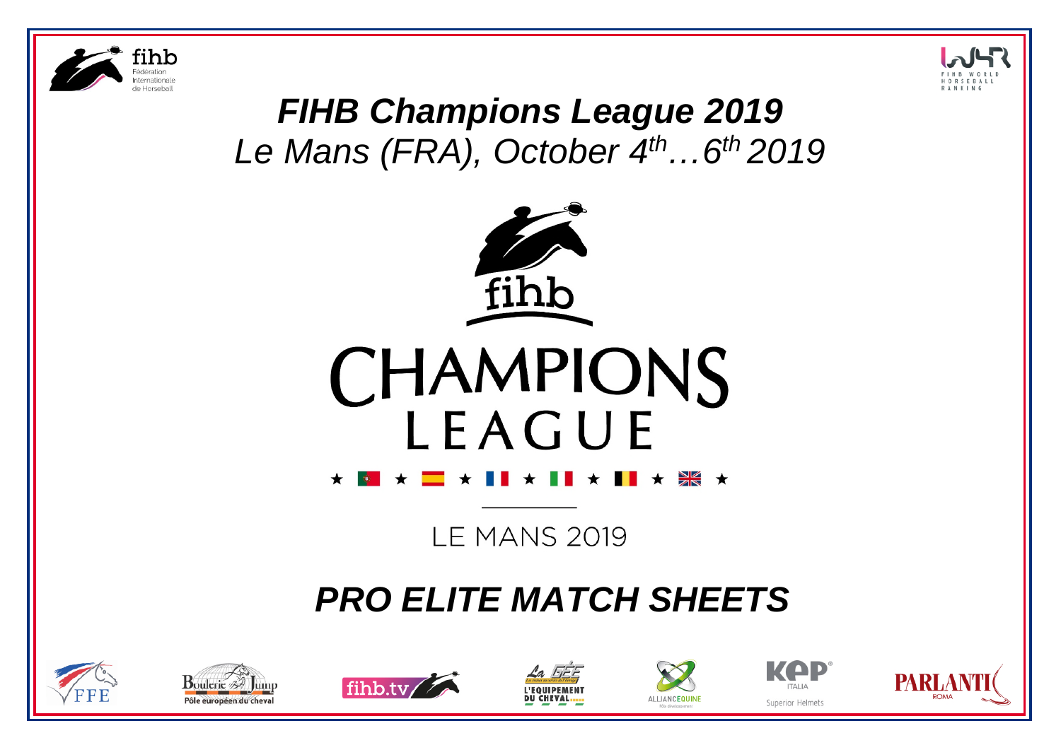# *FIHB Champions League 2019*

*Le Mans (FRA), October 4th…6th 2019*

CHAMPIONS LEAGUE

LE MANS 2019

# *PRO ELITE MATCH SHEETS*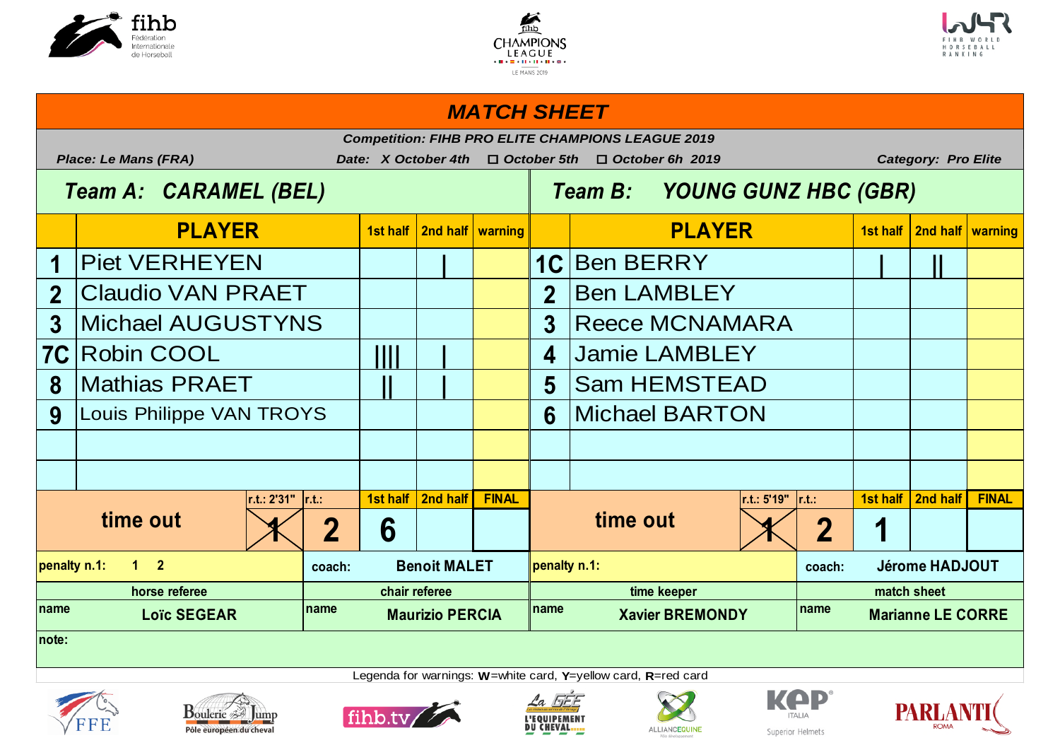# MATCH SHEET

***Competition: FIHB PRO ELITE CHAMPIONS LEAGUE 2019***

***Place: Le Mans (FRA)*** ***Date: X October 4th ☐ October 5th ☐ October 6h 2019*** ***Category: Pro Elite***

| | Team A: CARAMEL (BEL) | | | | | Team B: YOUNG GUNZ HBC (GBR) | | | |
|---|---|---|---|---|---|---|---|---|---|
| | **PLAYER** | **1st half** | **2nd half** | **warning** | | **PLAYER** | **1st half** | **2nd half** | **warning** |
| 1 | Piet VERHEYEN | | I | | 1C | Ben BERRY | I | II | |
| 2 | Claudio VAN PRAET | | | | 2 | Ben LAMBLEY | | | |
| 3 | Michael AUGUSTYNS | | | | 3 | Reece MCNAMARA | | | |
| 7C | Robin COOL | IIII | I | | 4 | Jamie LAMBLEY | | | |
| 8 | Mathias PRAET | II | I | | 5 | Sam HEMSTEAD | | | |
| 9 | Louis Philippe VAN TROYS | | | | 6 | Michael BARTON | | | |
| | | | | | | | | | |
| | | | | | | | | | |

| time out | r.t.: 2'31" | r.t.: | 1st half | 2nd half | FINAL | time out | r.t.: 5'19" | r.t.: | 1st half | 2nd half | FINAL |
|---|---|---|---|---|---|---|---|---|---|---|---|
| | 1 (crossed) | 2 | 6 | | | | 1 (crossed) | 2 | 1 | | |

| penalty n.1: 1 2 | coach: Benoit MALET | penalty n.1: | coach: Jérome HADJOUT |
|---|---|---|---|
| **horse referee** | **chair referee** | **time keeper** | **match sheet** |
| name Loïc SEGEAR | name Maurizio PERCIA | name Xavier BREMONDY | name Marianne LE CORRE |

**note:**

Legenda for warnings: **W**=white card, **Y**=yellow card, **R**=red card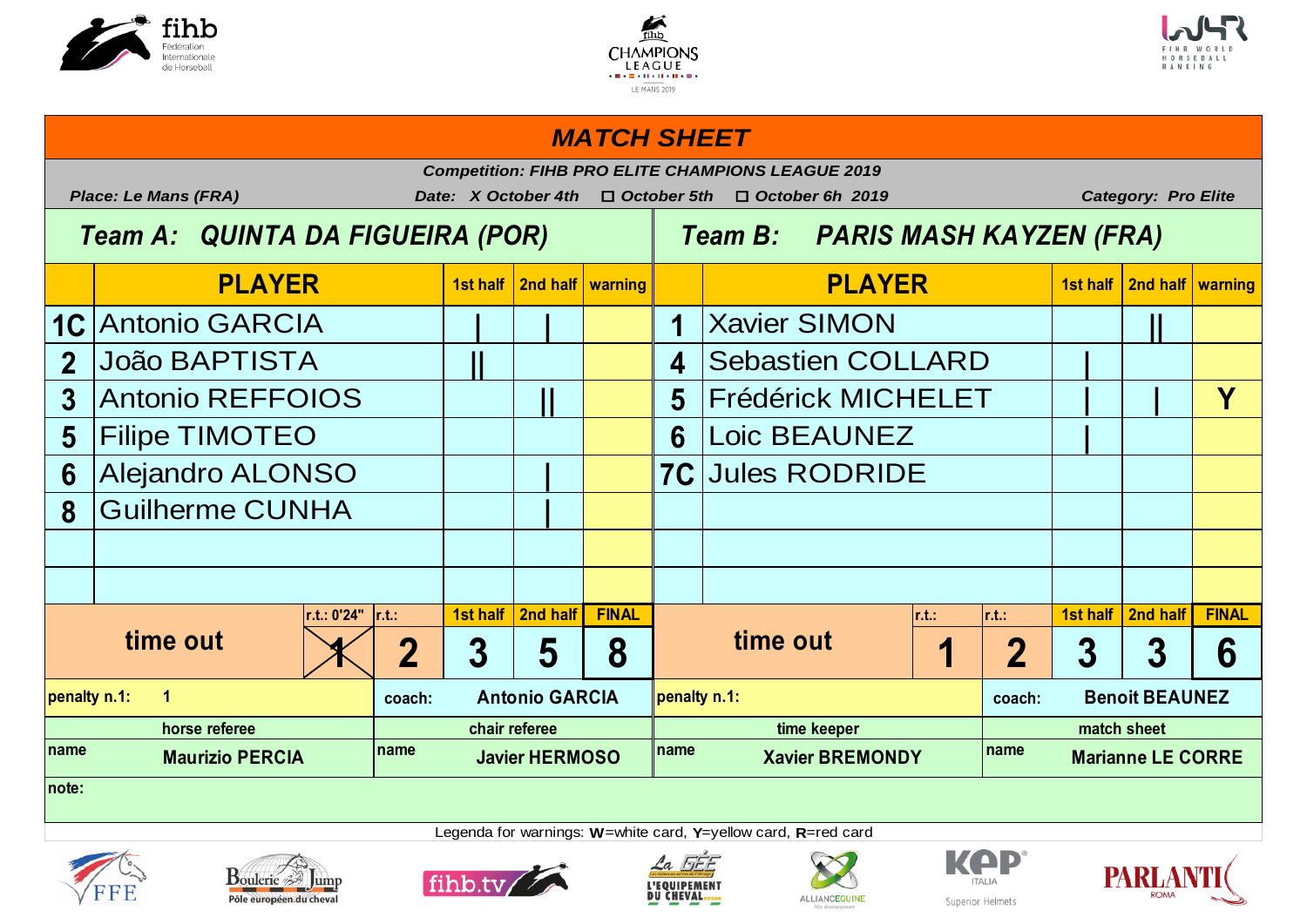# MATCH SHEET

**Competition: FIHB PRO ELITE CHAMPIONS LEAGUE 2019**

*Place: Le Mans (FRA)* — *Date: X October 4th ☐ October 5th ☐ October 6h 2019* — *Category: Pro Elite*

## Team A: QUINTA DA FIGUEIRA (POR)

| | PLAYER | 1st half | 2nd half | warning |
|---|---|---|---|---|
| 1C | Antonio GARCIA | \| | \| | |
| 2 | João BAPTISTA | \|\| | | |
| 3 | Antonio REFFOIOS | | \|\| | |
| 5 | Filipe TIMOTEO | | | |
| 6 | Alejandro ALONSO | | \| | |
| 8 | Guilherme CUNHA | | \| | |
| | | | | |
| | | | | |

| time out | r.t.: 0'24" | r.t.: | 1st half | 2nd half | FINAL |
|---|---|---|---|---|---|
| | ~~1~~ | 2 | 3 | 5 | 8 |

penalty n.1: 1 — coach: Antonio GARCIA

## Team B: PARIS MASH KAYZEN (FRA)

| | PLAYER | 1st half | 2nd half | warning |
|---|---|---|---|---|
| 1 | Xavier SIMON | | \|\| | |
| 4 | Sebastien COLLARD | \| | | |
| 5 | Frédérick MICHELET | \| | \| | Y |
| 6 | Loic BEAUNEZ | \| | | |
| 7C | Jules RODRIDE | | | |
| | | | | |
| | | | | |
| | | | | |

| time out | r.t.: | r.t.: | 1st half | 2nd half | FINAL |
|---|---|---|---|---|---|
| | 1 | 2 | 3 | 3 | 6 |

penalty n.1: — coach: Benoit BEAUNEZ

| horse referee | chair referee | time keeper | match sheet |
|---|---|---|---|
| name: Maurizio PERCIA | name: Javier HERMOSO | name: Xavier BREMONDY | name: Marianne LE CORRE |

note:

Legenda for warnings: **W**=white card, **Y**=yellow card, **R**=red card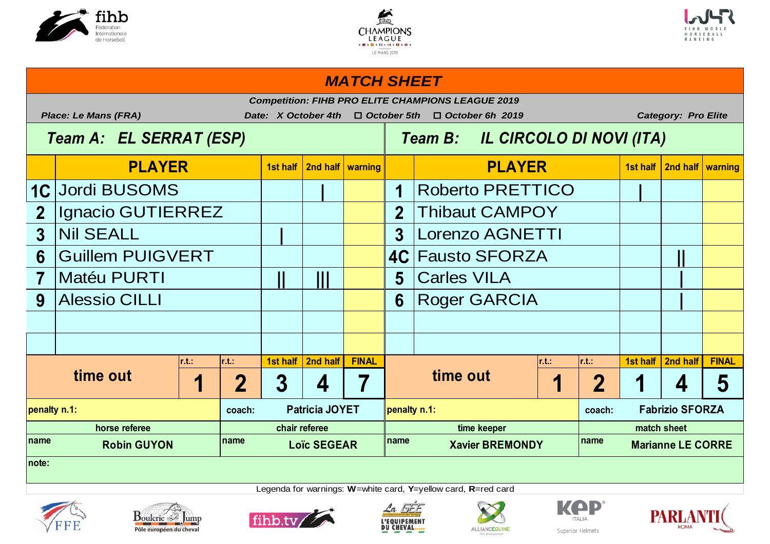# MATCH SHEET

**Competition: FIHB PRO ELITE CHAMPIONS LEAGUE 2019**

*Place: Le Mans (FRA)* *Date: X October 4th ☐ October 5th ☐ October 6h 2019* *Category: Pro Elite*

| Team A: EL SERRAT (ESP) | | | | | Team B: IL CIRCOLO DI NOVI (ITA) | | | | |
|---|---|---|---|---|---|---|---|---|---|
| | PLAYER | 1st half | 2nd half | warning | | PLAYER | 1st half | 2nd half | warning |
| 1C | Jordi BUSOMS | | I | | 1 | Roberto PRETTICO | I | | |
| 2 | Ignacio GUTIERREZ | | | | 2 | Thibaut CAMPOY | | | |
| 3 | Nil SEALL | I | | | 3 | Lorenzo AGNETTI | | | |
| 6 | Guillem PUIGVERT | | | | 4C | Fausto SFORZA | | II | |
| 7 | Matéu PURTI | II | III | | 5 | Carles VILA | | I | |
| 9 | Alessio CILLI | | | | 6 | Roger GARCIA | | I | |
| | | | | | | | | | |
| | | | | | | | | | |

| | r.t.: | r.t.: | 1st half | 2nd half | FINAL | | r.t.: | r.t.: | 1st half | 2nd half | FINAL |
|---|---|---|---|---|---|---|---|---|---|---|---|
| time out | 1 | 2 | 3 | 4 | 7 | time out | 1 | 2 | 1 | 4 | 5 |

| penalty n.1: | coach: Patricia JOYET | penalty n.1: | coach: Fabrizio SFORZA |
|---|---|---|---|
| horse referee | chair referee | time keeper | match sheet |
| name: Robin GUYON | name: Loïc SEGEAR | name: Xavier BREMONDY | name: Marianne LE CORRE |

note:

Legenda for warnings: **W**=white card, **Y**=yellow card, **R**=red card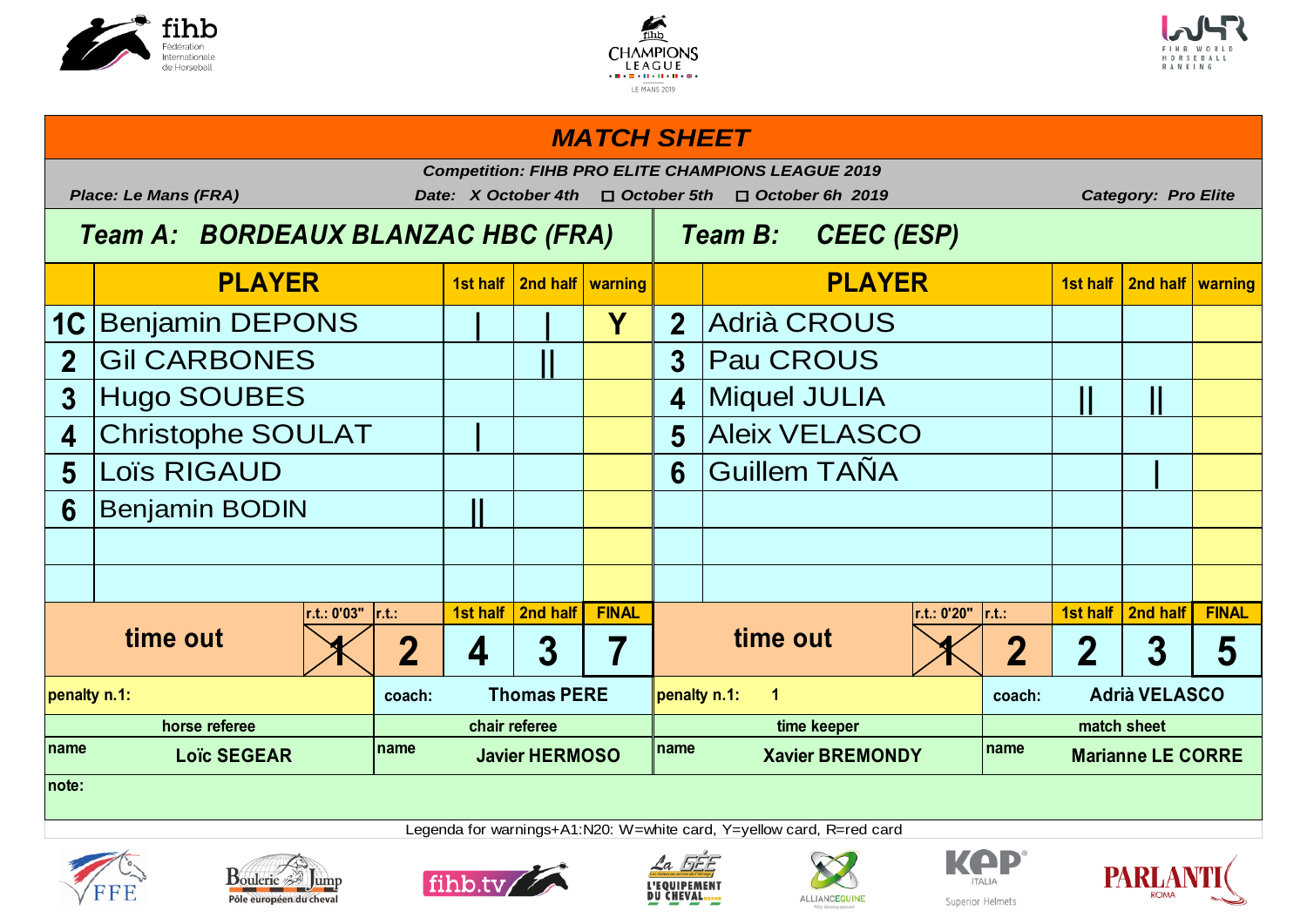# MATCH SHEET

***Competition: FIHB PRO ELITE CHAMPIONS LEAGUE 2019***

***Place: Le Mans (FRA)*** ***Date: X October 4th ☐ October 5th ☐ October 6h 2019*** ***Category: Pro Elite***

| Team A: BORDEAUX BLANZAC HBC (FRA) | | | | | Team B: CEEC (ESP) | | | | |
|---|---|---|---|---|---|---|---|---|---|
| | **PLAYER** | **1st half** | **2nd half** | **warning** | | **PLAYER** | **1st half** | **2nd half** | **warning** |
| **1C** | Benjamin DEPONS | \| | \| | **Y** | **2** | Adrià CROUS | | | |
| **2** | Gil CARBONES | | \|\| | | **3** | Pau CROUS | | | |
| **3** | Hugo SOUBES | | | | **4** | Miquel JULIA | \|\| | \|\| | |
| **4** | Christophe SOULAT | \| | | | **5** | Aleix VELASCO | | | |
| **5** | Loïs RIGAUD | | | | **6** | Guillem TAÑA | | \| | |
| **6** | Benjamin BODIN | \|\| | | | | | | | |
| | | | | | | | | | |
| | | | | | | | | | |

| time out | r.t.: 0'03" | r.t.: | 1st half | 2nd half | FINAL | time out | r.t.: 0'20" | r.t.: | 1st half | 2nd half | FINAL |
|---|---|---|---|---|---|---|---|---|---|---|---|
| | ~~1~~ | **2** | **4** | **3** | **7** | | ~~1~~ | **2** | **2** | **3** | **5** |

| penalty n.1: | coach: **Thomas PERE** | penalty n.1: **1** | coach: **Adrià VELASCO** |
|---|---|---|---|
| **horse referee** | **chair referee** | **time keeper** | **match sheet** |
| name **Loïc SEGEAR** | name **Javier HERMOSO** | name **Xavier BREMONDY** | name **Marianne LE CORRE** |

**note:**

Legenda for warnings+A1:N20: W=white card, Y=yellow card, R=red card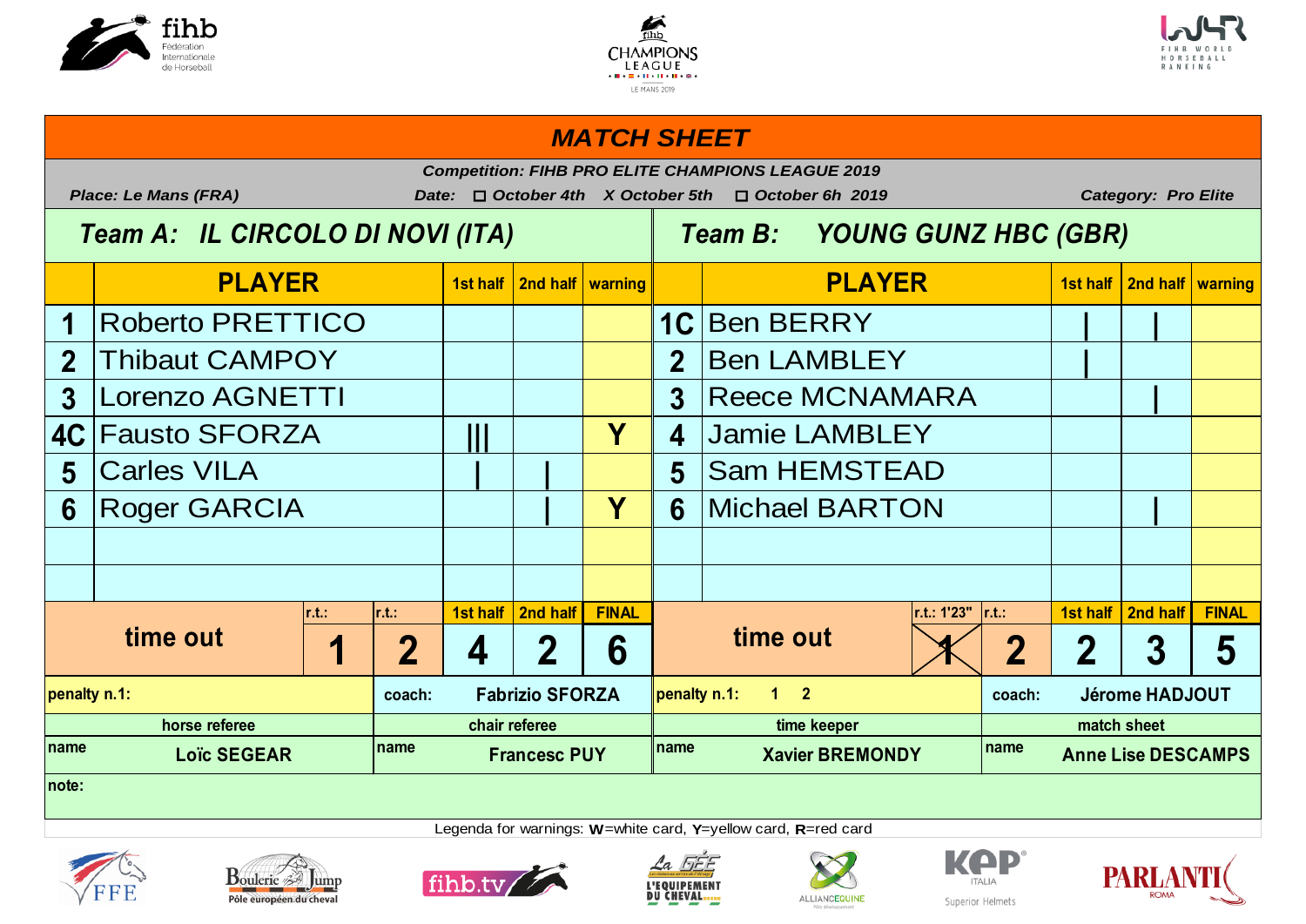# MATCH SHEET

***Competition: FIHB PRO ELITE CHAMPIONS LEAGUE 2019***

***Place: Le Mans (FRA)*** ***Date: ☐ October 4th X October 5th ☐ October 6h 2019*** ***Category: Pro Elite***

| ***Team A: IL CIRCOLO DI NOVI (ITA)*** | | | | | ***Team B: YOUNG GUNZ HBC (GBR)*** | | | | |
|---|---|---|---|---|---|---|---|---|---|
| | **PLAYER** | **1st half** | **2nd half** | **warning** | | **PLAYER** | **1st half** | **2nd half** | **warning** |
| **1** | Roberto PRETTICO | | | | **1C** | Ben BERRY | I | I | |
| **2** | Thibaut CAMPOY | | | | **2** | Ben LAMBLEY | I | | |
| **3** | Lorenzo AGNETTI | | | | **3** | Reece MCNAMARA | | I | |
| **4C** | Fausto SFORZA | III | | Y | **4** | Jamie LAMBLEY | | | |
| **5** | Carles VILA | I | I | | **5** | Sam HEMSTEAD | | | |
| **6** | Roger GARCIA | | I | Y | **6** | Michael BARTON | | I | |
| | | | | | | | | | |
| | | | | | | | | | |

| | r.t.: | r.t.: | 1st half | 2nd half | FINAL | | r.t.: 1'23" | r.t.: | 1st half | 2nd half | FINAL |
|---|---|---|---|---|---|---|---|---|---|---|---|
| **time out** | **1** | **2** | **4** | **2** | **6** | **time out** | ~~**1**~~ | **2** | **2** | **3** | **5** |

| penalty n.1: | coach: **Fabrizio SFORZA** | penalty n.1: **1 2** | coach: **Jérome HADJOUT** |
|---|---|---|---|
| **horse referee** | **chair referee** | **time keeper** | **match sheet** |
| name **Loïc SEGEAR** | name **Francesc PUY** | name **Xavier BREMONDY** | name **Anne Lise DESCAMPS** |

**note:**

Legenda for warnings: **W**=white card, **Y**=yellow card, **R**=red card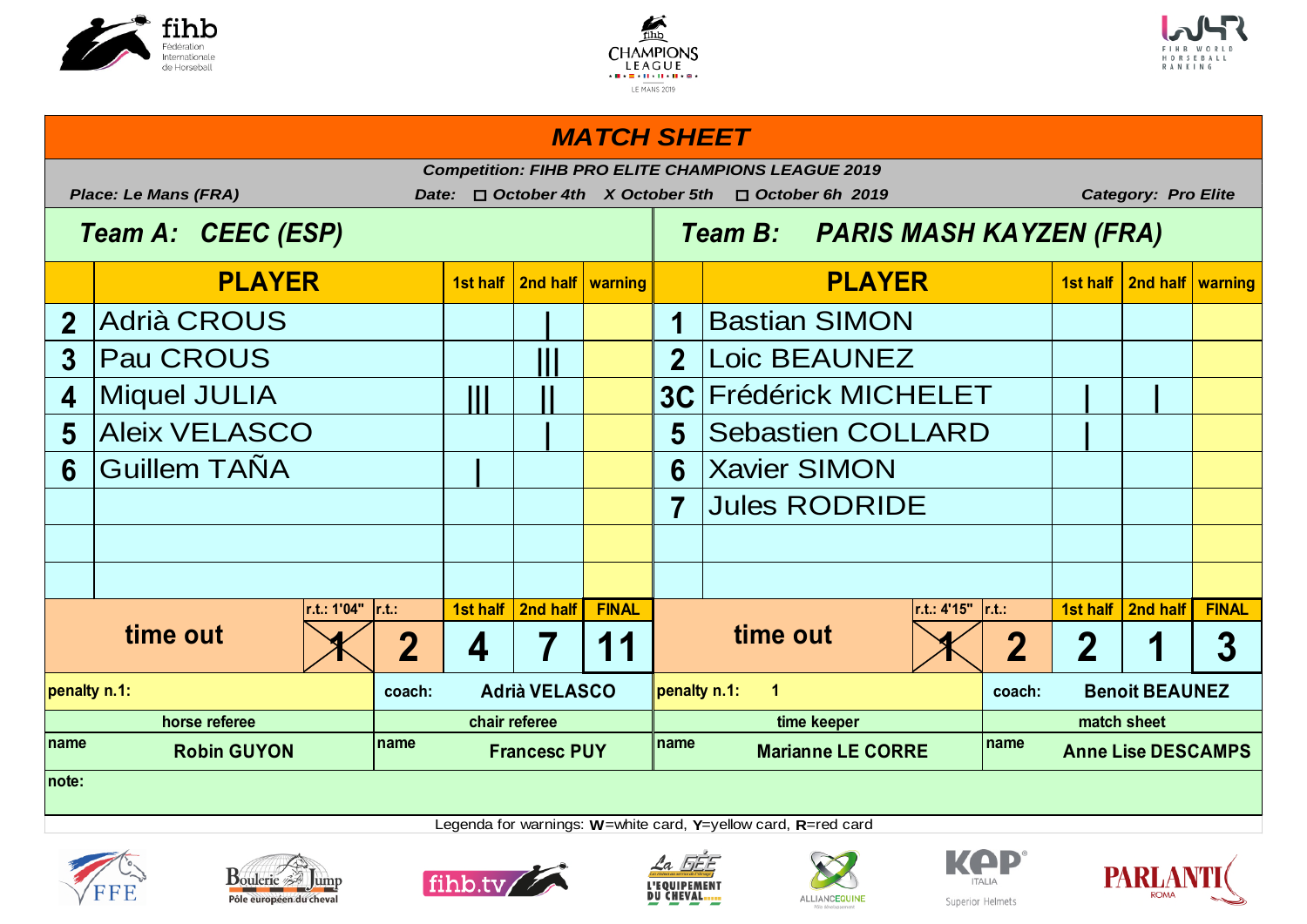# MATCH SHEET

***Competition: FIHB PRO ELITE CHAMPIONS LEAGUE 2019***

***Place: Le Mans (FRA)*** ***Date:*** ☐ ***October 4th*** ***X October 5th*** ☐ ***October 6h 2019*** ***Category: Pro Elite***

## Team A: CEEC (ESP)

| | PLAYER | 1st half | 2nd half | warning |
|---|---|---|---|---|
| 2 | Adrià CROUS | | I | |
| 3 | Pau CROUS | | III | |
| 4 | Miquel JULIA | III | II | |
| 5 | Aleix VELASCO | | I | |
| 6 | Guillem TAÑA | I | | |
| | | | | |
| | | | | |
| | | | | |

| time out | r.t.: 1'04" | r.t.: | 1st half | 2nd half | FINAL |
|---|---|---|---|---|---|
| | ~~1~~ | 2 | 4 | 7 | 11 |

penalty n.1:

coach: **Adrià VELASCO**

## Team B: PARIS MASH KAYZEN (FRA)

| | PLAYER | 1st half | 2nd half | warning |
|---|---|---|---|---|
| 1 | Bastian SIMON | | | |
| 2 | Loic BEAUNEZ | | | |
| 3C | Frédérick MICHELET | I | I | |
| 5 | Sebastien COLLARD | I | | |
| 6 | Xavier SIMON | | | |
| 7 | Jules RODRIDE | | | |
| | | | | |
| | | | | |

| time out | r.t.: 4'15" | r.t.: | 1st half | 2nd half | FINAL |
|---|---|---|---|---|---|
| | ~~1~~ | 2 | 2 | 1 | 3 |

penalty n.1: 1

coach: **Benoit BEAUNEZ**

| horse referee | chair referee | time keeper | match sheet |
|---|---|---|---|
| name **Robin GUYON** | name **Francesc PUY** | name **Marianne LE CORRE** | name **Anne Lise DESCAMPS** |

note:

Legenda for warnings: **W**=white card, **Y**=yellow card, **R**=red card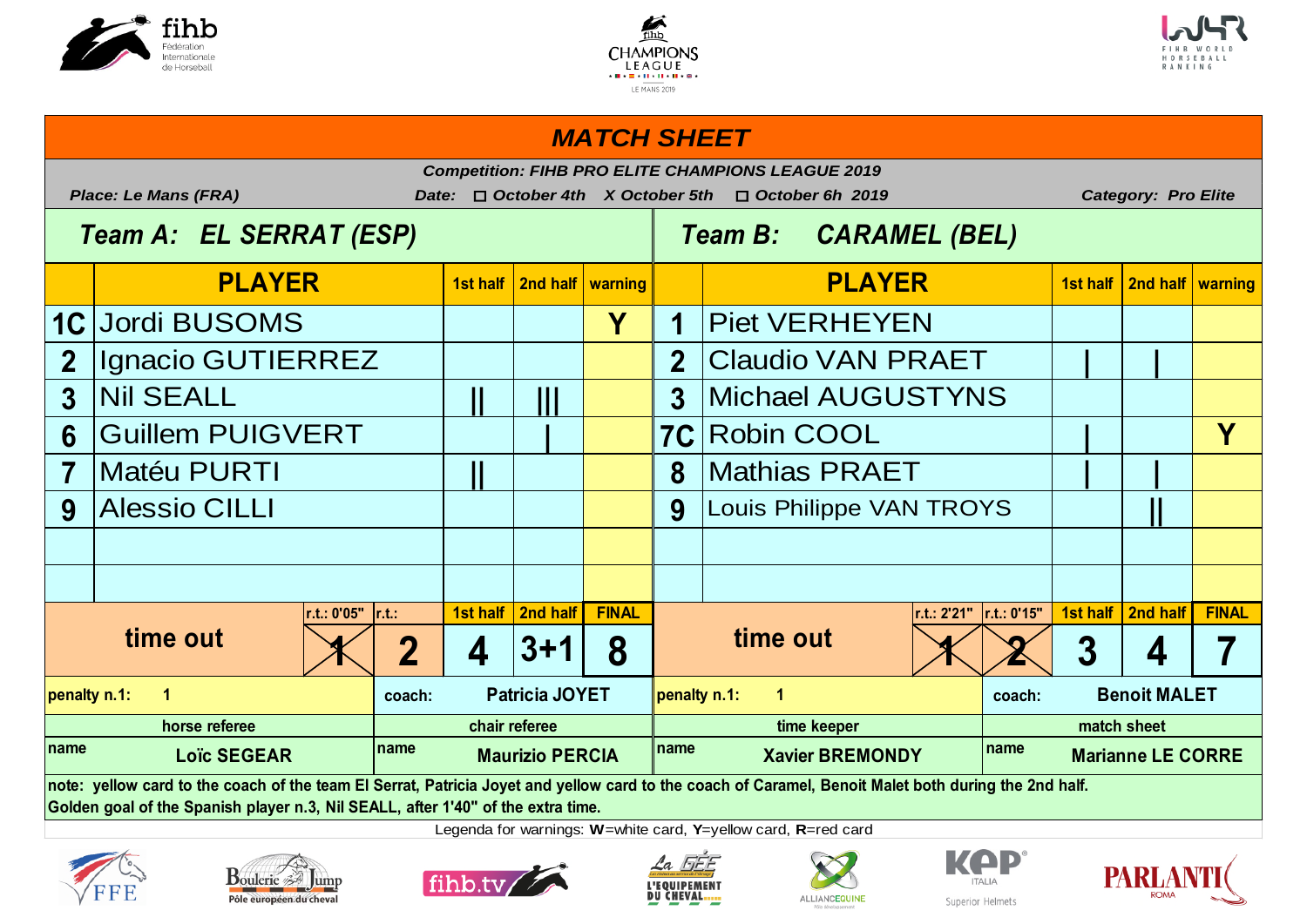# MATCH SHEET

***Competition: FIHB PRO ELITE CHAMPIONS LEAGUE 2019***

***Place: Le Mans (FRA)*** ***Date: ☐ October 4th X October 5th ☐ October 6h 2019*** ***Category: Pro Elite***

| | Team A: EL SERRAT (ESP) | 1st half | 2nd half | warning | | Team B: CARAMEL (BEL) | 1st half | 2nd half | warning |
|---|---|---|---|---|---|---|---|---|---|
| | **PLAYER** | | | | | **PLAYER** | | | |
| 1C | Jordi BUSOMS | | | Y | 1 | Piet VERHEYEN | | | |
| 2 | Ignacio GUTIERREZ | | | | 2 | Claudio VAN PRAET | I | I | |
| 3 | Nil SEALL | II | III | | 3 | Michael AUGUSTYNS | | | |
| 6 | Guillem PUIGVERT | | I | | 7C | Robin COOL | I | | Y |
| 7 | Matéu PURTI | II | | | 8 | Mathias PRAET | I | I | |
| 9 | Alessio CILLI | | | | 9 | Louis Philippe VAN TROYS | | II | |
| | | | | | | | | | |
| | | | | | | | | | |

| time out | r.t.: 0'05" | r.t.: | 1st half | 2nd half | FINAL | time out | r.t.: 2'21" | r.t.: 0'15" | 1st half | 2nd half | FINAL |
|---|---|---|---|---|---|---|---|---|---|---|---|
| | ~~1~~ | 2 | 4 | 3+1 | 8 | | ~~1~~ | ~~2~~ | 3 | 4 | 7 |

| penalty n.1: 1 | coach: Patricia JOYET | penalty n.1: 1 | coach: Benoit MALET |
|---|---|---|---|
| horse referee | chair referee | time keeper | match sheet |
| name Loïc SEGEAR | name Maurizio PERCIA | name Xavier BREMONDY | name Marianne LE CORRE |

**note: yellow card to the coach of the team El Serrat, Patricia Joyet and yellow card to the coach of Caramel, Benoit Malet both during the 2nd half.**
**Golden goal of the Spanish player n.3, Nil SEALL, after 1'40" of the extra time.**

Legenda for warnings: **W**=white card, **Y**=yellow card, **R**=red card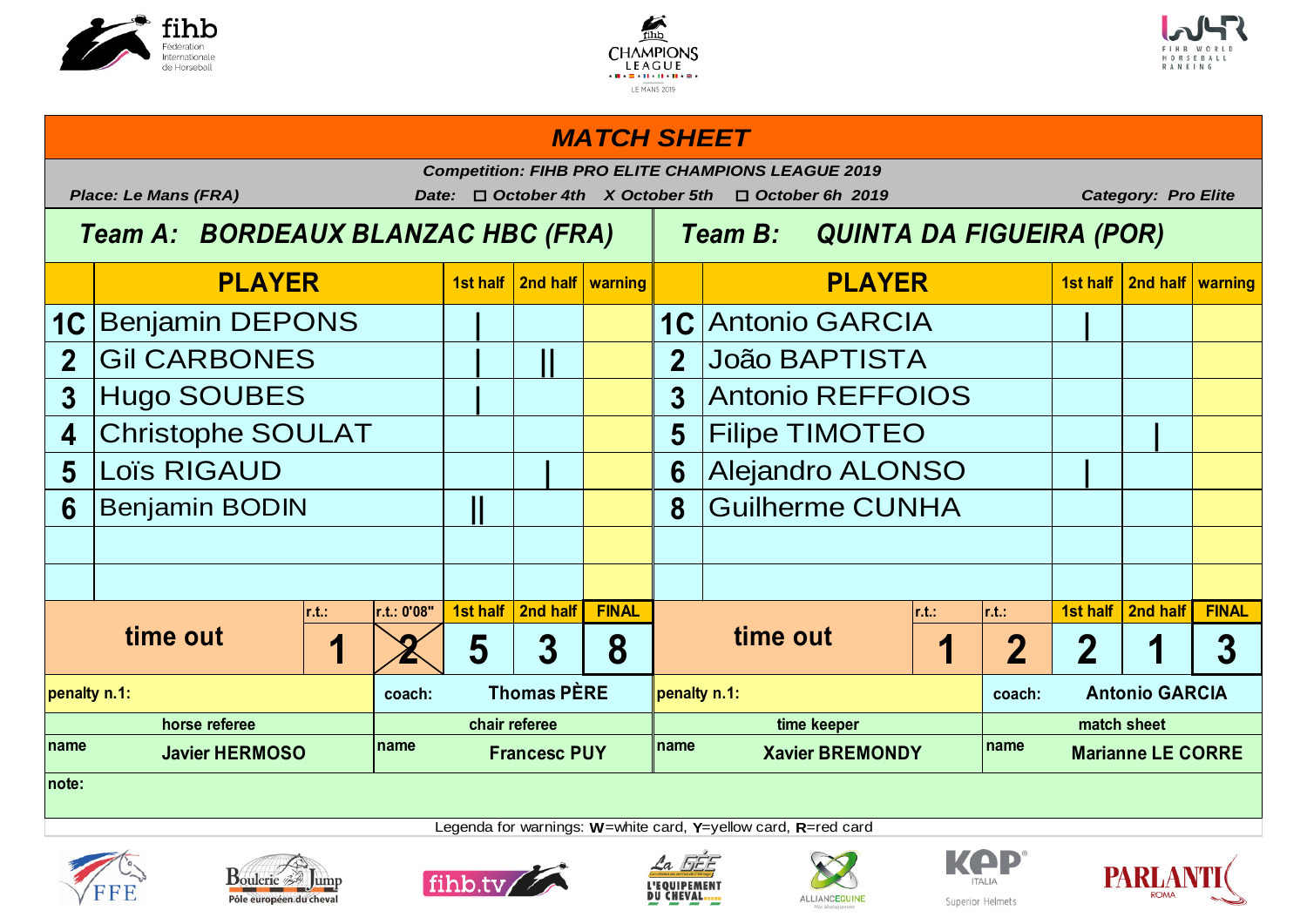# MATCH SHEET

***Competition: FIHB PRO ELITE CHAMPIONS LEAGUE 2019***

***Place: Le Mans (FRA)*** ***Date: ☐ October 4th X October 5th ☐ October 6h 2019*** ***Category: Pro Elite***

## Team A: BORDEAUX BLANZAC HBC (FRA)

| | PLAYER | 1st half | 2nd half | warning |
|---|---|---|---|---|
| 1C | Benjamin DEPONS | I | | |
| 2 | Gil CARBONES | I | II | |
| 3 | Hugo SOUBES | I | | |
| 4 | Christophe SOULAT | | | |
| 5 | Loïs RIGAUD | | I | |
| 6 | Benjamin BODIN | II | | |
| | | | | |
| | | | | |

| time out | r.t.: | r.t.: 0'08" | 1st half | 2nd half | FINAL |
|---|---|---|---|---|---|
| | 1 | ~~2~~ | 5 | 3 | 8 |

penalty n.1: | coach: **Thomas PÈRE**

## Team B: QUINTA DA FIGUEIRA (POR)

| | PLAYER | 1st half | 2nd half | warning |
|---|---|---|---|---|
| 1C | Antonio GARCIA | I | | |
| 2 | João BAPTISTA | | | |
| 3 | Antonio REFFOIOS | | | |
| 5 | Filipe TIMOTEO | | I | |
| 6 | Alejandro ALONSO | I | | |
| 8 | Guilherme CUNHA | | | |
| | | | | |
| | | | | |

| time out | r.t.: | r.t.: | 1st half | 2nd half | FINAL |
|---|---|---|---|---|---|
| | 1 | 2 | 2 | 1 | 3 |

penalty n.1: | coach: **Antonio GARCIA**

| horse referee | chair referee | time keeper | match sheet |
|---|---|---|---|
| name **Javier HERMOSO** | name **Francesc PUY** | name **Xavier BREMONDY** | name **Marianne LE CORRE** |

note:

Legenda for warnings: **W**=white card, **Y**=yellow card, **R**=red card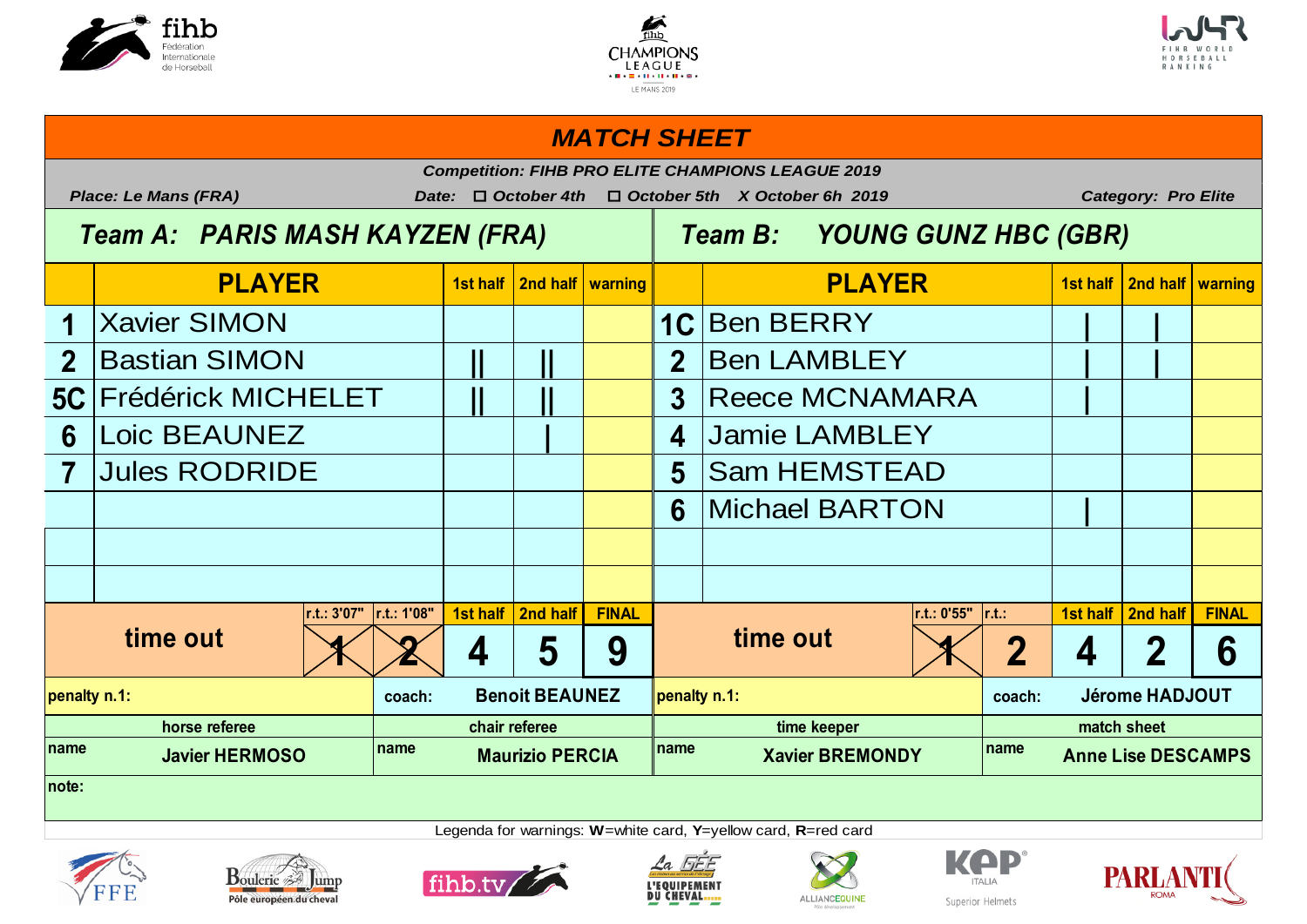# MATCH SHEET

**Competition: FIHB PRO ELITE CHAMPIONS LEAGUE 2019**

*Place: Le Mans (FRA)* — *Date: ☐ October 4th ☐ October 5th X October 6h 2019* — *Category: Pro Elite*

| Team A: PARIS MASH KAYZEN (FRA) | | | | | Team B: YOUNG GUNZ HBC (GBR) | | | | |
|---|---|---|---|---|---|---|---|---|---|
| | **PLAYER** | 1st half | 2nd half | warning | | **PLAYER** | 1st half | 2nd half | warning |
| 1 | Xavier SIMON | | | | 1C | Ben BERRY | I | I | |
| 2 | Bastian SIMON | II | II | | 2 | Ben LAMBLEY | I | I | |
| 5C | Frédérick MICHELET | II | II | | 3 | Reece MCNAMARA | I | | |
| 6 | Loic BEAUNEZ | | I | | 4 | Jamie LAMBLEY | | | |
| 7 | Jules RODRIDE | | | | 5 | Sam HEMSTEAD | | | |
| | | | | | 6 | Michael BARTON | I | | |
| | | | | | | | | | |
| | | | | | | | | | |

| | r.t.: 3'07" | r.t.: 1'08" | 1st half | 2nd half | FINAL | | r.t.: 0'55" | r.t.: | 1st half | 2nd half | FINAL |
|---|---|---|---|---|---|---|---|---|---|---|---|
| time out | ~~1~~ | ~~2~~ | 4 | 5 | 9 | time out | ~~1~~ | 2 | 4 | 2 | 6 |

| penalty n.1: | coach: | Benoit BEAUNEZ | penalty n.1: | coach: | Jérome HADJOUT |
|---|---|---|---|---|---|

| horse referee | chair referee | time keeper | match sheet |
|---|---|---|---|
| name: Javier HERMOSO | name: Maurizio PERCIA | name: Xavier BREMONDY | name: Anne Lise DESCAMPS |

note:

Legenda for warnings: **W**=white card, **Y**=yellow card, **R**=red card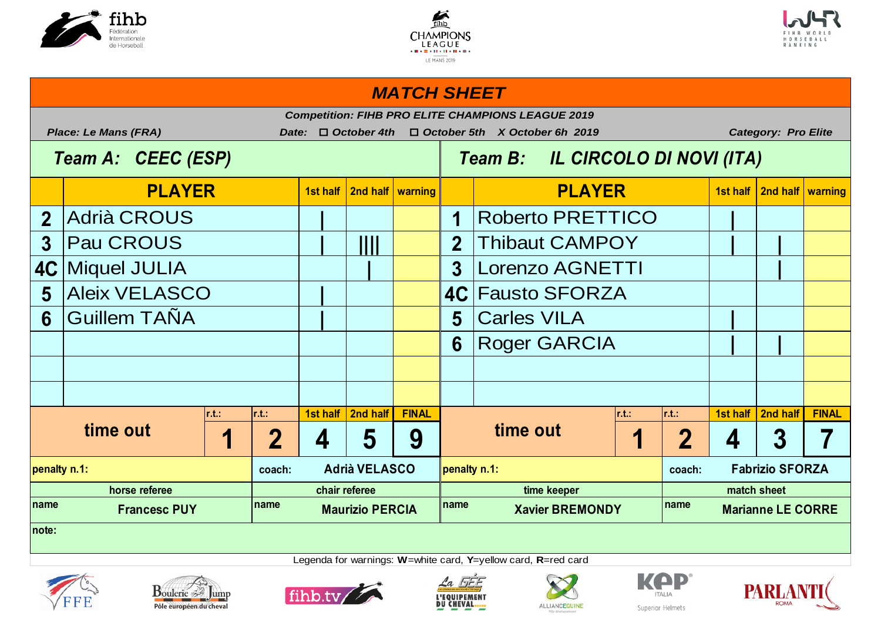# MATCH SHEET

**Competition: FIHB PRO ELITE CHAMPIONS LEAGUE 2019**

**Place:** Le Mans (FRA) **Date:** ☐ October 4th ☐ October 5th X October 6h 2019 **Category:** Pro Elite

| Team A: CEEC (ESP) | | | | | Team B: IL CIRCOLO DI NOVI (ITA) | | | | |
|---|---|---|---|---|---|---|---|---|---|
| | PLAYER | 1st half | 2nd half | warning | | PLAYER | 1st half | 2nd half | warning |
| 2 | Adrià CROUS | \| | | | 1 | Roberto PRETTICO | \| | | |
| 3 | Pau CROUS | \| | \|\|\|\| | | 2 | Thibaut CAMPOY | \| | \| | |
| 4C | Miquel JULIA | | \| | | 3 | Lorenzo AGNETTI | | \| | |
| 5 | Aleix VELASCO | \| | | | 4C | Fausto SFORZA | | | |
| 6 | Guillem TAÑA | \| | | | 5 | Carles VILA | \| | | |
| | | | | | 6 | Roger GARCIA | \| | \| | |

| Team | time out r.t.: | r.t.: | 1st half | 2nd half | FINAL |
|---|---|---|---|---|---|
| Team A | 1 | 2 | 4 | 5 | 9 |
| Team B | 1 | 2 | 4 | 3 | 7 |

| penalty n.1: | coach: Adrià VELASCO | penalty n.1: | coach: Fabrizio SFORZA |
|---|---|---|---|
| **horse referee** | **chair referee** | **time keeper** | **match sheet** |
| name: Francesc PUY | name: Maurizio PERCIA | name: Xavier BREMONDY | name: Marianne LE CORRE |

note:

Legenda for warnings: **W**=white card, **Y**=yellow card, **R**=red card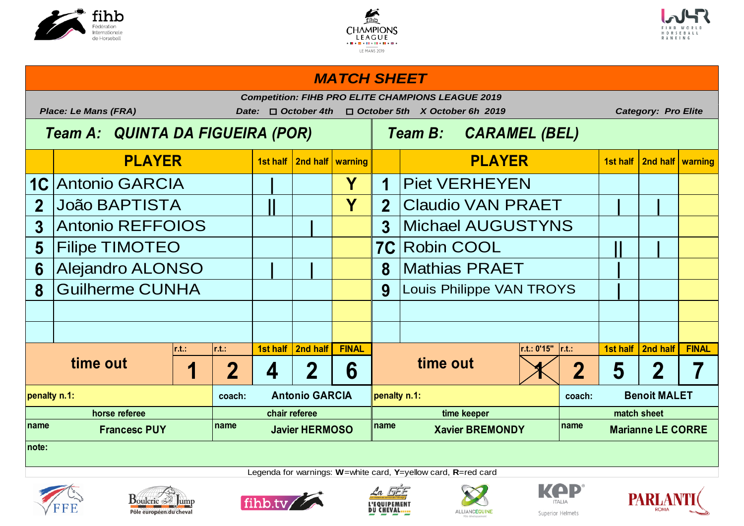# MATCH SHEET

**Competition: FIHB PRO ELITE CHAMPIONS LEAGUE 2019**

**Place: Le Mans (FRA)** | **Date: ☐ October 4th ☐ October 5th X October 6h 2019** | **Category: Pro Elite**

| Team A: QUINTA DA FIGUEIRA (POR) | | | | | Team B: CARAMEL (BEL) | | | | |
|---|---|---|---|---|---|---|---|---|---|
| | PLAYER | 1st half | 2nd half | warning | | PLAYER | 1st half | 2nd half | warning |
| 1C | Antonio GARCIA | I | | Y | 1 | Piet VERHEYEN | | | |
| 2 | João BAPTISTA | II | | Y | 2 | Claudio VAN PRAET | I | I | |
| 3 | Antonio REFFOIOS | | I | | 3 | Michael AUGUSTYNS | | | |
| 5 | Filipe TIMOTEO | | | | 7C | Robin COOL | II | I | |
| 6 | Alejandro ALONSO | I | I | | 8 | Mathias PRAET | I | | |
| 8 | Guilherme CUNHA | | | | 9 | Louis Philippe VAN TROYS | I | | |
| | | | | | | | | | |
| | | | | | | | | | |

| | r.t.: | r.t.: | 1st half | 2nd half | FINAL | | r.t.: 0'15" | r.t.: | 1st half | 2nd half | FINAL |
|---|---|---|---|---|---|---|---|---|---|---|---|
| time out | 1 | 2 | 4 | 2 | 6 | time out | ~~1~~ | 2 | 5 | 2 | 7 |

| penalty n.1: | coach: Antonio GARCIA | penalty n.1: | coach: Benoit MALET |
|---|---|---|---|
| **horse referee** | **chair referee** | **time keeper** | **match sheet** |
| name: Francesc PUY | name: Javier HERMOSO | name: Xavier BREMONDY | name: Marianne LE CORRE |

note:

Legenda for warnings: **W**=white card, **Y**=yellow card, **R**=red card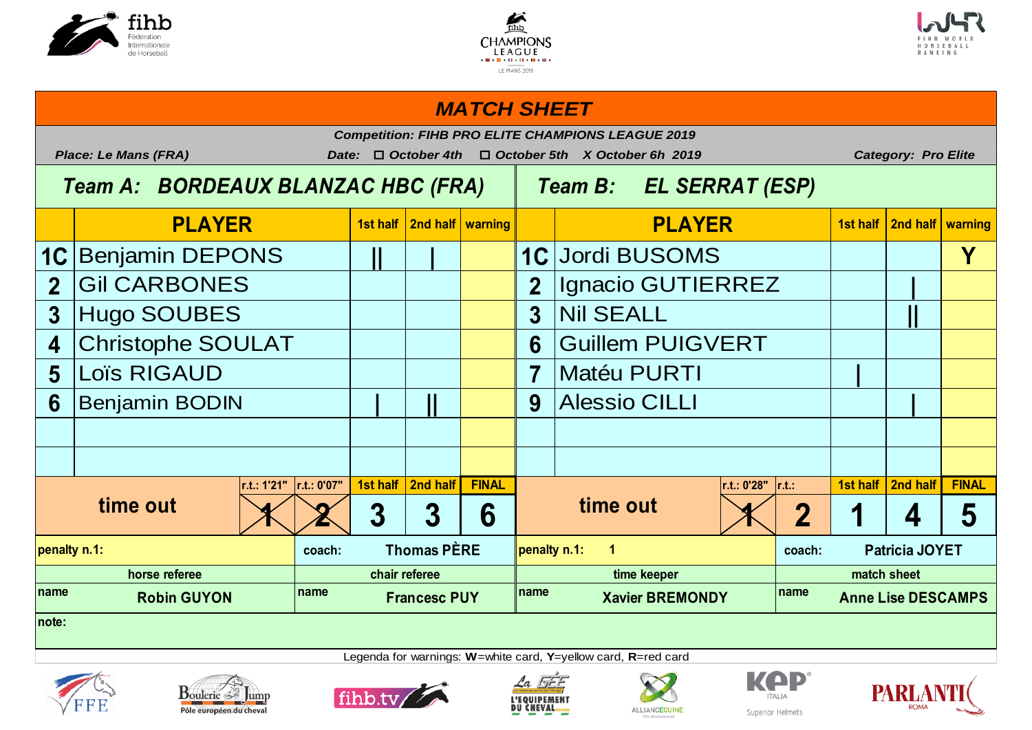# MATCH SHEET

*Competition: FIHB PRO ELITE CHAMPIONS LEAGUE 2019*

*Place: Le Mans (FRA)* *Date: ☐ October 4th ☐ October 5th X October 6h 2019* *Category: Pro Elite*

| | Team A: BORDEAUX BLANZAC HBC (FRA) | 1st half | 2nd half | warning | | Team B: EL SERRAT (ESP) | 1st half | 2nd half | warning |
|---|---|---|---|---|---|---|---|---|---|
| | **PLAYER** | | | | | **PLAYER** | | | |
| 1C | Benjamin DEPONS | II | I | | 1C | Jordi BUSOMS | | | Y |
| 2 | Gil CARBONES | | | | 2 | Ignacio GUTIERREZ | | I | |
| 3 | Hugo SOUBES | | | | 3 | Nil SEALL | | II | |
| 4 | Christophe SOULAT | | | | 6 | Guillem PUIGVERT | | | |
| 5 | Loïs RIGAUD | | | | 7 | Matéu PURTI | I | | |
| 6 | Benjamin BODIN | I | II | | 9 | Alessio CILLI | | I | |
| | | | | | | | | | |
| | | | | | | | | | |

| | time out r.t.: 1'21" | time out r.t.: 0'07" | 1st half | 2nd half | FINAL |
|---|---|---|---|---|---|
| Team A | 1 (used) | 2 (used) | 3 | 3 | 6 |
| Team B | 1 (used) r.t.: 0'28" | 2 | 1 | 4 | 5 |

| | |
|---|---|
| penalty n.1: | coach: Thomas PÈRE |
| penalty n.1: 1 | coach: Patricia JOYET |

| horse referee | chair referee | time keeper | match sheet |
|---|---|---|---|
| name Robin GUYON | name Francesc PUY | name Xavier BREMONDY | name Anne Lise DESCAMPS |

note:

Legenda for warnings: **W**=white card, **Y**=yellow card, **R**=red card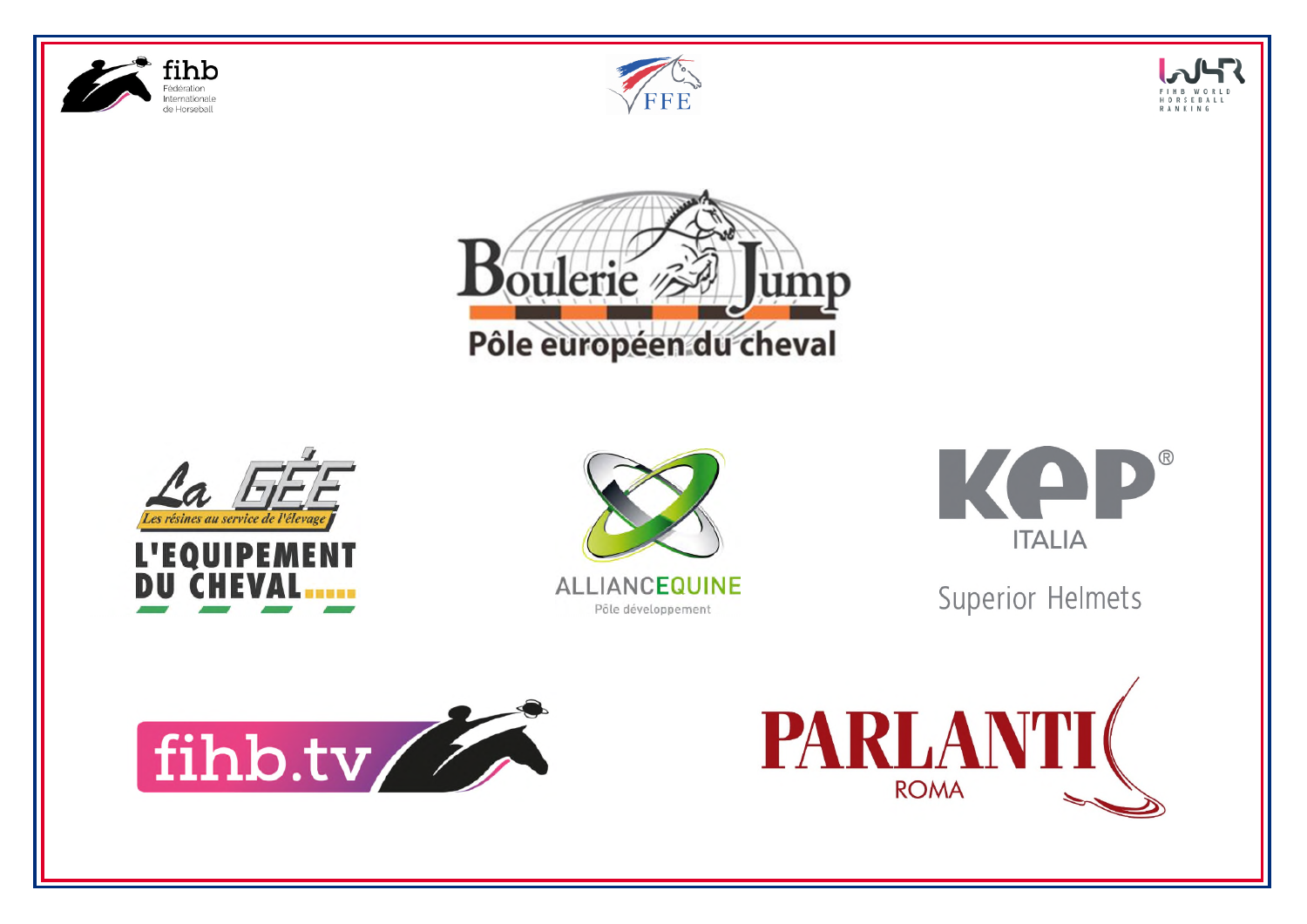fihb
Fédération
Internationale
de Horseball

FFE

FIHB WORLD
HORSEBALL
RANKING

Boulerie Jump
Pôle européen du cheval

La GÉE
Les résines au service de l'élevage
L'EQUIPEMENT
DU CHEVAL

ALLIANCEEQUINE
Pôle développement

KEP®
ITALIA
Superior Helmets

fihb.tv

PARLANTI
ROMA